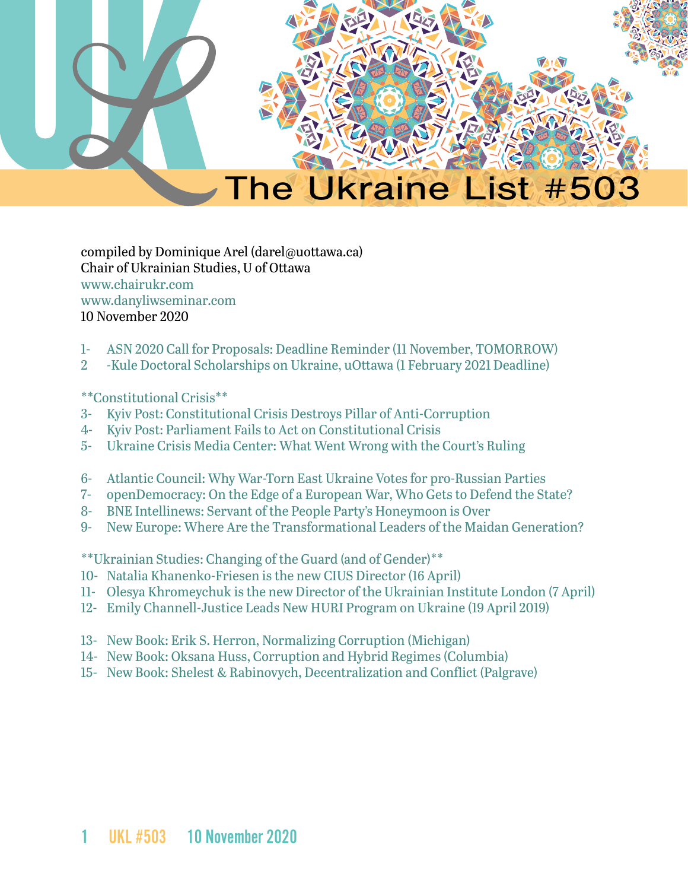# The Ukraine List #503

compiled by Dominique Arel (darel@uottawa.ca)
Chair of Ukrainian Studies, U of Ottawa
www.chairukr.com
www.danyliwseminar.com
10 November 2020

1- ASN 2020 Call for Proposals: Deadline Reminder (11 November, TOMORROW)
2 -Kule Doctoral Scholarships on Ukraine, uOttawa (1 February 2021 Deadline)

**Constitutional Crisis**
3- Kyiv Post: Constitutional Crisis Destroys Pillar of Anti-Corruption
4- Kyiv Post: Parliament Fails to Act on Constitutional Crisis
5- Ukraine Crisis Media Center: What Went Wrong with the Court's Ruling

6- Atlantic Council: Why War-Torn East Ukraine Votes for pro-Russian Parties
7- openDemocracy: On the Edge of a European War, Who Gets to Defend the State?
8- BNE Intellinews: Servant of the People Party's Honeymoon is Over
9- New Europe: Where Are the Transformational Leaders of the Maidan Generation?

**Ukrainian Studies: Changing of the Guard (and of Gender)**
10- Natalia Khanenko-Friesen is the new CIUS Director (16 April)
11- Olesya Khromeychuk is the new Director of the Ukrainian Institute London (7 April)
12- Emily Channell-Justice Leads New HURI Program on Ukraine (19 April 2019)

13- New Book: Erik S. Herron, Normalizing Corruption (Michigan)
14- New Book: Oksana Huss, Corruption and Hybrid Regimes (Columbia)
15- New Book: Shelest & Rabinovych, Decentralization and Conflict (Palgrave)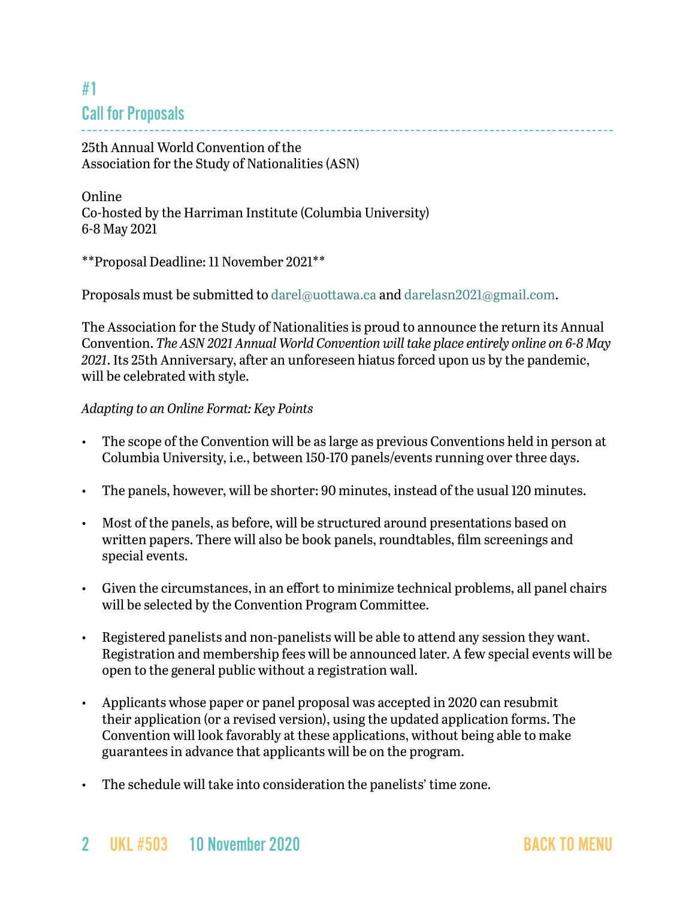## #1
## Call for Proposals

25th Annual World Convention of the
Association for the Study of Nationalities (ASN)

Online
Co-hosted by the Harriman Institute (Columbia University)
6-8 May 2021

**Proposal Deadline: 11 November 2021**

Proposals must be submitted to darel@uottawa.ca and darelasn2021@gmail.com.

The Association for the Study of Nationalities is proud to announce the return its Annual Convention. *The ASN 2021 Annual World Convention will take place entirely online on 6-8 May 2021*. Its 25th Anniversary, after an unforeseen hiatus forced upon us by the pandemic, will be celebrated with style.

*Adapting to an Online Format: Key Points*

- The scope of the Convention will be as large as previous Conventions held in person at Columbia University, i.e., between 150-170 panels/events running over three days.
- The panels, however, will be shorter: 90 minutes, instead of the usual 120 minutes.
- Most of the panels, as before, will be structured around presentations based on written papers. There will also be book panels, roundtables, film screenings and special events.
- Given the circumstances, in an effort to minimize technical problems, all panel chairs will be selected by the Convention Program Committee.
- Registered panelists and non-panelists will be able to attend any session they want. Registration and membership fees will be announced later. A few special events will be open to the general public without a registration wall.
- Applicants whose paper or panel proposal was accepted in 2020 can resubmit their application (or a revised version), using the updated application forms. The Convention will look favorably at these applications, without being able to make guarantees in advance that applicants will be on the program.
- The schedule will take into consideration the panelists' time zone.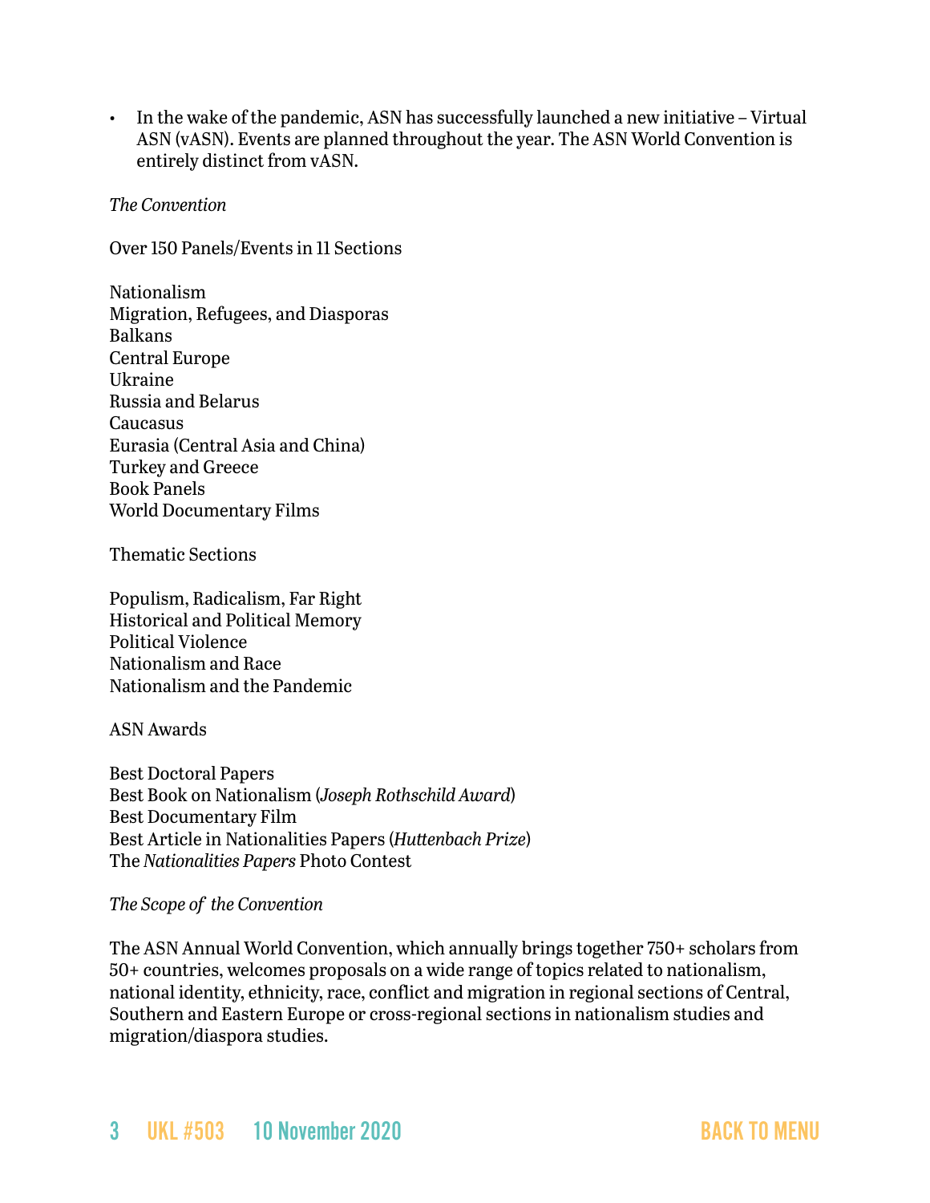- In the wake of the pandemic, ASN has successfully launched a new initiative – Virtual ASN (vASN). Events are planned throughout the year. The ASN World Convention is entirely distinct from vASN.

*The Convention*

Over 150 Panels/Events in 11 Sections

Nationalism
Migration, Refugees, and Diasporas
Balkans
Central Europe
Ukraine
Russia and Belarus
Caucasus
Eurasia (Central Asia and China)
Turkey and Greece
Book Panels
World Documentary Films

Thematic Sections

Populism, Radicalism, Far Right
Historical and Political Memory
Political Violence
Nationalism and Race
Nationalism and the Pandemic

ASN Awards

Best Doctoral Papers
Best Book on Nationalism (*Joseph Rothschild Award*)
Best Documentary Film
Best Article in Nationalities Papers (*Huttenbach Prize*)
The *Nationalities Papers* Photo Contest

*The Scope of the Convention*

The ASN Annual World Convention, which annually brings together 750+ scholars from 50+ countries, welcomes proposals on a wide range of topics related to nationalism, national identity, ethnicity, race, conflict and migration in regional sections of Central, Southern and Eastern Europe or cross-regional sections in nationalism studies and migration/diaspora studies.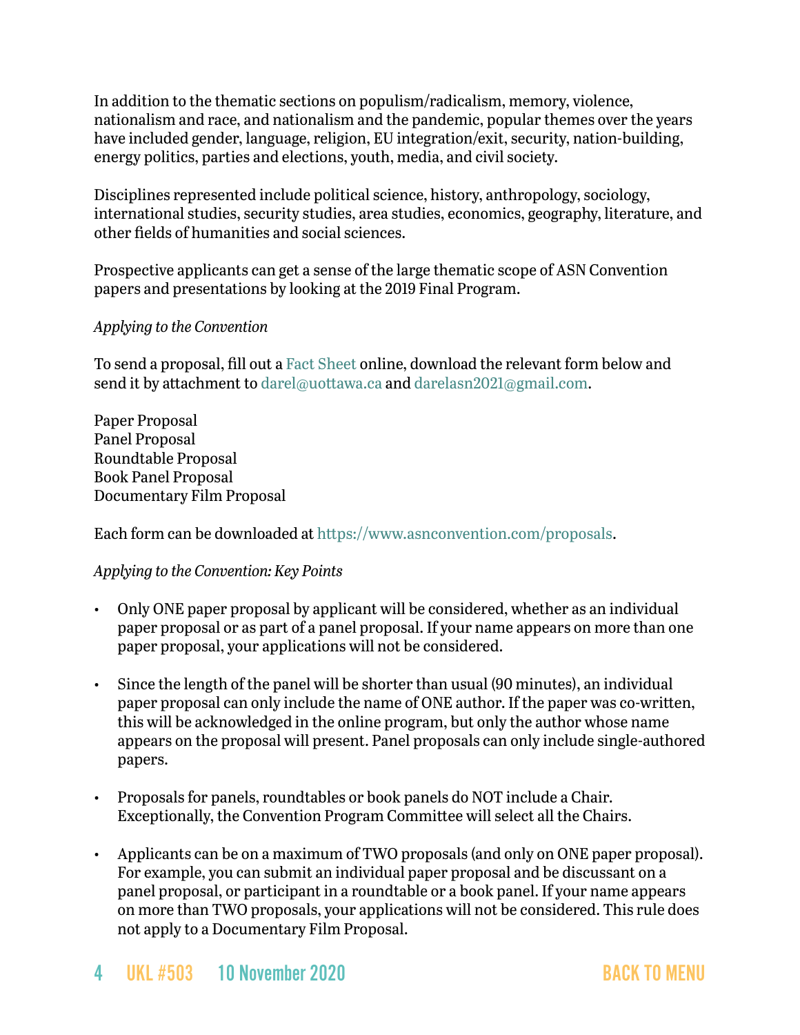In addition to the thematic sections on populism/radicalism, memory, violence, nationalism and race, and nationalism and the pandemic, popular themes over the years have included gender, language, religion, EU integration/exit, security, nation-building, energy politics, parties and elections, youth, media, and civil society.

Disciplines represented include political science, history, anthropology, sociology, international studies, security studies, area studies, economics, geography, literature, and other fields of humanities and social sciences.

Prospective applicants can get a sense of the large thematic scope of ASN Convention papers and presentations by looking at the 2019 Final Program.

*Applying to the Convention*

To send a proposal, fill out a Fact Sheet online, download the relevant form below and send it by attachment to darel@uottawa.ca and darelasn2021@gmail.com.

Paper Proposal
Panel Proposal
Roundtable Proposal
Book Panel Proposal
Documentary Film Proposal

Each form can be downloaded at https://www.asnconvention.com/proposals.

*Applying to the Convention: Key Points*

- Only ONE paper proposal by applicant will be considered, whether as an individual paper proposal or as part of a panel proposal. If your name appears on more than one paper proposal, your applications will not be considered.

- Since the length of the panel will be shorter than usual (90 minutes), an individual paper proposal can only include the name of ONE author. If the paper was co-written, this will be acknowledged in the online program, but only the author whose name appears on the proposal will present. Panel proposals can only include single-authored papers.

- Proposals for panels, roundtables or book panels do NOT include a Chair. Exceptionally, the Convention Program Committee will select all the Chairs.

- Applicants can be on a maximum of TWO proposals (and only on ONE paper proposal). For example, you can submit an individual paper proposal and be discussant on a panel proposal, or participant in a roundtable or a book panel. If your name appears on more than TWO proposals, your applications will not be considered. This rule does not apply to a Documentary Film Proposal.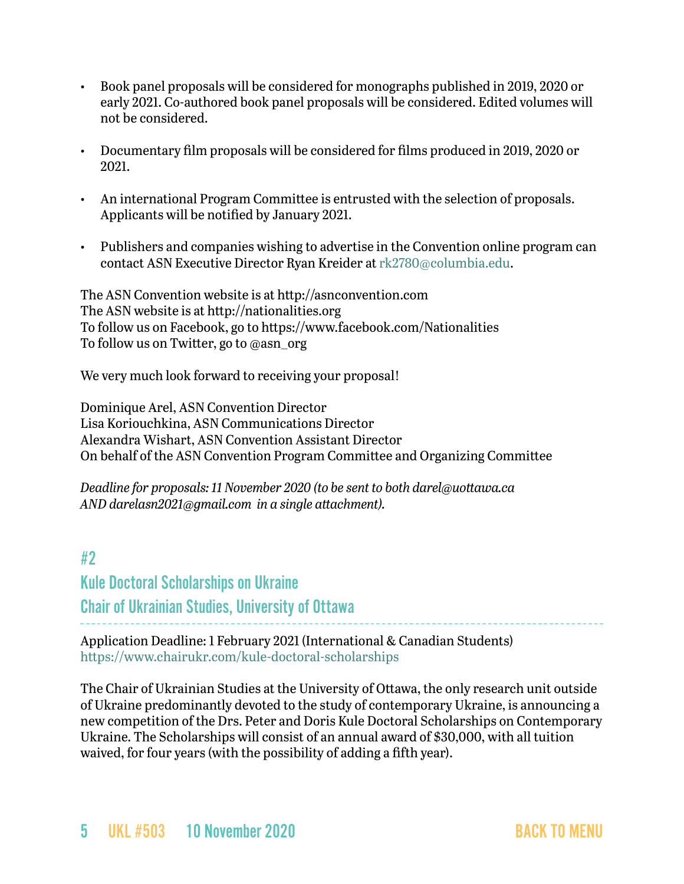- Book panel proposals will be considered for monographs published in 2019, 2020 or early 2021. Co-authored book panel proposals will be considered. Edited volumes will not be considered.

- Documentary film proposals will be considered for films produced in 2019, 2020 or 2021.

- An international Program Committee is entrusted with the selection of proposals. Applicants will be notified by January 2021.

- Publishers and companies wishing to advertise in the Convention online program can contact ASN Executive Director Ryan Kreider at rk2780@columbia.edu.

The ASN Convention website is at http://asnconvention.com
The ASN website is at http://nationalities.org
To follow us on Facebook, go to https://www.facebook.com/Nationalities
To follow us on Twitter, go to @asn_org

We very much look forward to receiving your proposal!

Dominique Arel, ASN Convention Director
Lisa Koriouchkina, ASN Communications Director
Alexandra Wishart, ASN Convention Assistant Director
On behalf of the ASN Convention Program Committee and Organizing Committee

*Deadline for proposals: 11 November 2020 (to be sent to both darel@uottawa.ca AND darelasn2021@gmail.com in a single attachment).*

## #2
## Kule Doctoral Scholarships on Ukraine
## Chair of Ukrainian Studies, University of Ottawa

Application Deadline: 1 February 2021 (International & Canadian Students)
https://www.chairukr.com/kule-doctoral-scholarships

The Chair of Ukrainian Studies at the University of Ottawa, the only research unit outside of Ukraine predominantly devoted to the study of contemporary Ukraine, is announcing a new competition of the Drs. Peter and Doris Kule Doctoral Scholarships on Contemporary Ukraine. The Scholarships will consist of an annual award of $30,000, with all tuition waived, for four years (with the possibility of adding a fifth year).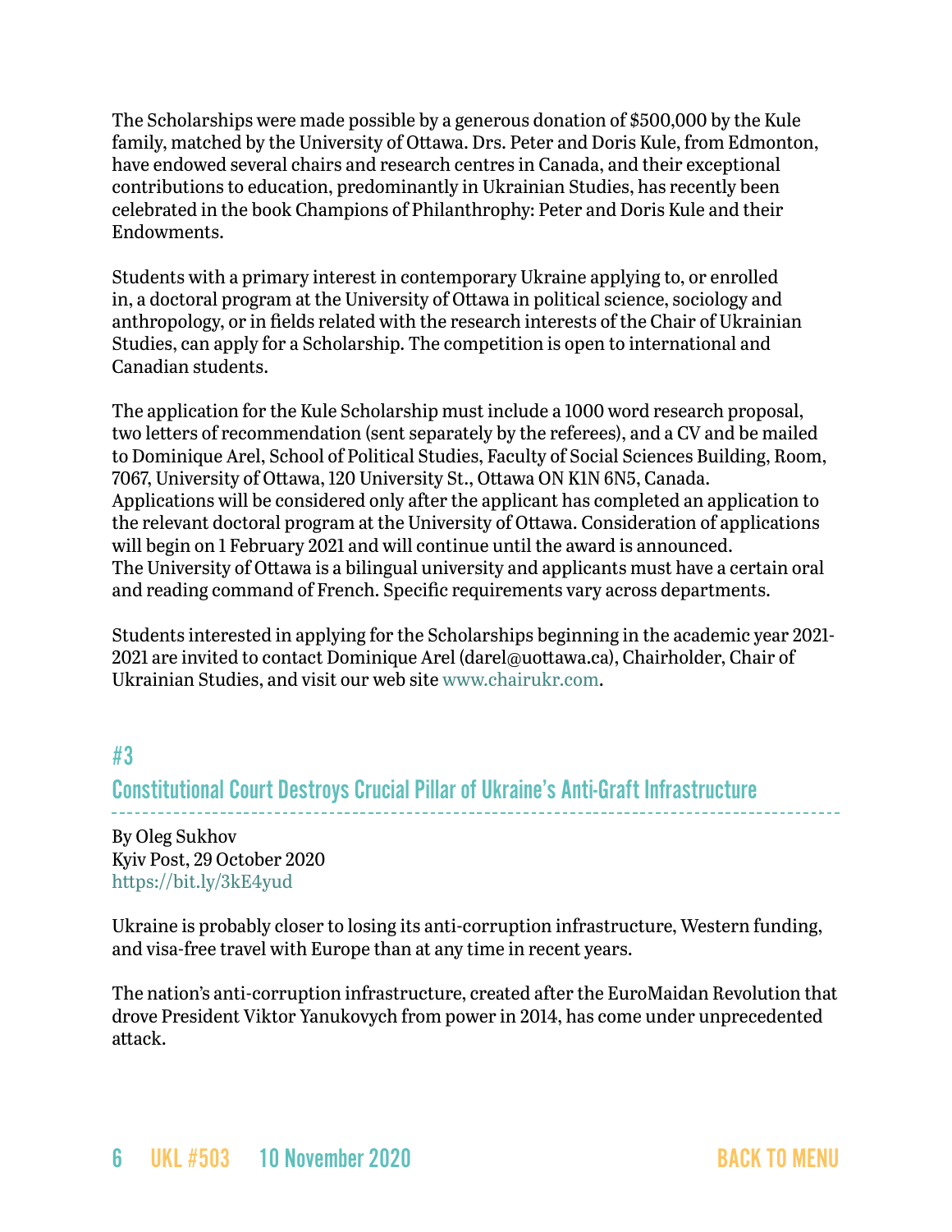The Scholarships were made possible by a generous donation of $500,000 by the Kule family, matched by the University of Ottawa. Drs. Peter and Doris Kule, from Edmonton, have endowed several chairs and research centres in Canada, and their exceptional contributions to education, predominantly in Ukrainian Studies, has recently been celebrated in the book Champions of Philanthrophy: Peter and Doris Kule and their Endowments.

Students with a primary interest in contemporary Ukraine applying to, or enrolled in, a doctoral program at the University of Ottawa in political science, sociology and anthropology, or in fields related with the research interests of the Chair of Ukrainian Studies, can apply for a Scholarship. The competition is open to international and Canadian students.

The application for the Kule Scholarship must include a 1000 word research proposal, two letters of recommendation (sent separately by the referees), and a CV and be mailed to Dominique Arel, School of Political Studies, Faculty of Social Sciences Building, Room, 7067, University of Ottawa, 120 University St., Ottawa ON K1N 6N5, Canada. Applications will be considered only after the applicant has completed an application to the relevant doctoral program at the University of Ottawa. Consideration of applications will begin on 1 February 2021 and will continue until the award is announced. The University of Ottawa is a bilingual university and applicants must have a certain oral and reading command of French. Specific requirements vary across departments.

Students interested in applying for the Scholarships beginning in the academic year 2021-2021 are invited to contact Dominique Arel (darel@uottawa.ca), Chairholder, Chair of Ukrainian Studies, and visit our web site www.chairukr.com.

## #3

## Constitutional Court Destroys Crucial Pillar of Ukraine's Anti-Graft Infrastructure

By Oleg Sukhov
Kyiv Post, 29 October 2020
https://bit.ly/3kE4yud

Ukraine is probably closer to losing its anti-corruption infrastructure, Western funding, and visa-free travel with Europe than at any time in recent years.

The nation's anti-corruption infrastructure, created after the EuroMaidan Revolution that drove President Viktor Yanukovych from power in 2014, has come under unprecedented attack.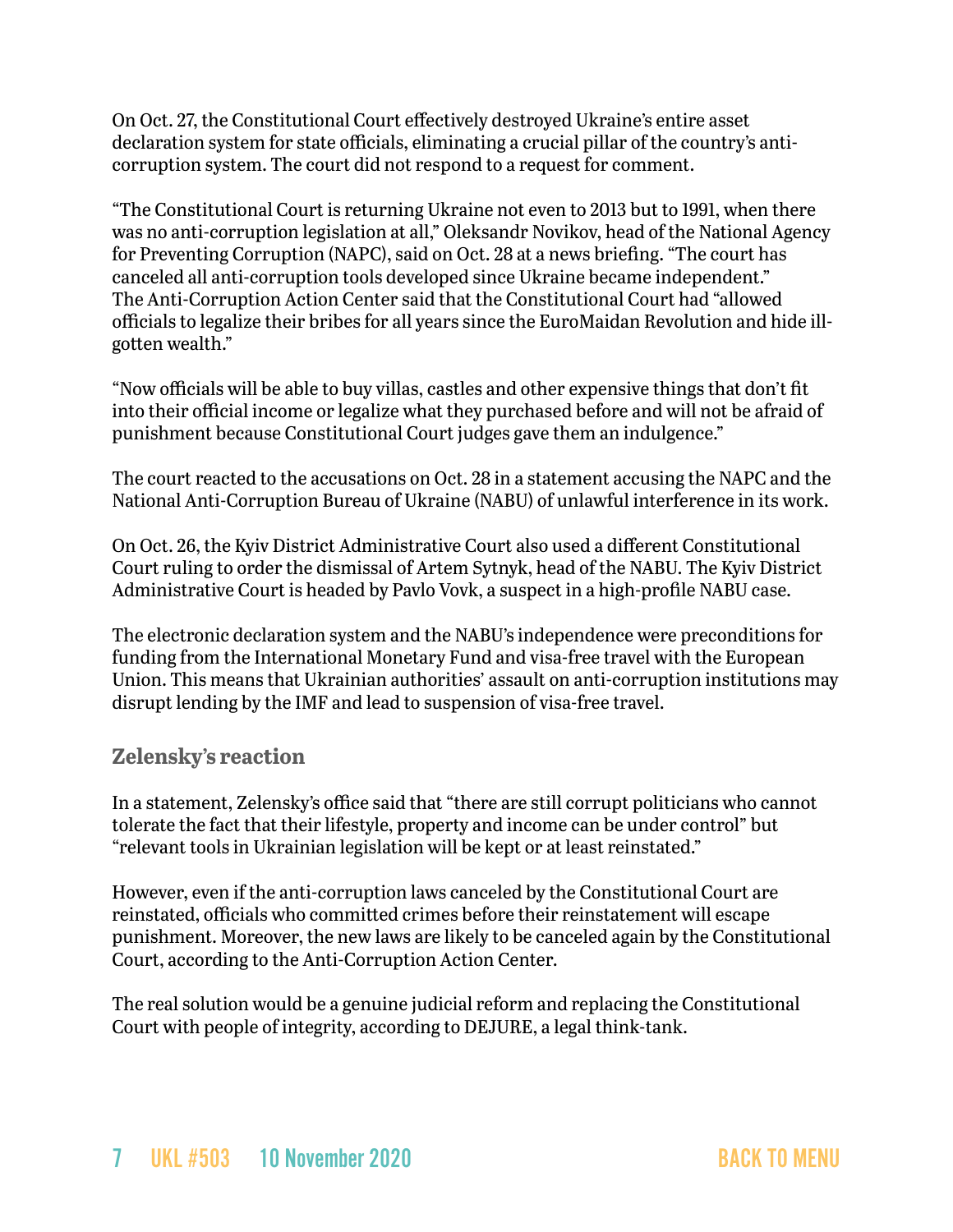On Oct. 27, the Constitutional Court effectively destroyed Ukraine's entire asset declaration system for state officials, eliminating a crucial pillar of the country's anti-corruption system. The court did not respond to a request for comment.

"The Constitutional Court is returning Ukraine not even to 2013 but to 1991, when there was no anti-corruption legislation at all," Oleksandr Novikov, head of the National Agency for Preventing Corruption (NAPC), said on Oct. 28 at a news briefing. "The court has canceled all anti-corruption tools developed since Ukraine became independent."
The Anti-Corruption Action Center said that the Constitutional Court had "allowed officials to legalize their bribes for all years since the EuroMaidan Revolution and hide ill-gotten wealth."

"Now officials will be able to buy villas, castles and other expensive things that don't fit into their official income or legalize what they purchased before and will not be afraid of punishment because Constitutional Court judges gave them an indulgence."

The court reacted to the accusations on Oct. 28 in a statement accusing the NAPC and the National Anti-Corruption Bureau of Ukraine (NABU) of unlawful interference in its work.

On Oct. 26, the Kyiv District Administrative Court also used a different Constitutional Court ruling to order the dismissal of Artem Sytnyk, head of the NABU. The Kyiv District Administrative Court is headed by Pavlo Vovk, a suspect in a high-profile NABU case.

The electronic declaration system and the NABU's independence were preconditions for funding from the International Monetary Fund and visa-free travel with the European Union. This means that Ukrainian authorities' assault on anti-corruption institutions may disrupt lending by the IMF and lead to suspension of visa-free travel.

## Zelensky's reaction

In a statement, Zelensky's office said that "there are still corrupt politicians who cannot tolerate the fact that their lifestyle, property and income can be under control" but "relevant tools in Ukrainian legislation will be kept or at least reinstated."

However, even if the anti-corruption laws canceled by the Constitutional Court are reinstated, officials who committed crimes before their reinstatement will escape punishment. Moreover, the new laws are likely to be canceled again by the Constitutional Court, according to the Anti-Corruption Action Center.

The real solution would be a genuine judicial reform and replacing the Constitutional Court with people of integrity, according to DEJURE, a legal think-tank.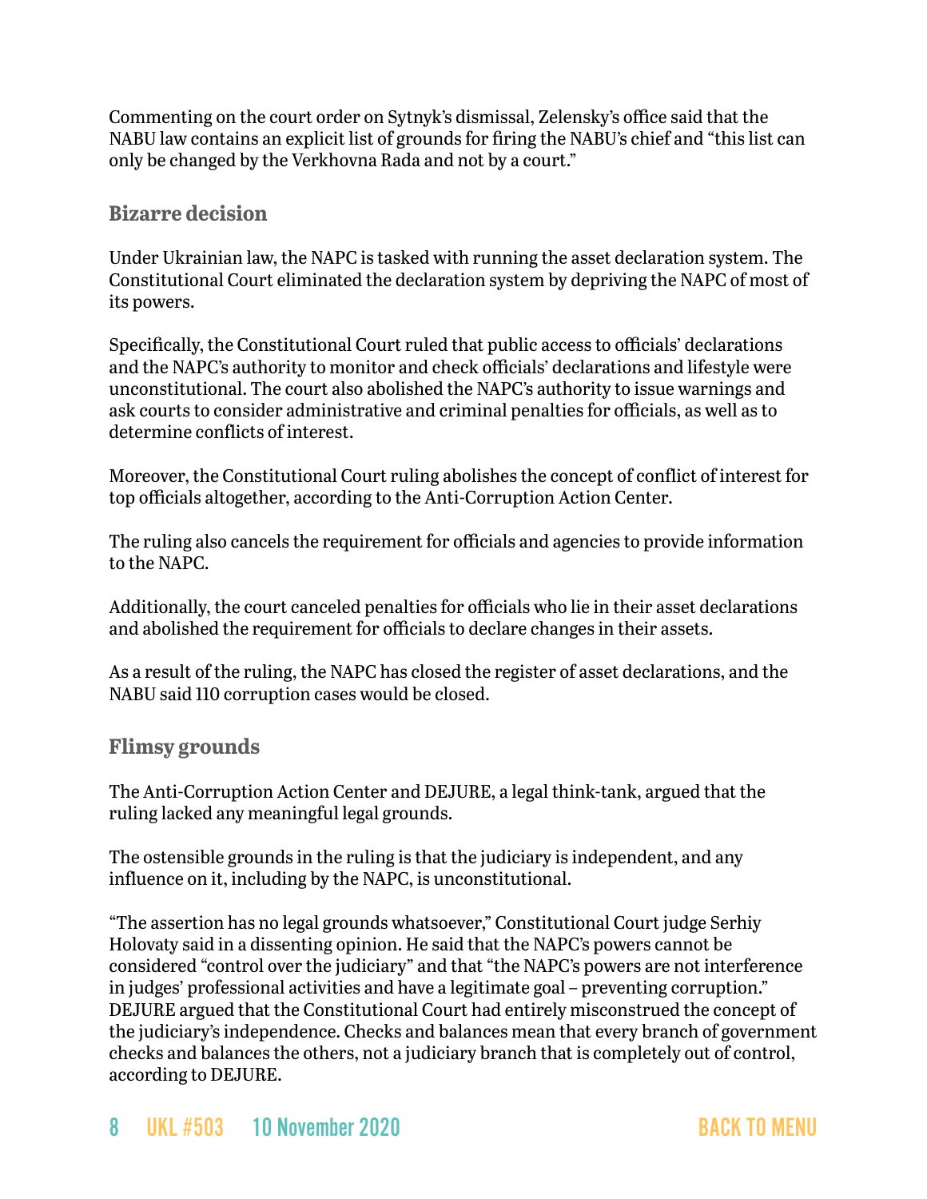Commenting on the court order on Sytnyk's dismissal, Zelensky's office said that the NABU law contains an explicit list of grounds for firing the NABU's chief and "this list can only be changed by the Verkhovna Rada and not by a court."

### Bizarre decision

Under Ukrainian law, the NAPC is tasked with running the asset declaration system. The Constitutional Court eliminated the declaration system by depriving the NAPC of most of its powers.

Specifically, the Constitutional Court ruled that public access to officials' declarations and the NAPC's authority to monitor and check officials' declarations and lifestyle were unconstitutional. The court also abolished the NAPC's authority to issue warnings and ask courts to consider administrative and criminal penalties for officials, as well as to determine conflicts of interest.

Moreover, the Constitutional Court ruling abolishes the concept of conflict of interest for top officials altogether, according to the Anti-Corruption Action Center.

The ruling also cancels the requirement for officials and agencies to provide information to the NAPC.

Additionally, the court canceled penalties for officials who lie in their asset declarations and abolished the requirement for officials to declare changes in their assets.

As a result of the ruling, the NAPC has closed the register of asset declarations, and the NABU said 110 corruption cases would be closed.

### Flimsy grounds

The Anti-Corruption Action Center and DEJURE, a legal think-tank, argued that the ruling lacked any meaningful legal grounds.

The ostensible grounds in the ruling is that the judiciary is independent, and any influence on it, including by the NAPC, is unconstitutional.

"The assertion has no legal grounds whatsoever," Constitutional Court judge Serhiy Holovaty said in a dissenting opinion. He said that the NAPC's powers cannot be considered "control over the judiciary" and that "the NAPC's powers are not interference in judges' professional activities and have a legitimate goal – preventing corruption." DEJURE argued that the Constitutional Court had entirely misconstrued the concept of the judiciary's independence. Checks and balances mean that every branch of government checks and balances the others, not a judiciary branch that is completely out of control, according to DEJURE.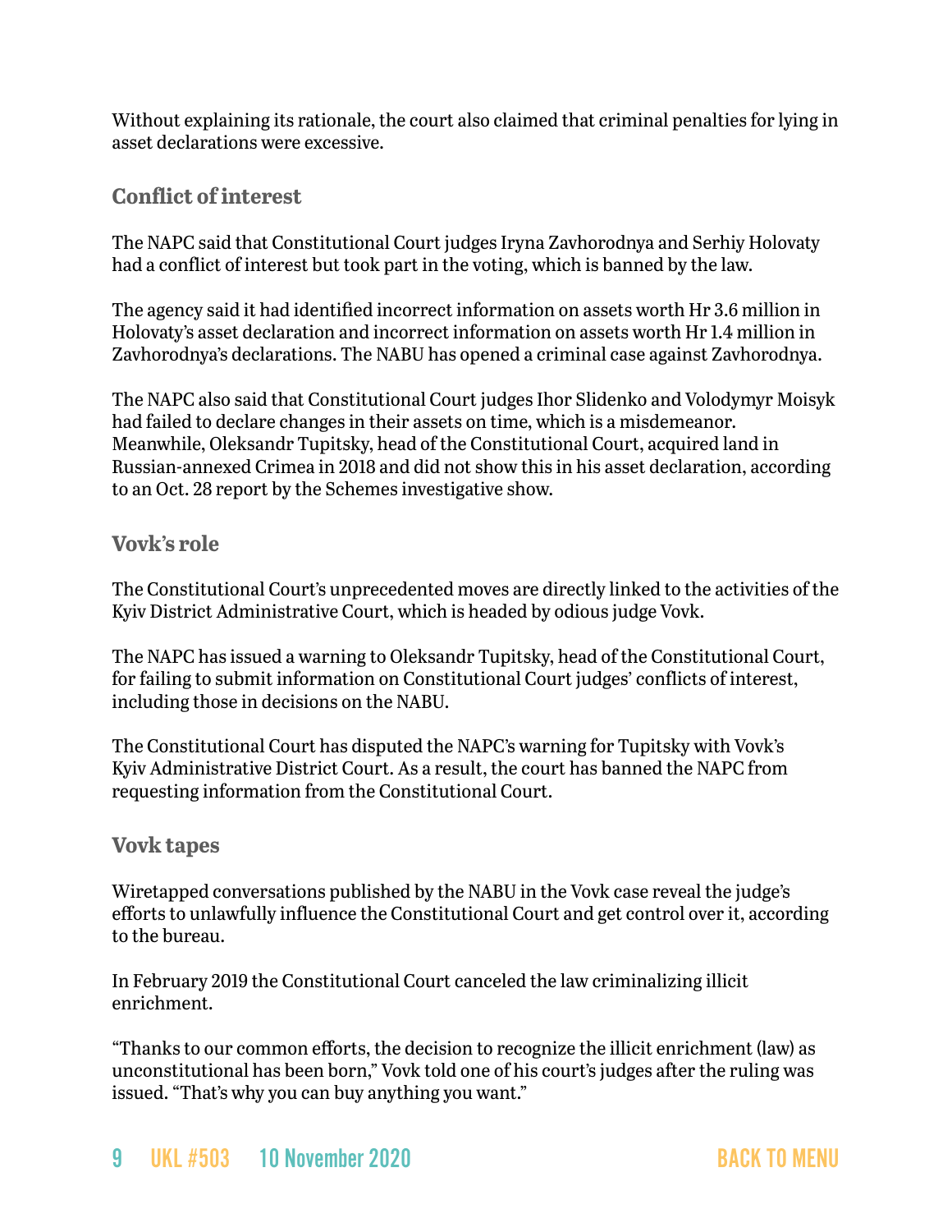Without explaining its rationale, the court also claimed that criminal penalties for lying in asset declarations were excessive.

### Conflict of interest

The NAPC said that Constitutional Court judges Iryna Zavhorodnya and Serhiy Holovaty had a conflict of interest but took part in the voting, which is banned by the law.

The agency said it had identified incorrect information on assets worth Hr 3.6 million in Holovaty's asset declaration and incorrect information on assets worth Hr 1.4 million in Zavhorodnya's declarations. The NABU has opened a criminal case against Zavhorodnya.

The NAPC also said that Constitutional Court judges Ihor Slidenko and Volodymyr Moisyk had failed to declare changes in their assets on time, which is a misdemeanor. Meanwhile, Oleksandr Tupitsky, head of the Constitutional Court, acquired land in Russian-annexed Crimea in 2018 and did not show this in his asset declaration, according to an Oct. 28 report by the Schemes investigative show.

### Vovk's role

The Constitutional Court's unprecedented moves are directly linked to the activities of the Kyiv District Administrative Court, which is headed by odious judge Vovk.

The NAPC has issued a warning to Oleksandr Tupitsky, head of the Constitutional Court, for failing to submit information on Constitutional Court judges' conflicts of interest, including those in decisions on the NABU.

The Constitutional Court has disputed the NAPC's warning for Tupitsky with Vovk's Kyiv Administrative District Court. As a result, the court has banned the NAPC from requesting information from the Constitutional Court.

### Vovk tapes

Wiretapped conversations published by the NABU in the Vovk case reveal the judge's efforts to unlawfully influence the Constitutional Court and get control over it, according to the bureau.

In February 2019 the Constitutional Court canceled the law criminalizing illicit enrichment.

"Thanks to our common efforts, the decision to recognize the illicit enrichment (law) as unconstitutional has been born," Vovk told one of his court's judges after the ruling was issued. "That's why you can buy anything you want."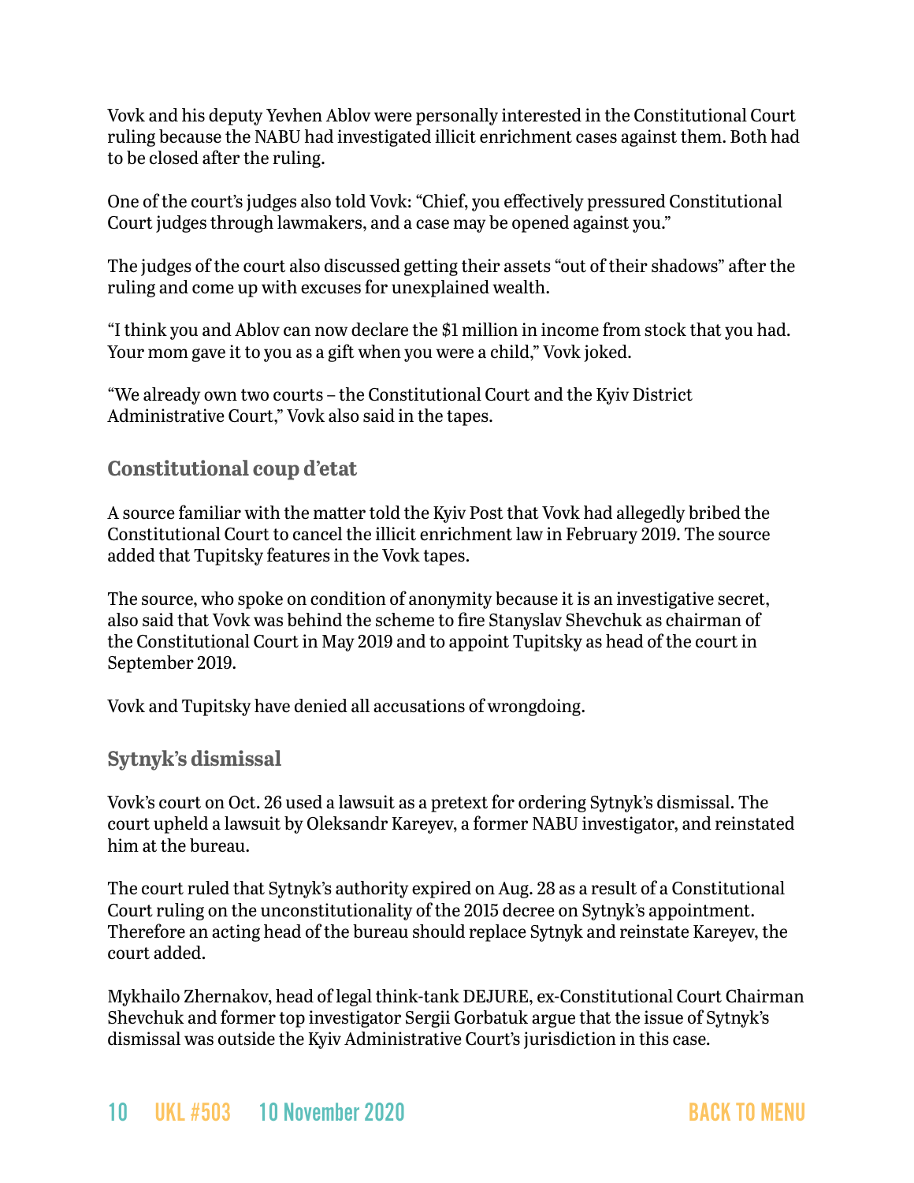Vovk and his deputy Yevhen Ablov were personally interested in the Constitutional Court ruling because the NABU had investigated illicit enrichment cases against them. Both had to be closed after the ruling.

One of the court's judges also told Vovk: "Chief, you effectively pressured Constitutional Court judges through lawmakers, and a case may be opened against you."

The judges of the court also discussed getting their assets "out of their shadows" after the ruling and come up with excuses for unexplained wealth.

"I think you and Ablov can now declare the $1 million in income from stock that you had. Your mom gave it to you as a gift when you were a child," Vovk joked.

"We already own two courts – the Constitutional Court and the Kyiv District Administrative Court," Vovk also said in the tapes.

### Constitutional coup d'etat

A source familiar with the matter told the Kyiv Post that Vovk had allegedly bribed the Constitutional Court to cancel the illicit enrichment law in February 2019. The source added that Tupitsky features in the Vovk tapes.

The source, who spoke on condition of anonymity because it is an investigative secret, also said that Vovk was behind the scheme to fire Stanyslav Shevchuk as chairman of the Constitutional Court in May 2019 and to appoint Tupitsky as head of the court in September 2019.

Vovk and Tupitsky have denied all accusations of wrongdoing.

### Sytnyk's dismissal

Vovk's court on Oct. 26 used a lawsuit as a pretext for ordering Sytnyk's dismissal. The court upheld a lawsuit by Oleksandr Kareyev, a former NABU investigator, and reinstated him at the bureau.

The court ruled that Sytnyk's authority expired on Aug. 28 as a result of a Constitutional Court ruling on the unconstitutionality of the 2015 decree on Sytnyk's appointment. Therefore an acting head of the bureau should replace Sytnyk and reinstate Kareyev, the court added.

Mykhailo Zhernakov, head of legal think-tank DEJURE, ex-Constitutional Court Chairman Shevchuk and former top investigator Sergii Gorbatuk argue that the issue of Sytnyk's dismissal was outside the Kyiv Administrative Court's jurisdiction in this case.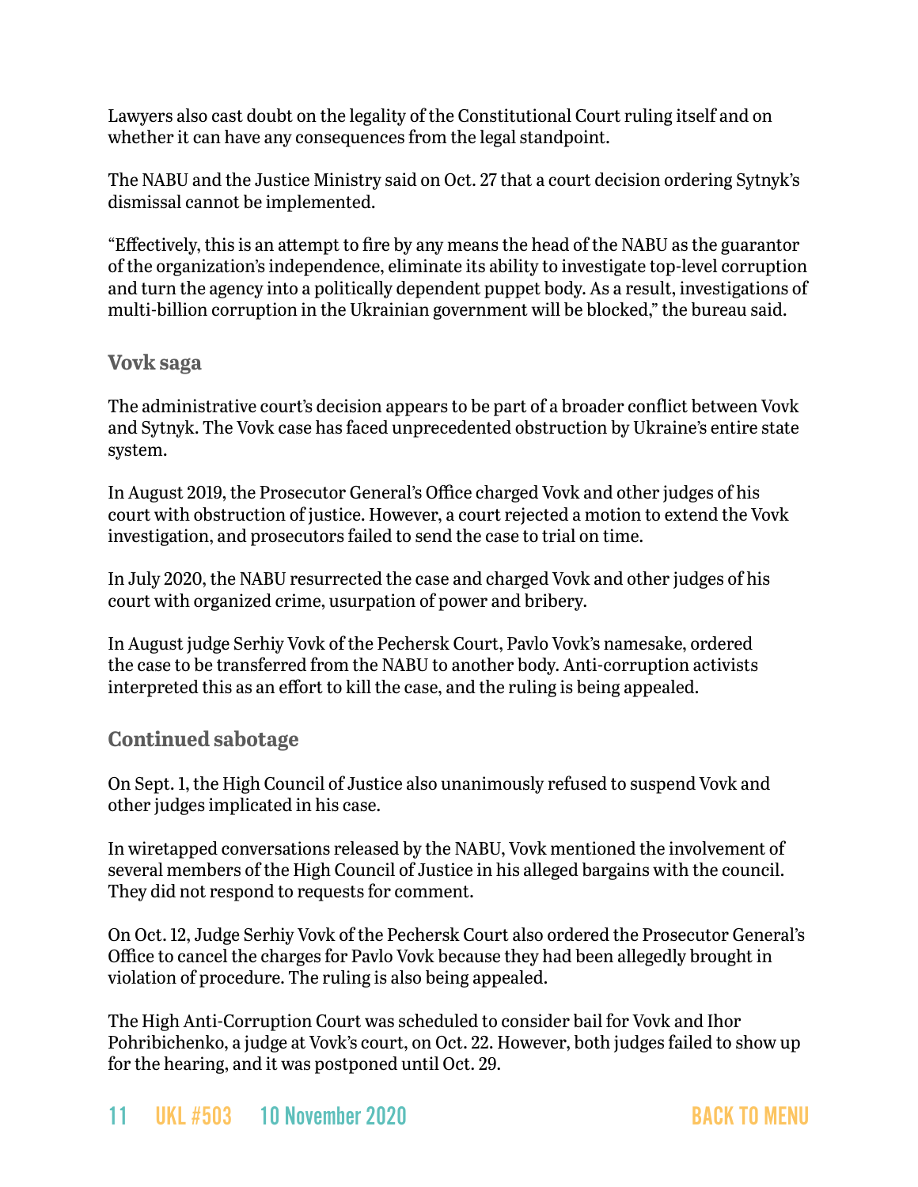Lawyers also cast doubt on the legality of the Constitutional Court ruling itself and on whether it can have any consequences from the legal standpoint.

The NABU and the Justice Ministry said on Oct. 27 that a court decision ordering Sytnyk's dismissal cannot be implemented.

"Effectively, this is an attempt to fire by any means the head of the NABU as the guarantor of the organization's independence, eliminate its ability to investigate top-level corruption and turn the agency into a politically dependent puppet body. As a result, investigations of multi-billion corruption in the Ukrainian government will be blocked," the bureau said.

### Vovk saga

The administrative court's decision appears to be part of a broader conflict between Vovk and Sytnyk. The Vovk case has faced unprecedented obstruction by Ukraine's entire state system.

In August 2019, the Prosecutor General's Office charged Vovk and other judges of his court with obstruction of justice. However, a court rejected a motion to extend the Vovk investigation, and prosecutors failed to send the case to trial on time.

In July 2020, the NABU resurrected the case and charged Vovk and other judges of his court with organized crime, usurpation of power and bribery.

In August judge Serhiy Vovk of the Pechersk Court, Pavlo Vovk's namesake, ordered the case to be transferred from the NABU to another body. Anti-corruption activists interpreted this as an effort to kill the case, and the ruling is being appealed.

### Continued sabotage

On Sept. 1, the High Council of Justice also unanimously refused to suspend Vovk and other judges implicated in his case.

In wiretapped conversations released by the NABU, Vovk mentioned the involvement of several members of the High Council of Justice in his alleged bargains with the council. They did not respond to requests for comment.

On Oct. 12, Judge Serhiy Vovk of the Pechersk Court also ordered the Prosecutor General's Office to cancel the charges for Pavlo Vovk because they had been allegedly brought in violation of procedure. The ruling is also being appealed.

The High Anti-Corruption Court was scheduled to consider bail for Vovk and Ihor Pohribichenko, a judge at Vovk's court, on Oct. 22. However, both judges failed to show up for the hearing, and it was postponed until Oct. 29.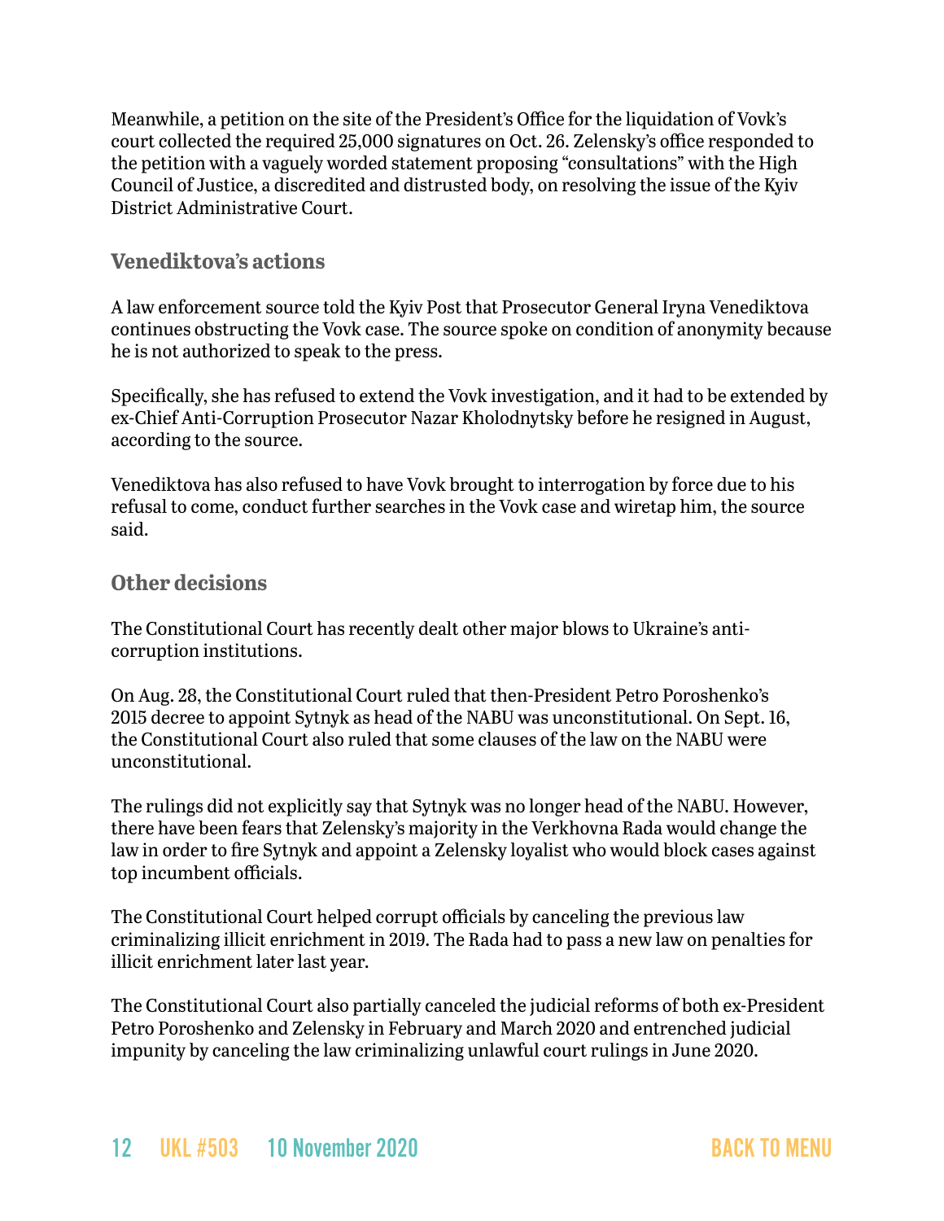Meanwhile, a petition on the site of the President's Office for the liquidation of Vovk's court collected the required 25,000 signatures on Oct. 26. Zelensky's office responded to the petition with a vaguely worded statement proposing "consultations" with the High Council of Justice, a discredited and distrusted body, on resolving the issue of the Kyiv District Administrative Court.

### Venediktova's actions

A law enforcement source told the Kyiv Post that Prosecutor General Iryna Venediktova continues obstructing the Vovk case. The source spoke on condition of anonymity because he is not authorized to speak to the press.

Specifically, she has refused to extend the Vovk investigation, and it had to be extended by ex-Chief Anti-Corruption Prosecutor Nazar Kholodnytsky before he resigned in August, according to the source.

Venediktova has also refused to have Vovk brought to interrogation by force due to his refusal to come, conduct further searches in the Vovk case and wiretap him, the source said.

### Other decisions

The Constitutional Court has recently dealt other major blows to Ukraine's anti-corruption institutions.

On Aug. 28, the Constitutional Court ruled that then-President Petro Poroshenko's 2015 decree to appoint Sytnyk as head of the NABU was unconstitutional. On Sept. 16, the Constitutional Court also ruled that some clauses of the law on the NABU were unconstitutional.

The rulings did not explicitly say that Sytnyk was no longer head of the NABU. However, there have been fears that Zelensky's majority in the Verkhovna Rada would change the law in order to fire Sytnyk and appoint a Zelensky loyalist who would block cases against top incumbent officials.

The Constitutional Court helped corrupt officials by canceling the previous law criminalizing illicit enrichment in 2019. The Rada had to pass a new law on penalties for illicit enrichment later last year.

The Constitutional Court also partially canceled the judicial reforms of both ex-President Petro Poroshenko and Zelensky in February and March 2020 and entrenched judicial impunity by canceling the law criminalizing unlawful court rulings in June 2020.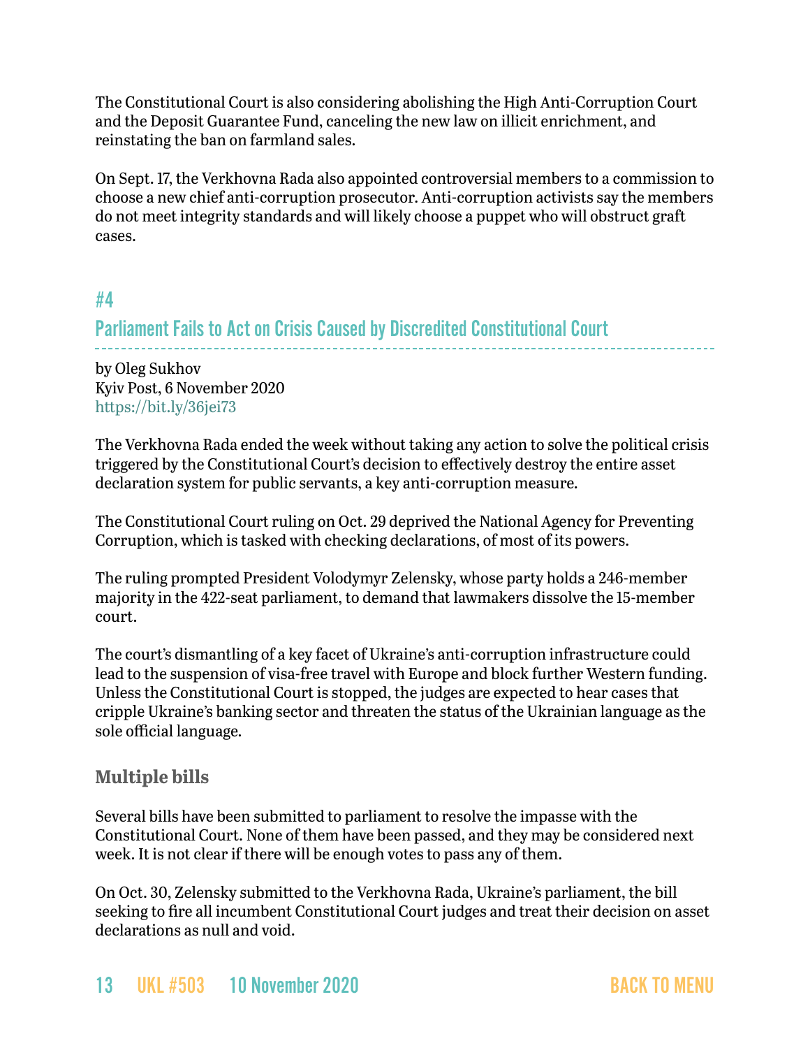The Constitutional Court is also considering abolishing the High Anti-Corruption Court and the Deposit Guarantee Fund, canceling the new law on illicit enrichment, and reinstating the ban on farmland sales.

On Sept. 17, the Verkhovna Rada also appointed controversial members to a commission to choose a new chief anti-corruption prosecutor. Anti-corruption activists say the members do not meet integrity standards and will likely choose a puppet who will obstruct graft cases.

## #4

## Parliament Fails to Act on Crisis Caused by Discredited Constitutional Court

by Oleg Sukhov
Kyiv Post, 6 November 2020
https://bit.ly/36jei73

The Verkhovna Rada ended the week without taking any action to solve the political crisis triggered by the Constitutional Court's decision to effectively destroy the entire asset declaration system for public servants, a key anti-corruption measure.

The Constitutional Court ruling on Oct. 29 deprived the National Agency for Preventing Corruption, which is tasked with checking declarations, of most of its powers.

The ruling prompted President Volodymyr Zelensky, whose party holds a 246-member majority in the 422-seat parliament, to demand that lawmakers dissolve the 15-member court.

The court's dismantling of a key facet of Ukraine's anti-corruption infrastructure could lead to the suspension of visa-free travel with Europe and block further Western funding. Unless the Constitutional Court is stopped, the judges are expected to hear cases that cripple Ukraine's banking sector and threaten the status of the Ukrainian language as the sole official language.

### Multiple bills

Several bills have been submitted to parliament to resolve the impasse with the Constitutional Court. None of them have been passed, and they may be considered next week. It is not clear if there will be enough votes to pass any of them.

On Oct. 30, Zelensky submitted to the Verkhovna Rada, Ukraine's parliament, the bill seeking to fire all incumbent Constitutional Court judges and treat their decision on asset declarations as null and void.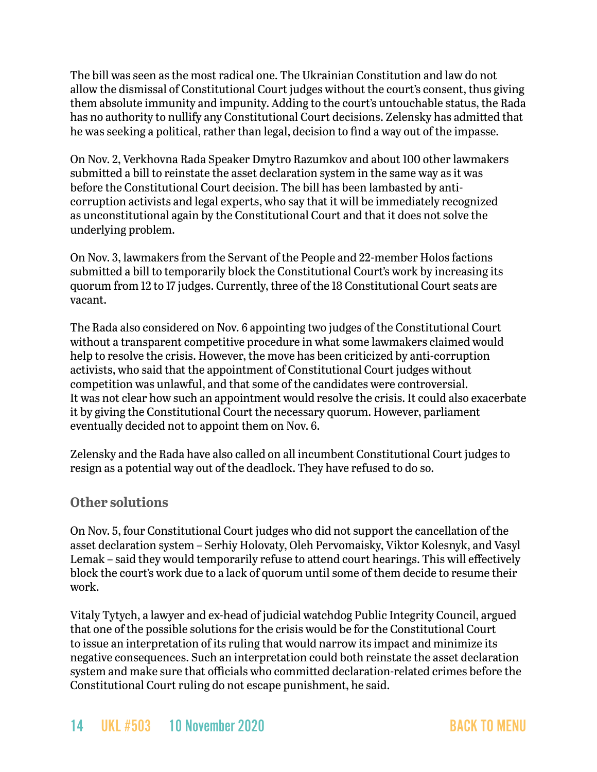The bill was seen as the most radical one. The Ukrainian Constitution and law do not allow the dismissal of Constitutional Court judges without the court's consent, thus giving them absolute immunity and impunity. Adding to the court's untouchable status, the Rada has no authority to nullify any Constitutional Court decisions. Zelensky has admitted that he was seeking a political, rather than legal, decision to find a way out of the impasse.

On Nov. 2, Verkhovna Rada Speaker Dmytro Razumkov and about 100 other lawmakers submitted a bill to reinstate the asset declaration system in the same way as it was before the Constitutional Court decision. The bill has been lambasted by anti-corruption activists and legal experts, who say that it will be immediately recognized as unconstitutional again by the Constitutional Court and that it does not solve the underlying problem.

On Nov. 3, lawmakers from the Servant of the People and 22-member Holos factions submitted a bill to temporarily block the Constitutional Court's work by increasing its quorum from 12 to 17 judges. Currently, three of the 18 Constitutional Court seats are vacant.

The Rada also considered on Nov. 6 appointing two judges of the Constitutional Court without a transparent competitive procedure in what some lawmakers claimed would help to resolve the crisis. However, the move has been criticized by anti-corruption activists, who said that the appointment of Constitutional Court judges without competition was unlawful, and that some of the candidates were controversial. It was not clear how such an appointment would resolve the crisis. It could also exacerbate it by giving the Constitutional Court the necessary quorum. However, parliament eventually decided not to appoint them on Nov. 6.

Zelensky and the Rada have also called on all incumbent Constitutional Court judges to resign as a potential way out of the deadlock. They have refused to do so.

### Other solutions

On Nov. 5, four Constitutional Court judges who did not support the cancellation of the asset declaration system – Serhiy Holovaty, Oleh Pervomaisky, Viktor Kolesnyk, and Vasyl Lemak – said they would temporarily refuse to attend court hearings. This will effectively block the court's work due to a lack of quorum until some of them decide to resume their work.

Vitaly Tytych, a lawyer and ex-head of judicial watchdog Public Integrity Council, argued that one of the possible solutions for the crisis would be for the Constitutional Court to issue an interpretation of its ruling that would narrow its impact and minimize its negative consequences. Such an interpretation could both reinstate the asset declaration system and make sure that officials who committed declaration-related crimes before the Constitutional Court ruling do not escape punishment, he said.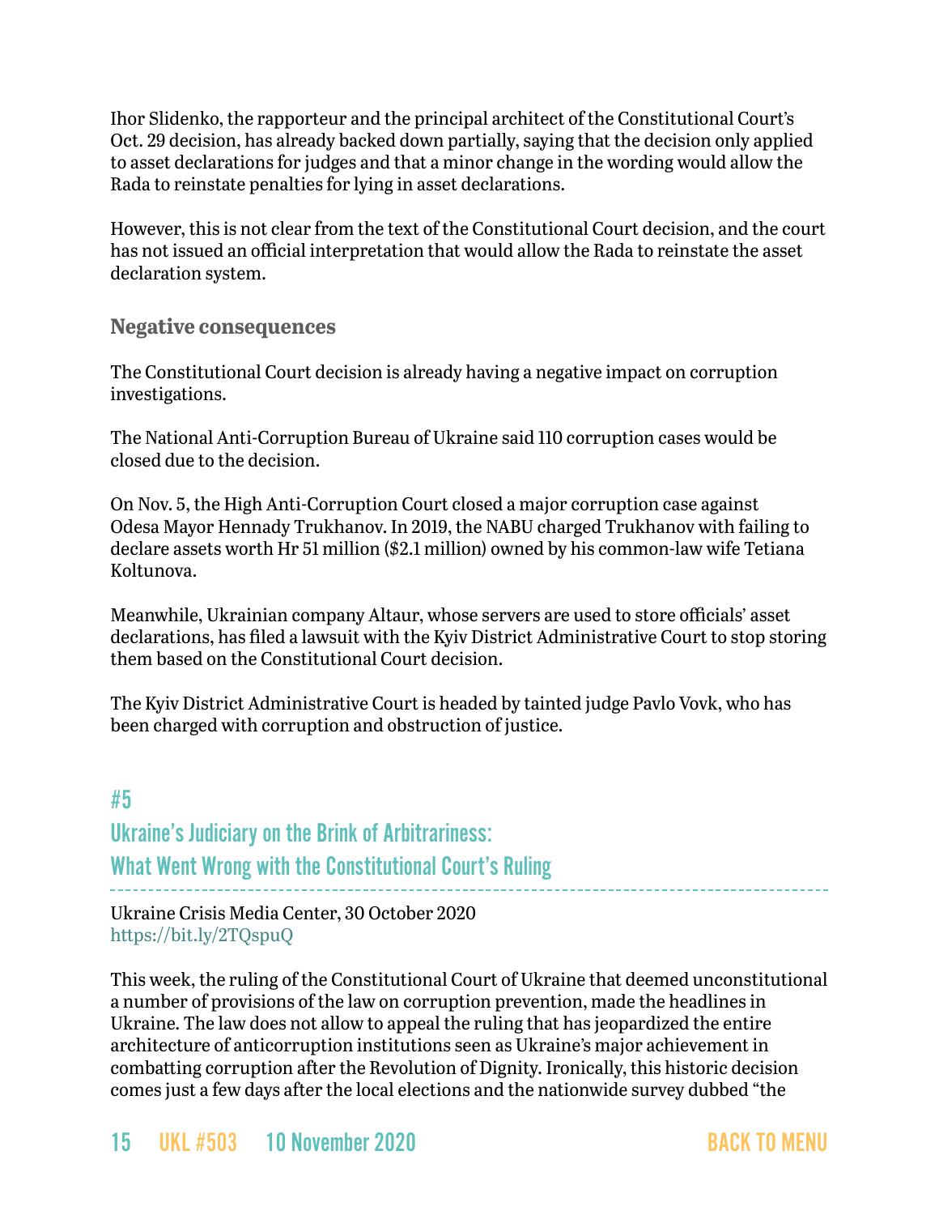Ihor Slidenko, the rapporteur and the principal architect of the Constitutional Court's Oct. 29 decision, has already backed down partially, saying that the decision only applied to asset declarations for judges and that a minor change in the wording would allow the Rada to reinstate penalties for lying in asset declarations.

However, this is not clear from the text of the Constitutional Court decision, and the court has not issued an official interpretation that would allow the Rada to reinstate the asset declaration system.

### Negative consequences

The Constitutional Court decision is already having a negative impact on corruption investigations.

The National Anti-Corruption Bureau of Ukraine said 110 corruption cases would be closed due to the decision.

On Nov. 5, the High Anti-Corruption Court closed a major corruption case against Odesa Mayor Hennady Trukhanov. In 2019, the NABU charged Trukhanov with failing to declare assets worth Hr 51 million ($2.1 million) owned by his common-law wife Tetiana Koltunova.

Meanwhile, Ukrainian company Altaur, whose servers are used to store officials' asset declarations, has filed a lawsuit with the Kyiv District Administrative Court to stop storing them based on the Constitutional Court decision.

The Kyiv District Administrative Court is headed by tainted judge Pavlo Vovk, who has been charged with corruption and obstruction of justice.

## #5 Ukraine's Judiciary on the Brink of Arbitrariness: What Went Wrong with the Constitutional Court's Ruling

Ukraine Crisis Media Center, 30 October 2020
https://bit.ly/2TQspuQ

This week, the ruling of the Constitutional Court of Ukraine that deemed unconstitutional a number of provisions of the law on corruption prevention, made the headlines in Ukraine. The law does not allow to appeal the ruling that has jeopardized the entire architecture of anticorruption institutions seen as Ukraine's major achievement in combatting corruption after the Revolution of Dignity. Ironically, this historic decision comes just a few days after the local elections and the nationwide survey dubbed "the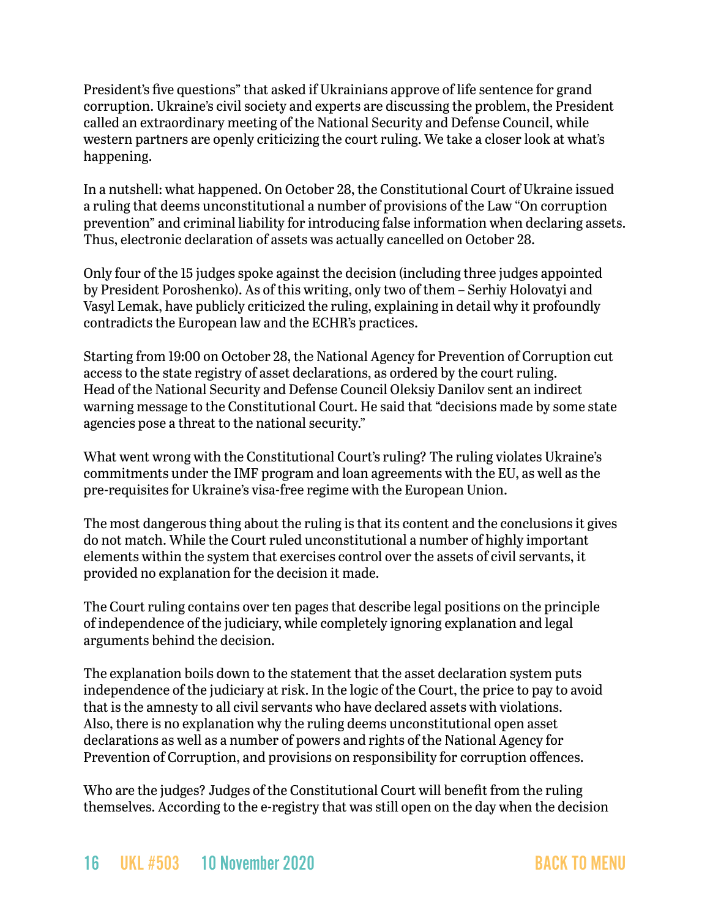President's five questions" that asked if Ukrainians approve of life sentence for grand corruption. Ukraine's civil society and experts are discussing the problem, the President called an extraordinary meeting of the National Security and Defense Council, while western partners are openly criticizing the court ruling. We take a closer look at what's happening.

In a nutshell: what happened. On October 28, the Constitutional Court of Ukraine issued a ruling that deems unconstitutional a number of provisions of the Law "On corruption prevention" and criminal liability for introducing false information when declaring assets. Thus, electronic declaration of assets was actually cancelled on October 28.

Only four of the 15 judges spoke against the decision (including three judges appointed by President Poroshenko). As of this writing, only two of them – Serhiy Holovatyi and Vasyl Lemak, have publicly criticized the ruling, explaining in detail why it profoundly contradicts the European law and the ECHR's practices.

Starting from 19:00 on October 28, the National Agency for Prevention of Corruption cut access to the state registry of asset declarations, as ordered by the court ruling. Head of the National Security and Defense Council Oleksiy Danilov sent an indirect warning message to the Constitutional Court. He said that "decisions made by some state agencies pose a threat to the national security."

What went wrong with the Constitutional Court's ruling? The ruling violates Ukraine's commitments under the IMF program and loan agreements with the EU, as well as the pre-requisites for Ukraine's visa-free regime with the European Union.

The most dangerous thing about the ruling is that its content and the conclusions it gives do not match. While the Court ruled unconstitutional a number of highly important elements within the system that exercises control over the assets of civil servants, it provided no explanation for the decision it made.

The Court ruling contains over ten pages that describe legal positions on the principle of independence of the judiciary, while completely ignoring explanation and legal arguments behind the decision.

The explanation boils down to the statement that the asset declaration system puts independence of the judiciary at risk. In the logic of the Court, the price to pay to avoid that is the amnesty to all civil servants who have declared assets with violations. Also, there is no explanation why the ruling deems unconstitutional open asset declarations as well as a number of powers and rights of the National Agency for Prevention of Corruption, and provisions on responsibility for corruption offences.

Who are the judges? Judges of the Constitutional Court will benefit from the ruling themselves. According to the e-registry that was still open on the day when the decision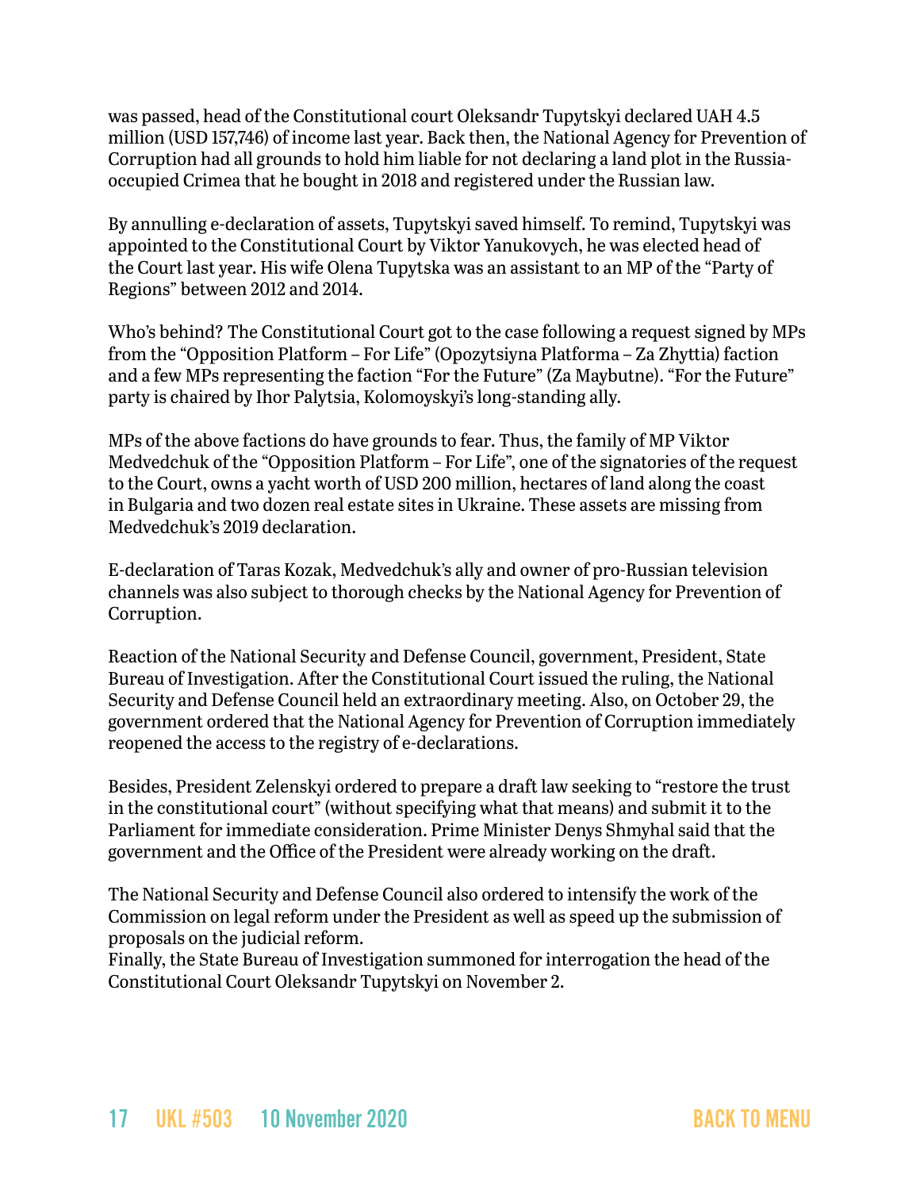was passed, head of the Constitutional court Oleksandr Tupytskyi declared UAH 4.5 million (USD 157,746) of income last year. Back then, the National Agency for Prevention of Corruption had all grounds to hold him liable for not declaring a land plot in the Russia-occupied Crimea that he bought in 2018 and registered under the Russian law.

By annulling e-declaration of assets, Tupytskyi saved himself. To remind, Tupytskyi was appointed to the Constitutional Court by Viktor Yanukovych, he was elected head of the Court last year. His wife Olena Tupytska was an assistant to an MP of the "Party of Regions" between 2012 and 2014.

Who's behind? The Constitutional Court got to the case following a request signed by MPs from the "Opposition Platform – For Life" (Opozytsiyna Platforma – Za Zhyttia) faction and a few MPs representing the faction "For the Future" (Za Maybutne). "For the Future" party is chaired by Ihor Palytsia, Kolomoyskyi's long-standing ally.

MPs of the above factions do have grounds to fear. Thus, the family of MP Viktor Medvedchuk of the "Opposition Platform – For Life", one of the signatories of the request to the Court, owns a yacht worth of USD 200 million, hectares of land along the coast in Bulgaria and two dozen real estate sites in Ukraine. These assets are missing from Medvedchuk's 2019 declaration.

E-declaration of Taras Kozak, Medvedchuk's ally and owner of pro-Russian television channels was also subject to thorough checks by the National Agency for Prevention of Corruption.

Reaction of the National Security and Defense Council, government, President, State Bureau of Investigation. After the Constitutional Court issued the ruling, the National Security and Defense Council held an extraordinary meeting. Also, on October 29, the government ordered that the National Agency for Prevention of Corruption immediately reopened the access to the registry of e-declarations.

Besides, President Zelenskyi ordered to prepare a draft law seeking to "restore the trust in the constitutional court" (without specifying what that means) and submit it to the Parliament for immediate consideration. Prime Minister Denys Shmyhal said that the government and the Office of the President were already working on the draft.

The National Security and Defense Council also ordered to intensify the work of the Commission on legal reform under the President as well as speed up the submission of proposals on the judicial reform.
Finally, the State Bureau of Investigation summoned for interrogation the head of the Constitutional Court Oleksandr Tupytskyi on November 2.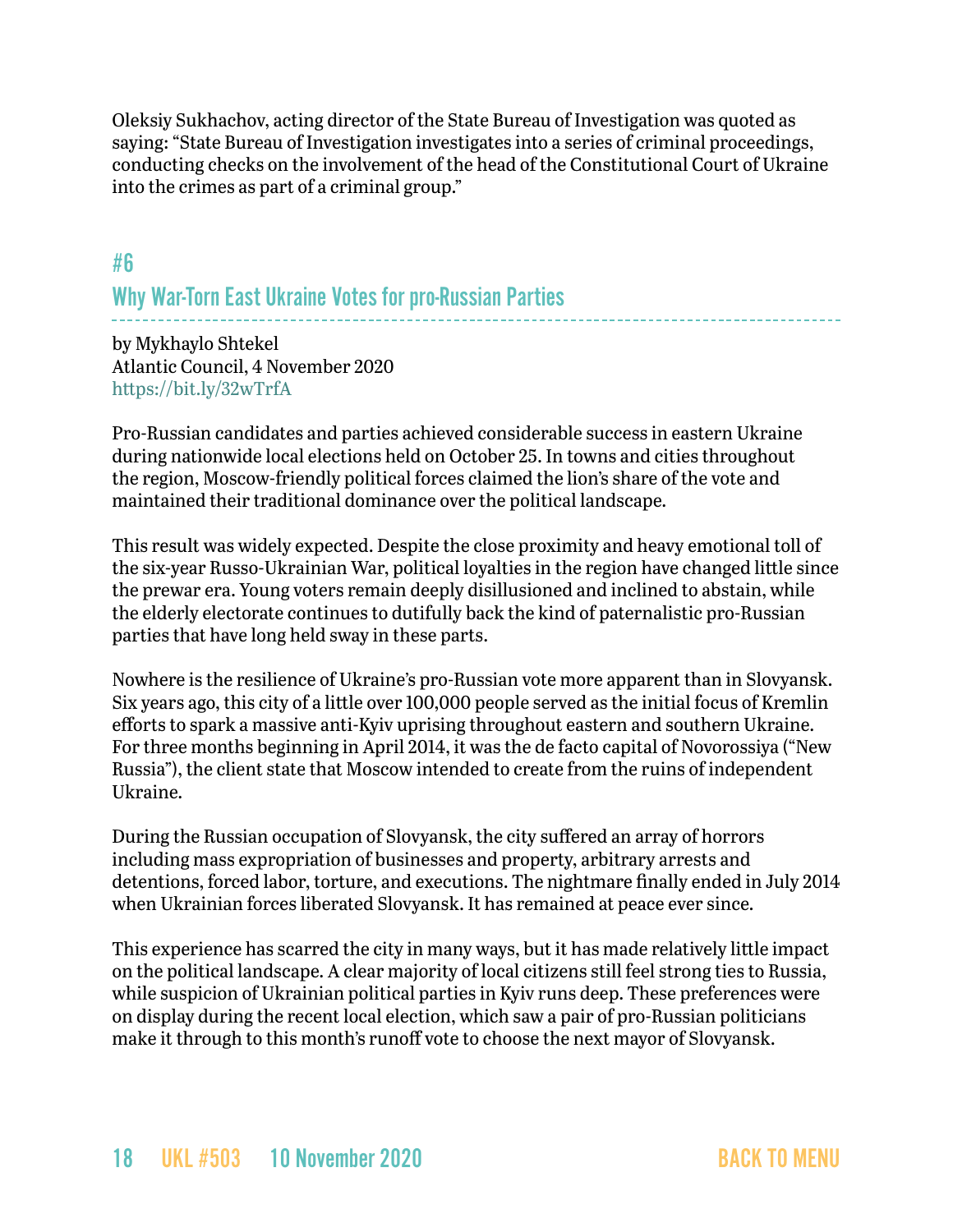Oleksiy Sukhachov, acting director of the State Bureau of Investigation was quoted as saying: "State Bureau of Investigation investigates into a series of criminal proceedings, conducting checks on the involvement of the head of the Constitutional Court of Ukraine into the crimes as part of a criminal group."

## #6
## Why War-Torn East Ukraine Votes for pro-Russian Parties

by Mykhaylo Shtekel
Atlantic Council, 4 November 2020
https://bit.ly/32wTrfA

Pro-Russian candidates and parties achieved considerable success in eastern Ukraine during nationwide local elections held on October 25. In towns and cities throughout the region, Moscow-friendly political forces claimed the lion's share of the vote and maintained their traditional dominance over the political landscape.

This result was widely expected. Despite the close proximity and heavy emotional toll of the six-year Russo-Ukrainian War, political loyalties in the region have changed little since the prewar era. Young voters remain deeply disillusioned and inclined to abstain, while the elderly electorate continues to dutifully back the kind of paternalistic pro-Russian parties that have long held sway in these parts.

Nowhere is the resilience of Ukraine's pro-Russian vote more apparent than in Slovyansk. Six years ago, this city of a little over 100,000 people served as the initial focus of Kremlin efforts to spark a massive anti-Kyiv uprising throughout eastern and southern Ukraine. For three months beginning in April 2014, it was the de facto capital of Novorossiya ("New Russia"), the client state that Moscow intended to create from the ruins of independent Ukraine.

During the Russian occupation of Slovyansk, the city suffered an array of horrors including mass expropriation of businesses and property, arbitrary arrests and detentions, forced labor, torture, and executions. The nightmare finally ended in July 2014 when Ukrainian forces liberated Slovyansk. It has remained at peace ever since.

This experience has scarred the city in many ways, but it has made relatively little impact on the political landscape. A clear majority of local citizens still feel strong ties to Russia, while suspicion of Ukrainian political parties in Kyiv runs deep. These preferences were on display during the recent local election, which saw a pair of pro-Russian politicians make it through to this month's runoff vote to choose the next mayor of Slovyansk.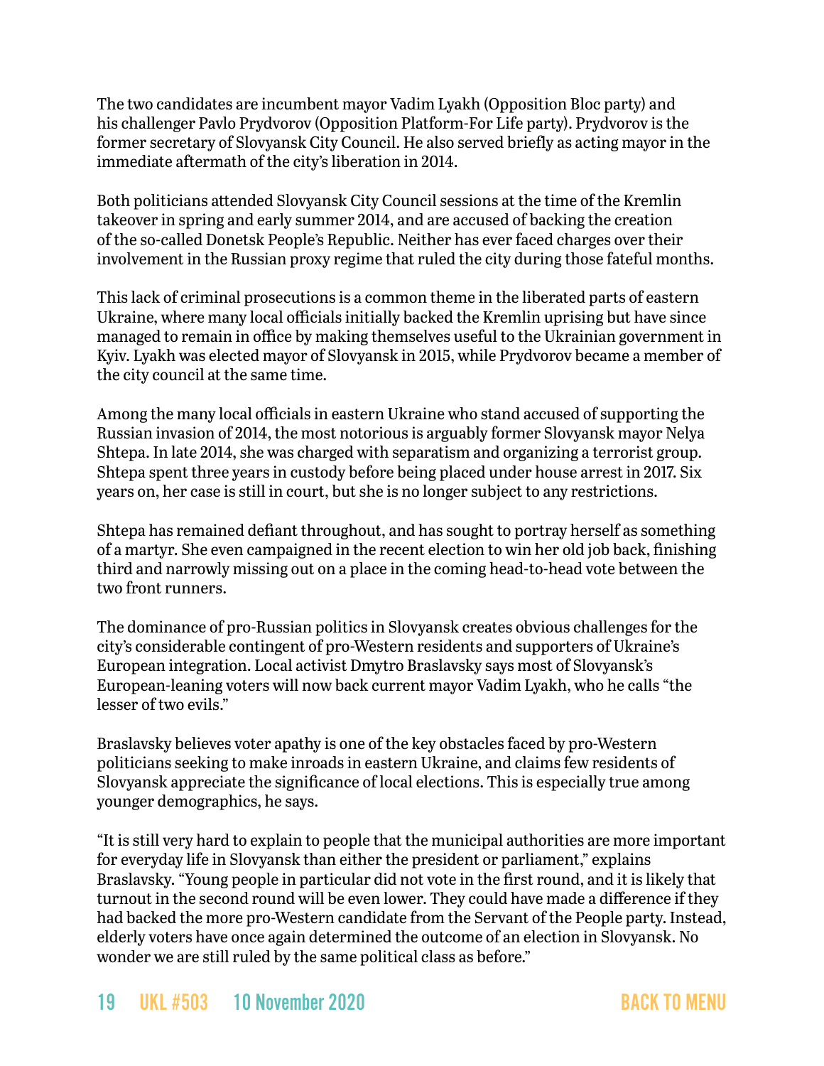The two candidates are incumbent mayor Vadim Lyakh (Opposition Bloc party) and his challenger Pavlo Prydvorov (Opposition Platform-For Life party). Prydvorov is the former secretary of Slovyansk City Council. He also served briefly as acting mayor in the immediate aftermath of the city's liberation in 2014.

Both politicians attended Slovyansk City Council sessions at the time of the Kremlin takeover in spring and early summer 2014, and are accused of backing the creation of the so-called Donetsk People's Republic. Neither has ever faced charges over their involvement in the Russian proxy regime that ruled the city during those fateful months.

This lack of criminal prosecutions is a common theme in the liberated parts of eastern Ukraine, where many local officials initially backed the Kremlin uprising but have since managed to remain in office by making themselves useful to the Ukrainian government in Kyiv. Lyakh was elected mayor of Slovyansk in 2015, while Prydvorov became a member of the city council at the same time.

Among the many local officials in eastern Ukraine who stand accused of supporting the Russian invasion of 2014, the most notorious is arguably former Slovyansk mayor Nelya Shtepa. In late 2014, she was charged with separatism and organizing a terrorist group. Shtepa spent three years in custody before being placed under house arrest in 2017. Six years on, her case is still in court, but she is no longer subject to any restrictions.

Shtepa has remained defiant throughout, and has sought to portray herself as something of a martyr. She even campaigned in the recent election to win her old job back, finishing third and narrowly missing out on a place in the coming head-to-head vote between the two front runners.

The dominance of pro-Russian politics in Slovyansk creates obvious challenges for the city's considerable contingent of pro-Western residents and supporters of Ukraine's European integration. Local activist Dmytro Braslavsky says most of Slovyansk's European-leaning voters will now back current mayor Vadim Lyakh, who he calls "the lesser of two evils."

Braslavsky believes voter apathy is one of the key obstacles faced by pro-Western politicians seeking to make inroads in eastern Ukraine, and claims few residents of Slovyansk appreciate the significance of local elections. This is especially true among younger demographics, he says.

"It is still very hard to explain to people that the municipal authorities are more important for everyday life in Slovyansk than either the president or parliament," explains Braslavsky. "Young people in particular did not vote in the first round, and it is likely that turnout in the second round will be even lower. They could have made a difference if they had backed the more pro-Western candidate from the Servant of the People party. Instead, elderly voters have once again determined the outcome of an election in Slovyansk. No wonder we are still ruled by the same political class as before."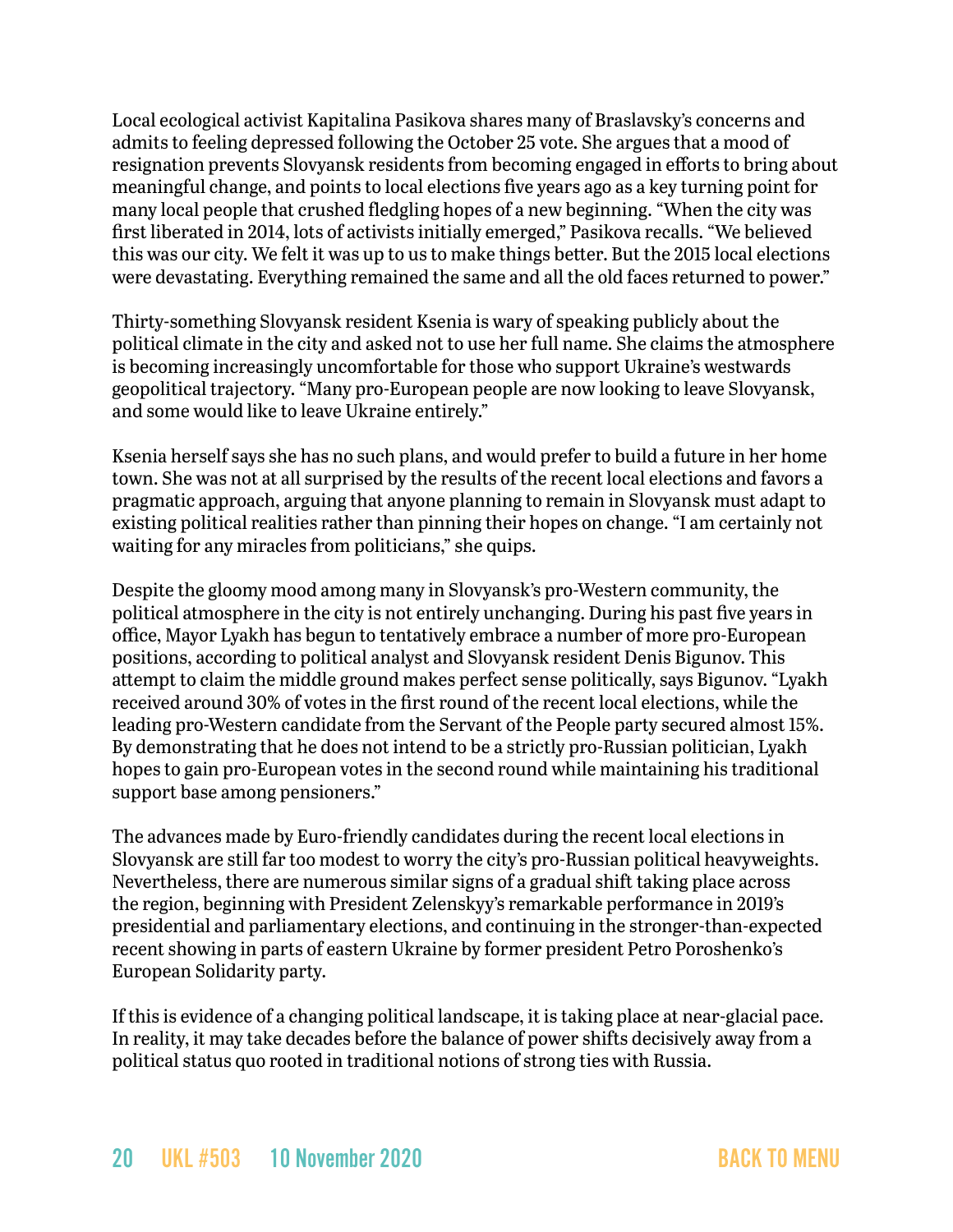Local ecological activist Kapitalina Pasikova shares many of Braslavsky's concerns and admits to feeling depressed following the October 25 vote. She argues that a mood of resignation prevents Slovyansk residents from becoming engaged in efforts to bring about meaningful change, and points to local elections five years ago as a key turning point for many local people that crushed fledgling hopes of a new beginning. "When the city was first liberated in 2014, lots of activists initially emerged," Pasikova recalls. "We believed this was our city. We felt it was up to us to make things better. But the 2015 local elections were devastating. Everything remained the same and all the old faces returned to power."

Thirty-something Slovyansk resident Ksenia is wary of speaking publicly about the political climate in the city and asked not to use her full name. She claims the atmosphere is becoming increasingly uncomfortable for those who support Ukraine's westwards geopolitical trajectory. "Many pro-European people are now looking to leave Slovyansk, and some would like to leave Ukraine entirely."

Ksenia herself says she has no such plans, and would prefer to build a future in her home town. She was not at all surprised by the results of the recent local elections and favors a pragmatic approach, arguing that anyone planning to remain in Slovyansk must adapt to existing political realities rather than pinning their hopes on change. "I am certainly not waiting for any miracles from politicians," she quips.

Despite the gloomy mood among many in Slovyansk's pro-Western community, the political atmosphere in the city is not entirely unchanging. During his past five years in office, Mayor Lyakh has begun to tentatively embrace a number of more pro-European positions, according to political analyst and Slovyansk resident Denis Bigunov. This attempt to claim the middle ground makes perfect sense politically, says Bigunov. "Lyakh received around 30% of votes in the first round of the recent local elections, while the leading pro-Western candidate from the Servant of the People party secured almost 15%. By demonstrating that he does not intend to be a strictly pro-Russian politician, Lyakh hopes to gain pro-European votes in the second round while maintaining his traditional support base among pensioners."

The advances made by Euro-friendly candidates during the recent local elections in Slovyansk are still far too modest to worry the city's pro-Russian political heavyweights. Nevertheless, there are numerous similar signs of a gradual shift taking place across the region, beginning with President Zelenskyy's remarkable performance in 2019's presidential and parliamentary elections, and continuing in the stronger-than-expected recent showing in parts of eastern Ukraine by former president Petro Poroshenko's European Solidarity party.

If this is evidence of a changing political landscape, it is taking place at near-glacial pace. In reality, it may take decades before the balance of power shifts decisively away from a political status quo rooted in traditional notions of strong ties with Russia.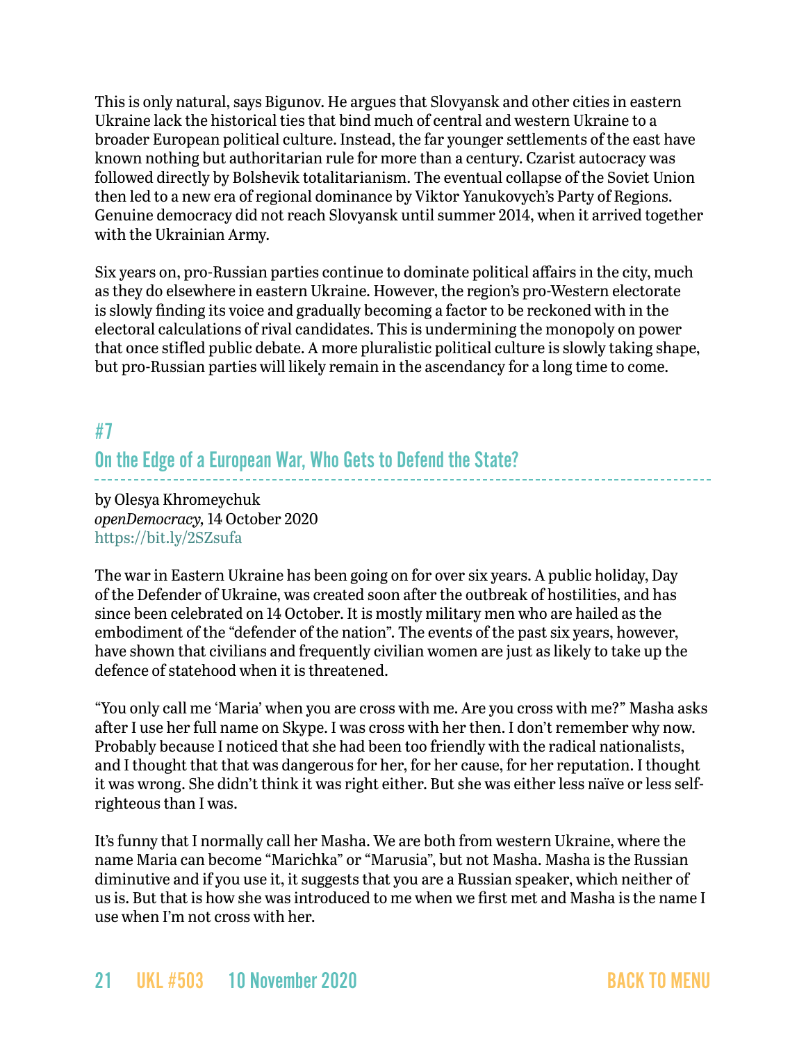This is only natural, says Bigunov. He argues that Slovyansk and other cities in eastern Ukraine lack the historical ties that bind much of central and western Ukraine to a broader European political culture. Instead, the far younger settlements of the east have known nothing but authoritarian rule for more than a century. Czarist autocracy was followed directly by Bolshevik totalitarianism. The eventual collapse of the Soviet Union then led to a new era of regional dominance by Viktor Yanukovych's Party of Regions. Genuine democracy did not reach Slovyansk until summer 2014, when it arrived together with the Ukrainian Army.

Six years on, pro-Russian parties continue to dominate political affairs in the city, much as they do elsewhere in eastern Ukraine. However, the region's pro-Western electorate is slowly finding its voice and gradually becoming a factor to be reckoned with in the electoral calculations of rival candidates. This is undermining the monopoly on power that once stifled public debate. A more pluralistic political culture is slowly taking shape, but pro-Russian parties will likely remain in the ascendancy for a long time to come.

## #7

## On the Edge of a European War, Who Gets to Defend the State?

by Olesya Khromeychuk
*openDemocracy*, 14 October 2020
https://bit.ly/2SZsufa

The war in Eastern Ukraine has been going on for over six years. A public holiday, Day of the Defender of Ukraine, was created soon after the outbreak of hostilities, and has since been celebrated on 14 October. It is mostly military men who are hailed as the embodiment of the "defender of the nation". The events of the past six years, however, have shown that civilians and frequently civilian women are just as likely to take up the defence of statehood when it is threatened.

"You only call me 'Maria' when you are cross with me. Are you cross with me?" Masha asks after I use her full name on Skype. I was cross with her then. I don't remember why now. Probably because I noticed that she had been too friendly with the radical nationalists, and I thought that that was dangerous for her, for her cause, for her reputation. I thought it was wrong. She didn't think it was right either. But she was either less naïve or less self-righteous than I was.

It's funny that I normally call her Masha. We are both from western Ukraine, where the name Maria can become "Marichka" or "Marusia", but not Masha. Masha is the Russian diminutive and if you use it, it suggests that you are a Russian speaker, which neither of us is. But that is how she was introduced to me when we first met and Masha is the name I use when I'm not cross with her.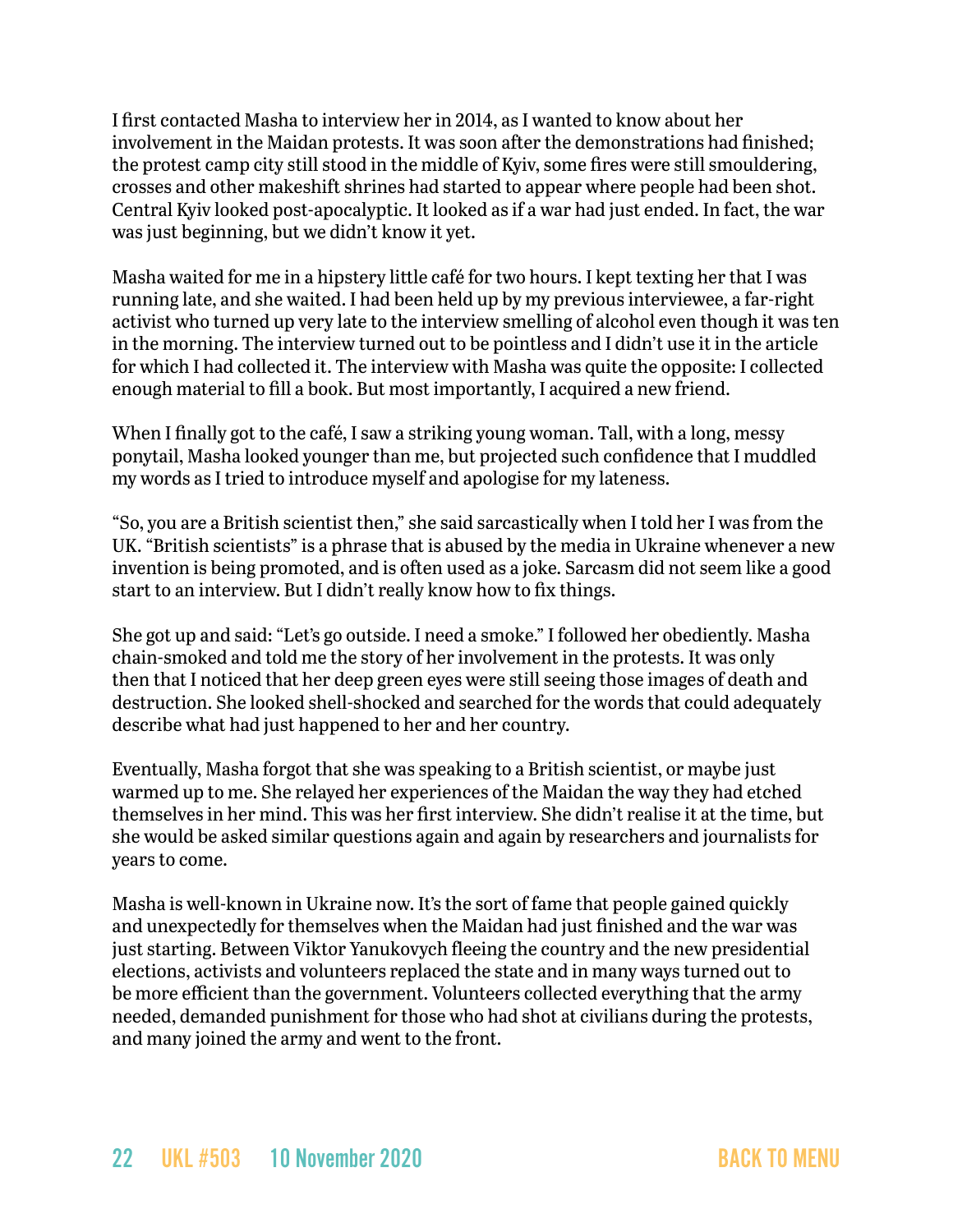I first contacted Masha to interview her in 2014, as I wanted to know about her involvement in the Maidan protests. It was soon after the demonstrations had finished; the protest camp city still stood in the middle of Kyiv, some fires were still smouldering, crosses and other makeshift shrines had started to appear where people had been shot. Central Kyiv looked post-apocalyptic. It looked as if a war had just ended. In fact, the war was just beginning, but we didn't know it yet.

Masha waited for me in a hipstery little café for two hours. I kept texting her that I was running late, and she waited. I had been held up by my previous interviewee, a far-right activist who turned up very late to the interview smelling of alcohol even though it was ten in the morning. The interview turned out to be pointless and I didn't use it in the article for which I had collected it. The interview with Masha was quite the opposite: I collected enough material to fill a book. But most importantly, I acquired a new friend.

When I finally got to the café, I saw a striking young woman. Tall, with a long, messy ponytail, Masha looked younger than me, but projected such confidence that I muddled my words as I tried to introduce myself and apologise for my lateness.

"So, you are a British scientist then," she said sarcastically when I told her I was from the UK. "British scientists" is a phrase that is abused by the media in Ukraine whenever a new invention is being promoted, and is often used as a joke. Sarcasm did not seem like a good start to an interview. But I didn't really know how to fix things.

She got up and said: "Let's go outside. I need a smoke." I followed her obediently. Masha chain-smoked and told me the story of her involvement in the protests. It was only then that I noticed that her deep green eyes were still seeing those images of death and destruction. She looked shell-shocked and searched for the words that could adequately describe what had just happened to her and her country.

Eventually, Masha forgot that she was speaking to a British scientist, or maybe just warmed up to me. She relayed her experiences of the Maidan the way they had etched themselves in her mind. This was her first interview. She didn't realise it at the time, but she would be asked similar questions again and again by researchers and journalists for years to come.

Masha is well-known in Ukraine now. It's the sort of fame that people gained quickly and unexpectedly for themselves when the Maidan had just finished and the war was just starting. Between Viktor Yanukovych fleeing the country and the new presidential elections, activists and volunteers replaced the state and in many ways turned out to be more efficient than the government. Volunteers collected everything that the army needed, demanded punishment for those who had shot at civilians during the protests, and many joined the army and went to the front.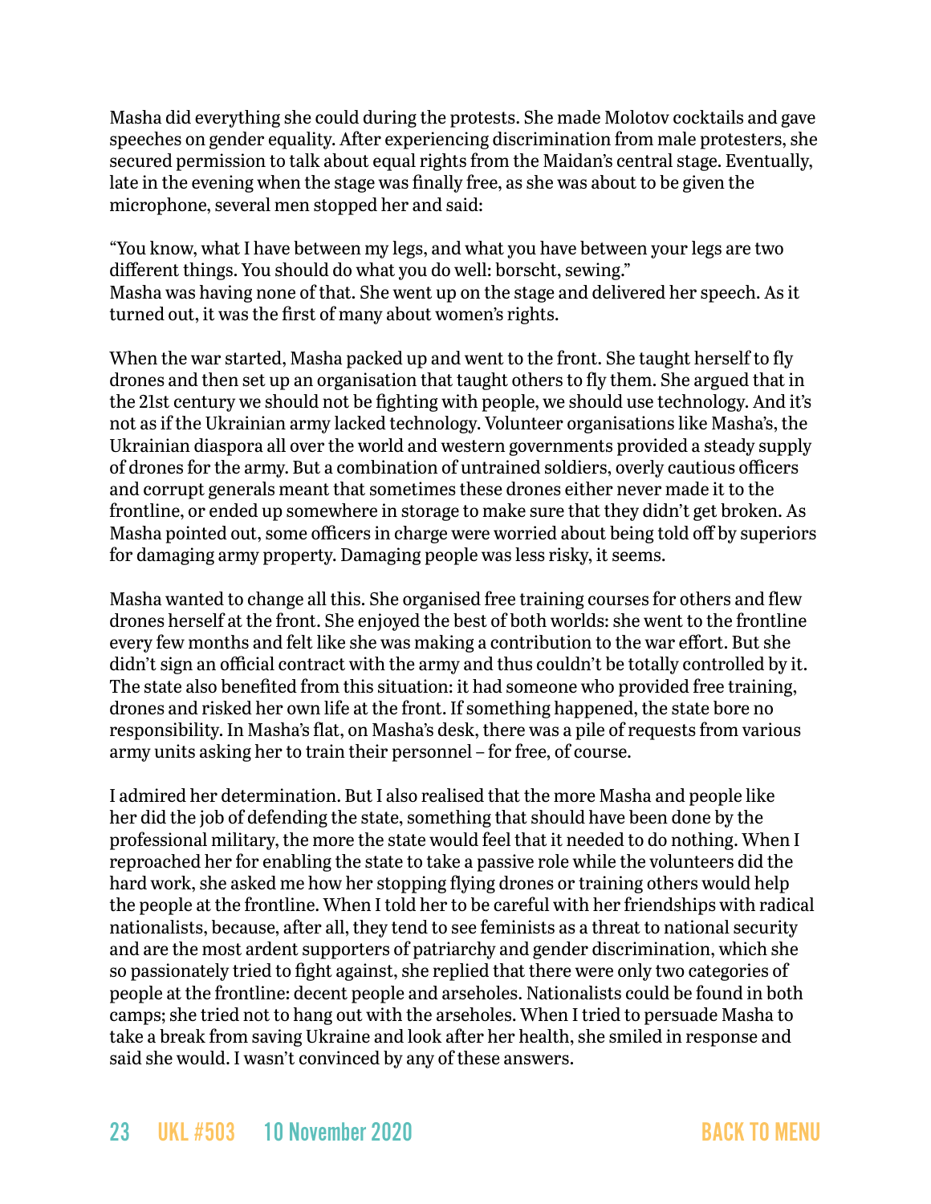Masha did everything she could during the protests. She made Molotov cocktails and gave speeches on gender equality. After experiencing discrimination from male protesters, she secured permission to talk about equal rights from the Maidan's central stage. Eventually, late in the evening when the stage was finally free, as she was about to be given the microphone, several men stopped her and said:

"You know, what I have between my legs, and what you have between your legs are two different things. You should do what you do well: borscht, sewing."
Masha was having none of that. She went up on the stage and delivered her speech. As it turned out, it was the first of many about women's rights.

When the war started, Masha packed up and went to the front. She taught herself to fly drones and then set up an organisation that taught others to fly them. She argued that in the 21st century we should not be fighting with people, we should use technology. And it's not as if the Ukrainian army lacked technology. Volunteer organisations like Masha's, the Ukrainian diaspora all over the world and western governments provided a steady supply of drones for the army. But a combination of untrained soldiers, overly cautious officers and corrupt generals meant that sometimes these drones either never made it to the frontline, or ended up somewhere in storage to make sure that they didn't get broken. As Masha pointed out, some officers in charge were worried about being told off by superiors for damaging army property. Damaging people was less risky, it seems.

Masha wanted to change all this. She organised free training courses for others and flew drones herself at the front. She enjoyed the best of both worlds: she went to the frontline every few months and felt like she was making a contribution to the war effort. But she didn't sign an official contract with the army and thus couldn't be totally controlled by it. The state also benefited from this situation: it had someone who provided free training, drones and risked her own life at the front. If something happened, the state bore no responsibility. In Masha's flat, on Masha's desk, there was a pile of requests from various army units asking her to train their personnel – for free, of course.

I admired her determination. But I also realised that the more Masha and people like her did the job of defending the state, something that should have been done by the professional military, the more the state would feel that it needed to do nothing. When I reproached her for enabling the state to take a passive role while the volunteers did the hard work, she asked me how her stopping flying drones or training others would help the people at the frontline. When I told her to be careful with her friendships with radical nationalists, because, after all, they tend to see feminists as a threat to national security and are the most ardent supporters of patriarchy and gender discrimination, which she so passionately tried to fight against, she replied that there were only two categories of people at the frontline: decent people and arseholes. Nationalists could be found in both camps; she tried not to hang out with the arseholes. When I tried to persuade Masha to take a break from saving Ukraine and look after her health, she smiled in response and said she would. I wasn't convinced by any of these answers.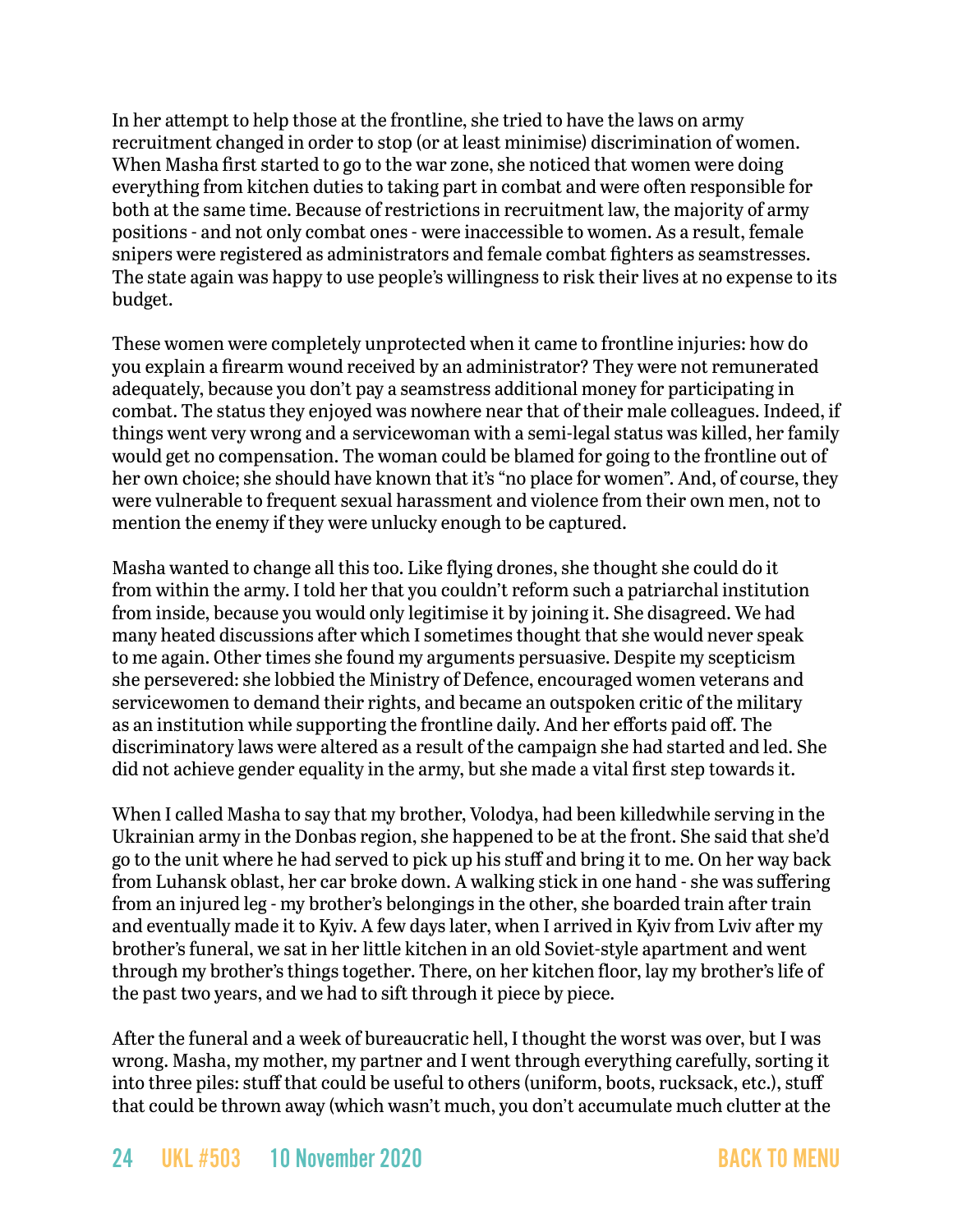In her attempt to help those at the frontline, she tried to have the laws on army recruitment changed in order to stop (or at least minimise) discrimination of women. When Masha first started to go to the war zone, she noticed that women were doing everything from kitchen duties to taking part in combat and were often responsible for both at the same time. Because of restrictions in recruitment law, the majority of army positions - and not only combat ones - were inaccessible to women. As a result, female snipers were registered as administrators and female combat fighters as seamstresses. The state again was happy to use people's willingness to risk their lives at no expense to its budget.

These women were completely unprotected when it came to frontline injuries: how do you explain a firearm wound received by an administrator? They were not remunerated adequately, because you don't pay a seamstress additional money for participating in combat. The status they enjoyed was nowhere near that of their male colleagues. Indeed, if things went very wrong and a servicewoman with a semi-legal status was killed, her family would get no compensation. The woman could be blamed for going to the frontline out of her own choice; she should have known that it's "no place for women". And, of course, they were vulnerable to frequent sexual harassment and violence from their own men, not to mention the enemy if they were unlucky enough to be captured.

Masha wanted to change all this too. Like flying drones, she thought she could do it from within the army. I told her that you couldn't reform such a patriarchal institution from inside, because you would only legitimise it by joining it. She disagreed. We had many heated discussions after which I sometimes thought that she would never speak to me again. Other times she found my arguments persuasive. Despite my scepticism she persevered: she lobbied the Ministry of Defence, encouraged women veterans and servicewomen to demand their rights, and became an outspoken critic of the military as an institution while supporting the frontline daily. And her efforts paid off. The discriminatory laws were altered as a result of the campaign she had started and led. She did not achieve gender equality in the army, but she made a vital first step towards it.

When I called Masha to say that my brother, Volodya, had been killedwhile serving in the Ukrainian army in the Donbas region, she happened to be at the front. She said that she'd go to the unit where he had served to pick up his stuff and bring it to me. On her way back from Luhansk oblast, her car broke down. A walking stick in one hand - she was suffering from an injured leg - my brother's belongings in the other, she boarded train after train and eventually made it to Kyiv. A few days later, when I arrived in Kyiv from Lviv after my brother's funeral, we sat in her little kitchen in an old Soviet-style apartment and went through my brother's things together. There, on her kitchen floor, lay my brother's life of the past two years, and we had to sift through it piece by piece.

After the funeral and a week of bureaucratic hell, I thought the worst was over, but I was wrong. Masha, my mother, my partner and I went through everything carefully, sorting it into three piles: stuff that could be useful to others (uniform, boots, rucksack, etc.), stuff that could be thrown away (which wasn't much, you don't accumulate much clutter at the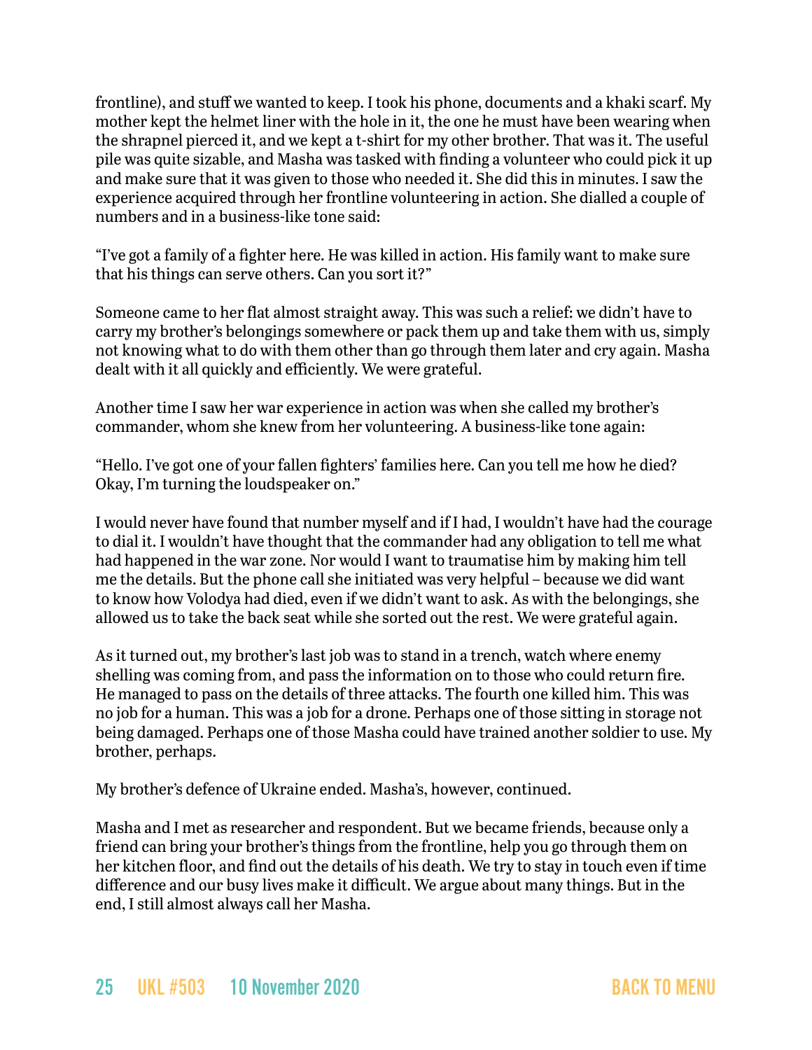frontline), and stuff we wanted to keep. I took his phone, documents and a khaki scarf. My mother kept the helmet liner with the hole in it, the one he must have been wearing when the shrapnel pierced it, and we kept a t-shirt for my other brother. That was it. The useful pile was quite sizable, and Masha was tasked with finding a volunteer who could pick it up and make sure that it was given to those who needed it. She did this in minutes. I saw the experience acquired through her frontline volunteering in action. She dialled a couple of numbers and in a business-like tone said:

"I've got a family of a fighter here. He was killed in action. His family want to make sure that his things can serve others. Can you sort it?"

Someone came to her flat almost straight away. This was such a relief: we didn't have to carry my brother's belongings somewhere or pack them up and take them with us, simply not knowing what to do with them other than go through them later and cry again. Masha dealt with it all quickly and efficiently. We were grateful.

Another time I saw her war experience in action was when she called my brother's commander, whom she knew from her volunteering. A business-like tone again:

"Hello. I've got one of your fallen fighters' families here. Can you tell me how he died? Okay, I'm turning the loudspeaker on."

I would never have found that number myself and if I had, I wouldn't have had the courage to dial it. I wouldn't have thought that the commander had any obligation to tell me what had happened in the war zone. Nor would I want to traumatise him by making him tell me the details. But the phone call she initiated was very helpful – because we did want to know how Volodya had died, even if we didn't want to ask. As with the belongings, she allowed us to take the back seat while she sorted out the rest. We were grateful again.

As it turned out, my brother's last job was to stand in a trench, watch where enemy shelling was coming from, and pass the information on to those who could return fire. He managed to pass on the details of three attacks. The fourth one killed him. This was no job for a human. This was a job for a drone. Perhaps one of those sitting in storage not being damaged. Perhaps one of those Masha could have trained another soldier to use. My brother, perhaps.

My brother's defence of Ukraine ended. Masha's, however, continued.

Masha and I met as researcher and respondent. But we became friends, because only a friend can bring your brother's things from the frontline, help you go through them on her kitchen floor, and find out the details of his death. We try to stay in touch even if time difference and our busy lives make it difficult. We argue about many things. But in the end, I still almost always call her Masha.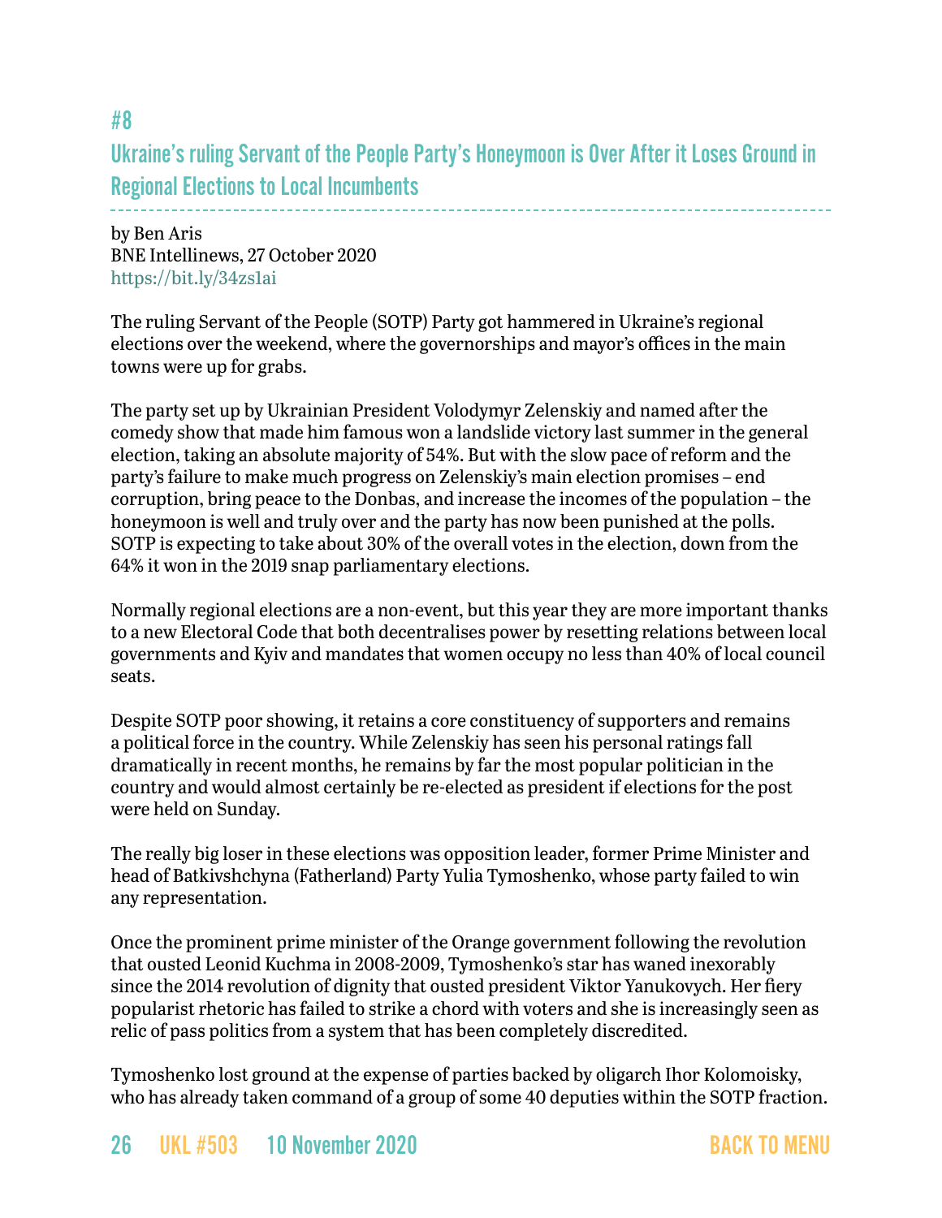## #8

## Ukraine's ruling Servant of the People Party's Honeymoon is Over After it Loses Ground in Regional Elections to Local Incumbents

by Ben Aris
BNE Intellinews, 27 October 2020
https://bit.ly/34zs1ai

The ruling Servant of the People (SOTP) Party got hammered in Ukraine's regional elections over the weekend, where the governorships and mayor's offices in the main towns were up for grabs.

The party set up by Ukrainian President Volodymyr Zelenskiy and named after the comedy show that made him famous won a landslide victory last summer in the general election, taking an absolute majority of 54%. But with the slow pace of reform and the party's failure to make much progress on Zelenskiy's main election promises – end corruption, bring peace to the Donbas, and increase the incomes of the population – the honeymoon is well and truly over and the party has now been punished at the polls. SOTP is expecting to take about 30% of the overall votes in the election, down from the 64% it won in the 2019 snap parliamentary elections.

Normally regional elections are a non-event, but this year they are more important thanks to a new Electoral Code that both decentralises power by resetting relations between local governments and Kyiv and mandates that women occupy no less than 40% of local council seats.

Despite SOTP poor showing, it retains a core constituency of supporters and remains a political force in the country. While Zelenskiy has seen his personal ratings fall dramatically in recent months, he remains by far the most popular politician in the country and would almost certainly be re-elected as president if elections for the post were held on Sunday.

The really big loser in these elections was opposition leader, former Prime Minister and head of Batkivshchyna (Fatherland) Party Yulia Tymoshenko, whose party failed to win any representation.

Once the prominent prime minister of the Orange government following the revolution that ousted Leonid Kuchma in 2008-2009, Tymoshenko's star has waned inexorably since the 2014 revolution of dignity that ousted president Viktor Yanukovych. Her fiery popularist rhetoric has failed to strike a chord with voters and she is increasingly seen as relic of pass politics from a system that has been completely discredited.

Tymoshenko lost ground at the expense of parties backed by oligarch Ihor Kolomoisky, who has already taken command of a group of some 40 deputies within the SOTP fraction.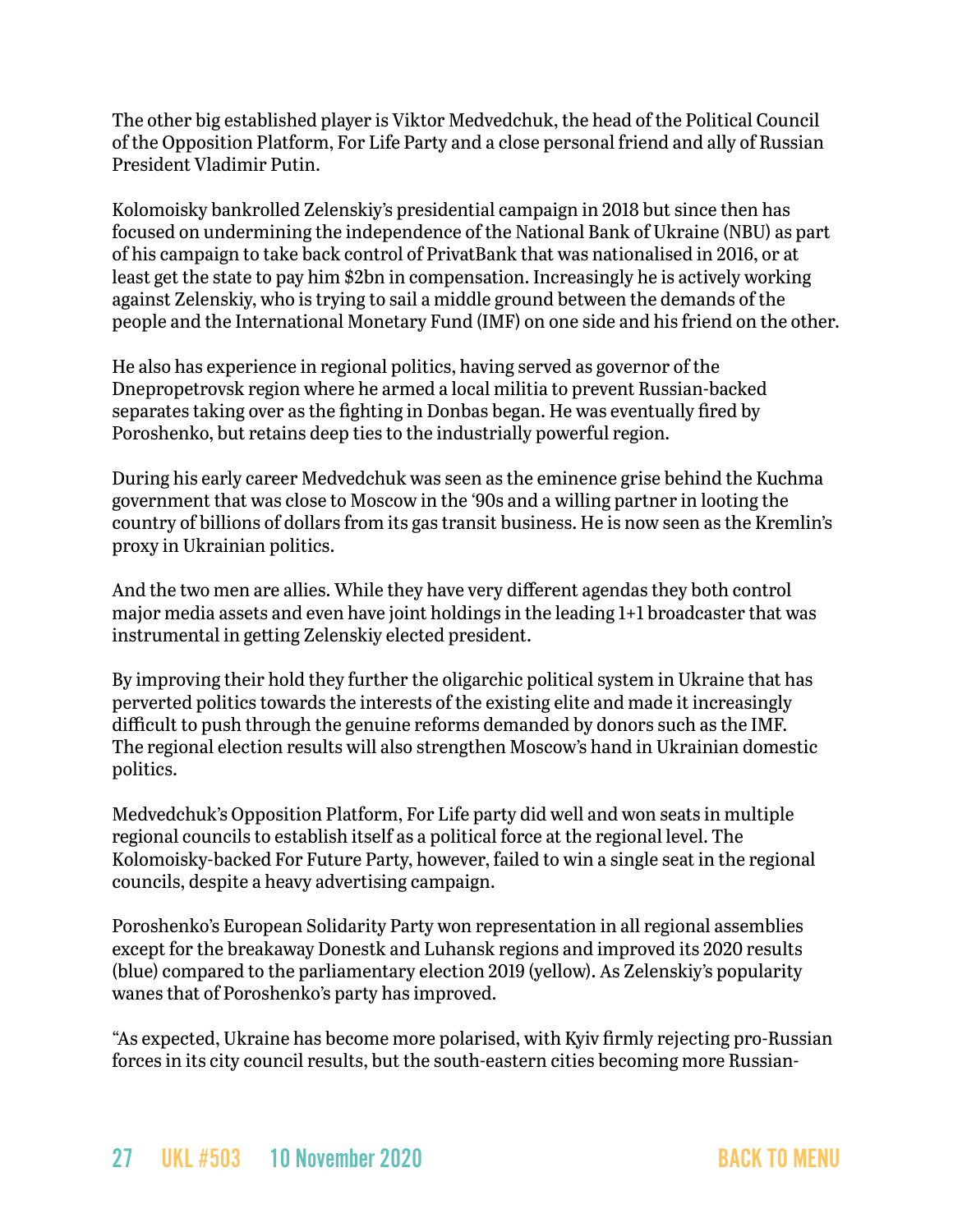The other big established player is Viktor Medvedchuk, the head of the Political Council of the Opposition Platform, For Life Party and a close personal friend and ally of Russian President Vladimir Putin.

Kolomoisky bankrolled Zelenskiy's presidential campaign in 2018 but since then has focused on undermining the independence of the National Bank of Ukraine (NBU) as part of his campaign to take back control of PrivatBank that was nationalised in 2016, or at least get the state to pay him $2bn in compensation. Increasingly he is actively working against Zelenskiy, who is trying to sail a middle ground between the demands of the people and the International Monetary Fund (IMF) on one side and his friend on the other.

He also has experience in regional politics, having served as governor of the Dnepropetrovsk region where he armed a local militia to prevent Russian-backed separates taking over as the fighting in Donbas began. He was eventually fired by Poroshenko, but retains deep ties to the industrially powerful region.

During his early career Medvedchuk was seen as the eminence grise behind the Kuchma government that was close to Moscow in the '90s and a willing partner in looting the country of billions of dollars from its gas transit business. He is now seen as the Kremlin's proxy in Ukrainian politics.

And the two men are allies. While they have very different agendas they both control major media assets and even have joint holdings in the leading 1+1 broadcaster that was instrumental in getting Zelenskiy elected president.

By improving their hold they further the oligarchic political system in Ukraine that has perverted politics towards the interests of the existing elite and made it increasingly difficult to push through the genuine reforms demanded by donors such as the IMF. The regional election results will also strengthen Moscow's hand in Ukrainian domestic politics.

Medvedchuk's Opposition Platform, For Life party did well and won seats in multiple regional councils to establish itself as a political force at the regional level. The Kolomoisky-backed For Future Party, however, failed to win a single seat in the regional councils, despite a heavy advertising campaign.

Poroshenko's European Solidarity Party won representation in all regional assemblies except for the breakaway Donestk and Luhansk regions and improved its 2020 results (blue) compared to the parliamentary election 2019 (yellow). As Zelenskiy's popularity wanes that of Poroshenko's party has improved.

"As expected, Ukraine has become more polarised, with Kyiv firmly rejecting pro-Russian forces in its city council results, but the south-eastern cities becoming more Russian-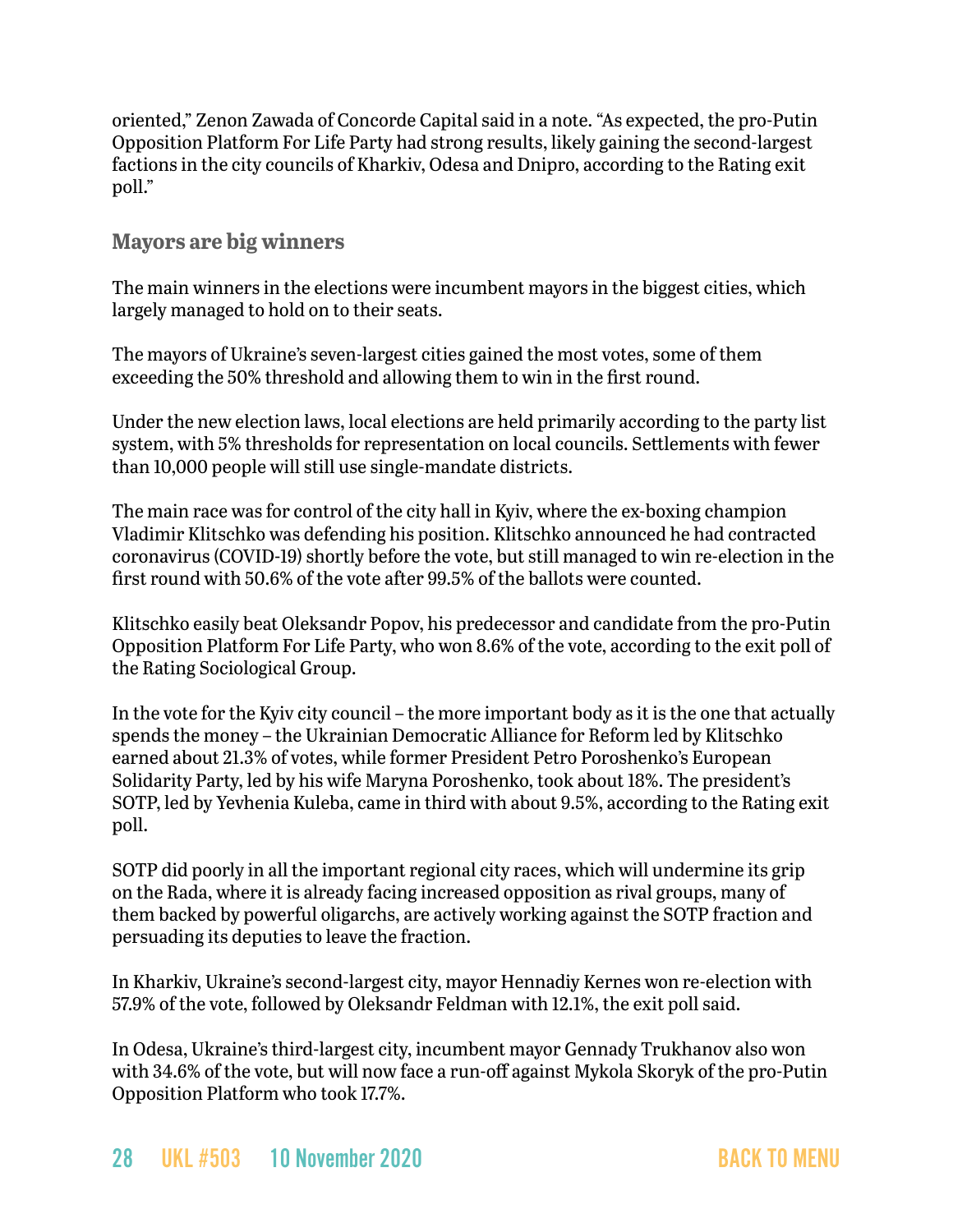oriented," Zenon Zawada of Concorde Capital said in a note. "As expected, the pro-Putin Opposition Platform For Life Party had strong results, likely gaining the second-largest factions in the city councils of Kharkiv, Odesa and Dnipro, according to the Rating exit poll."

### Mayors are big winners

The main winners in the elections were incumbent mayors in the biggest cities, which largely managed to hold on to their seats.

The mayors of Ukraine's seven-largest cities gained the most votes, some of them exceeding the 50% threshold and allowing them to win in the first round.

Under the new election laws, local elections are held primarily according to the party list system, with 5% thresholds for representation on local councils. Settlements with fewer than 10,000 people will still use single-mandate districts.

The main race was for control of the city hall in Kyiv, where the ex-boxing champion Vladimir Klitschko was defending his position. Klitschko announced he had contracted coronavirus (COVID-19) shortly before the vote, but still managed to win re-election in the first round with 50.6% of the vote after 99.5% of the ballots were counted.

Klitschko easily beat Oleksandr Popov, his predecessor and candidate from the pro-Putin Opposition Platform For Life Party, who won 8.6% of the vote, according to the exit poll of the Rating Sociological Group.

In the vote for the Kyiv city council – the more important body as it is the one that actually spends the money – the Ukrainian Democratic Alliance for Reform led by Klitschko earned about 21.3% of votes, while former President Petro Poroshenko's European Solidarity Party, led by his wife Maryna Poroshenko, took about 18%. The president's SOTP, led by Yevhenia Kuleba, came in third with about 9.5%, according to the Rating exit poll.

SOTP did poorly in all the important regional city races, which will undermine its grip on the Rada, where it is already facing increased opposition as rival groups, many of them backed by powerful oligarchs, are actively working against the SOTP fraction and persuading its deputies to leave the fraction.

In Kharkiv, Ukraine's second-largest city, mayor Hennadiy Kernes won re-election with 57.9% of the vote, followed by Oleksandr Feldman with 12.1%, the exit poll said.

In Odesa, Ukraine's third-largest city, incumbent mayor Gennady Trukhanov also won with 34.6% of the vote, but will now face a run-off against Mykola Skoryk of the pro-Putin Opposition Platform who took 17.7%.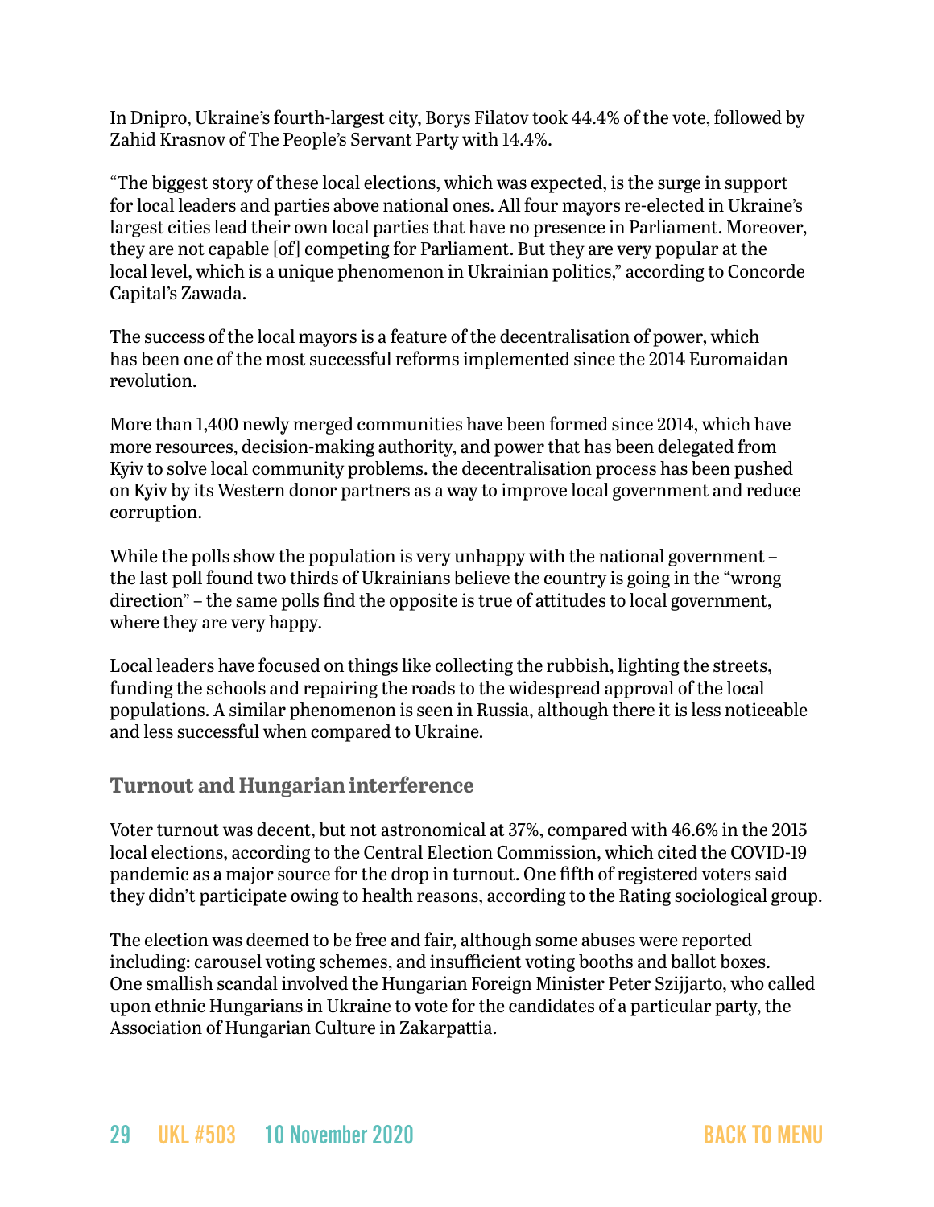In Dnipro, Ukraine's fourth-largest city, Borys Filatov took 44.4% of the vote, followed by Zahid Krasnov of The People's Servant Party with 14.4%.

"The biggest story of these local elections, which was expected, is the surge in support for local leaders and parties above national ones. All four mayors re-elected in Ukraine's largest cities lead their own local parties that have no presence in Parliament. Moreover, they are not capable [of] competing for Parliament. But they are very popular at the local level, which is a unique phenomenon in Ukrainian politics," according to Concorde Capital's Zawada.

The success of the local mayors is a feature of the decentralisation of power, which has been one of the most successful reforms implemented since the 2014 Euromaidan revolution.

More than 1,400 newly merged communities have been formed since 2014, which have more resources, decision-making authority, and power that has been delegated from Kyiv to solve local community problems. the decentralisation process has been pushed on Kyiv by its Western donor partners as a way to improve local government and reduce corruption.

While the polls show the population is very unhappy with the national government – the last poll found two thirds of Ukrainians believe the country is going in the "wrong direction" – the same polls find the opposite is true of attitudes to local government, where they are very happy.

Local leaders have focused on things like collecting the rubbish, lighting the streets, funding the schools and repairing the roads to the widespread approval of the local populations. A similar phenomenon is seen in Russia, although there it is less noticeable and less successful when compared to Ukraine.

### Turnout and Hungarian interference

Voter turnout was decent, but not astronomical at 37%, compared with 46.6% in the 2015 local elections, according to the Central Election Commission, which cited the COVID-19 pandemic as a major source for the drop in turnout. One fifth of registered voters said they didn't participate owing to health reasons, according to the Rating sociological group.

The election was deemed to be free and fair, although some abuses were reported including: carousel voting schemes, and insufficient voting booths and ballot boxes. One smallish scandal involved the Hungarian Foreign Minister Peter Szijjarto, who called upon ethnic Hungarians in Ukraine to vote for the candidates of a particular party, the Association of Hungarian Culture in Zakarpattia.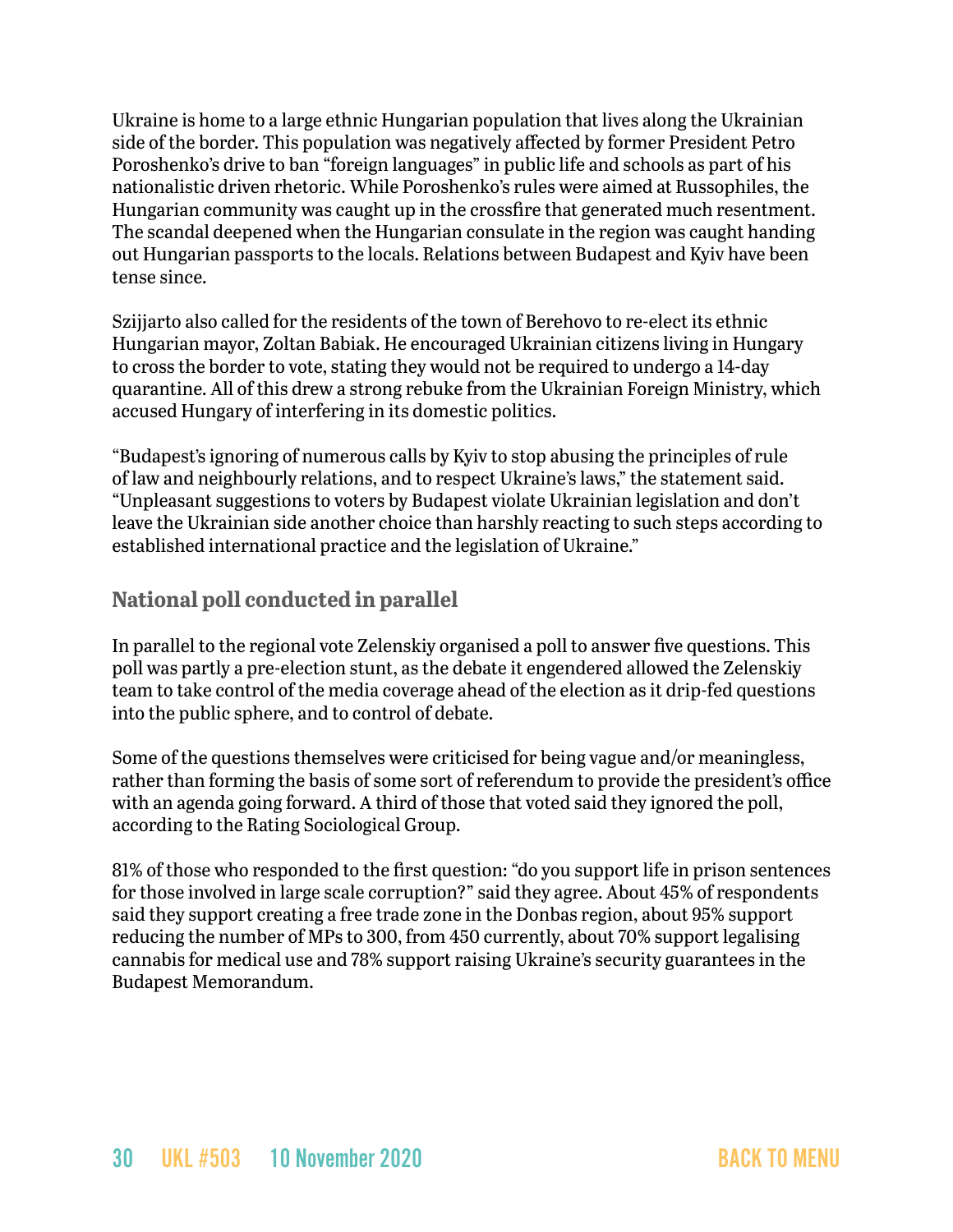Ukraine is home to a large ethnic Hungarian population that lives along the Ukrainian side of the border. This population was negatively affected by former President Petro Poroshenko's drive to ban "foreign languages" in public life and schools as part of his nationalistic driven rhetoric. While Poroshenko's rules were aimed at Russophiles, the Hungarian community was caught up in the crossfire that generated much resentment. The scandal deepened when the Hungarian consulate in the region was caught handing out Hungarian passports to the locals. Relations between Budapest and Kyiv have been tense since.

Szijjarto also called for the residents of the town of Berehovo to re-elect its ethnic Hungarian mayor, Zoltan Babiak. He encouraged Ukrainian citizens living in Hungary to cross the border to vote, stating they would not be required to undergo a 14-day quarantine. All of this drew a strong rebuke from the Ukrainian Foreign Ministry, which accused Hungary of interfering in its domestic politics.

"Budapest's ignoring of numerous calls by Kyiv to stop abusing the principles of rule of law and neighbourly relations, and to respect Ukraine's laws," the statement said. "Unpleasant suggestions to voters by Budapest violate Ukrainian legislation and don't leave the Ukrainian side another choice than harshly reacting to such steps according to established international practice and the legislation of Ukraine."

## National poll conducted in parallel

In parallel to the regional vote Zelenskiy organised a poll to answer five questions. This poll was partly a pre-election stunt, as the debate it engendered allowed the Zelenskiy team to take control of the media coverage ahead of the election as it drip-fed questions into the public sphere, and to control of debate.

Some of the questions themselves were criticised for being vague and/or meaningless, rather than forming the basis of some sort of referendum to provide the president's office with an agenda going forward. A third of those that voted said they ignored the poll, according to the Rating Sociological Group.

81% of those who responded to the first question: "do you support life in prison sentences for those involved in large scale corruption?" said they agree. About 45% of respondents said they support creating a free trade zone in the Donbas region, about 95% support reducing the number of MPs to 300, from 450 currently, about 70% support legalising cannabis for medical use and 78% support raising Ukraine's security guarantees in the Budapest Memorandum.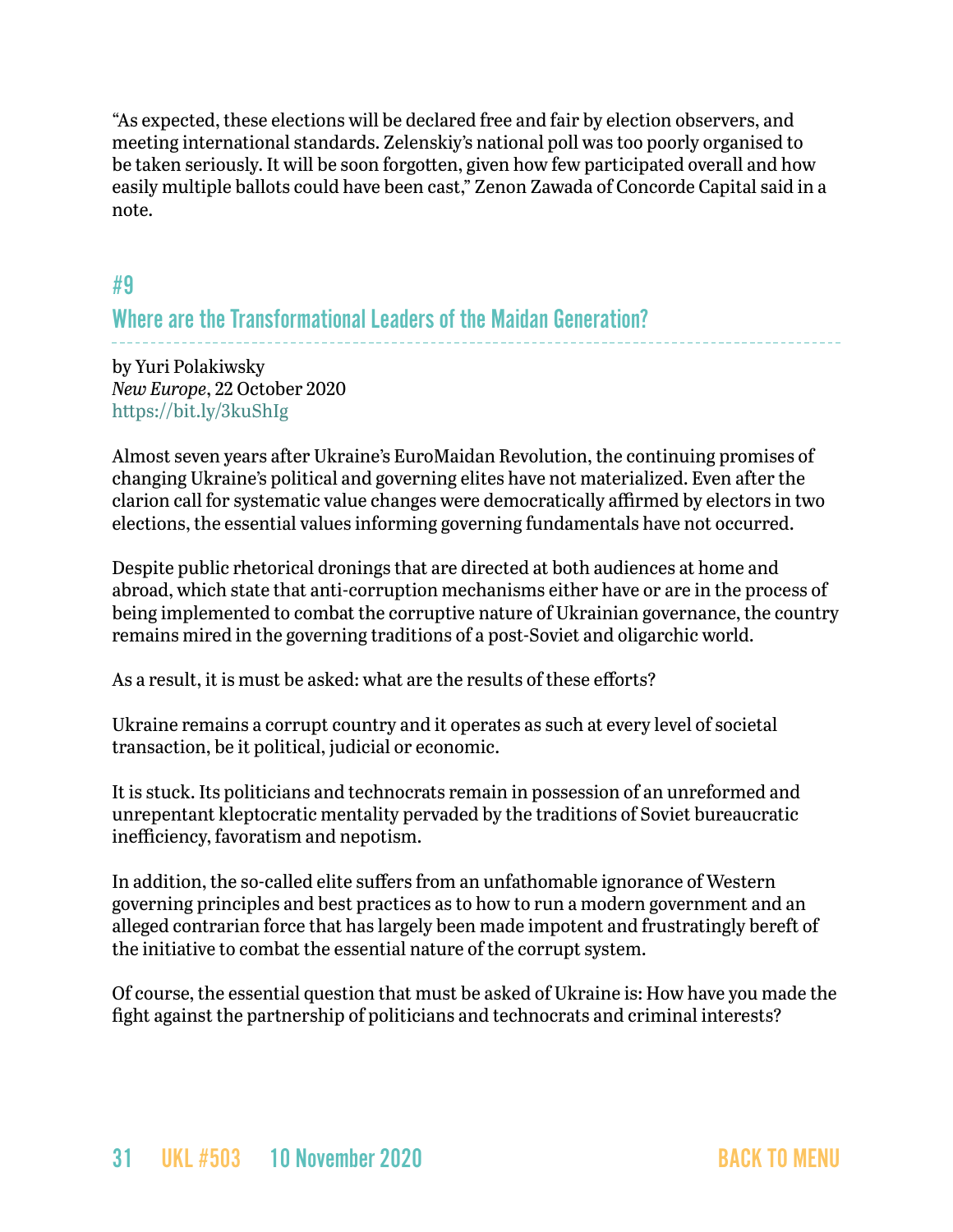"As expected, these elections will be declared free and fair by election observers, and meeting international standards. Zelenskiy's national poll was too poorly organised to be taken seriously. It will be soon forgotten, given how few participated overall and how easily multiple ballots could have been cast," Zenon Zawada of Concorde Capital said in a note.

## #9

## Where are the Transformational Leaders of the Maidan Generation?

by Yuri Polakiwsky
*New Europe*, 22 October 2020
https://bit.ly/3kuShIg

Almost seven years after Ukraine's EuroMaidan Revolution, the continuing promises of changing Ukraine's political and governing elites have not materialized. Even after the clarion call for systematic value changes were democratically affirmed by electors in two elections, the essential values informing governing fundamentals have not occurred.

Despite public rhetorical dronings that are directed at both audiences at home and abroad, which state that anti-corruption mechanisms either have or are in the process of being implemented to combat the corruptive nature of Ukrainian governance, the country remains mired in the governing traditions of a post-Soviet and oligarchic world.

As a result, it is must be asked: what are the results of these efforts?

Ukraine remains a corrupt country and it operates as such at every level of societal transaction, be it political, judicial or economic.

It is stuck. Its politicians and technocrats remain in possession of an unreformed and unrepentant kleptocratic mentality pervaded by the traditions of Soviet bureaucratic inefficiency, favoratism and nepotism.

In addition, the so-called elite suffers from an unfathomable ignorance of Western governing principles and best practices as to how to run a modern government and an alleged contrarian force that has largely been made impotent and frustratingly bereft of the initiative to combat the essential nature of the corrupt system.

Of course, the essential question that must be asked of Ukraine is: How have you made the fight against the partnership of politicians and technocrats and criminal interests?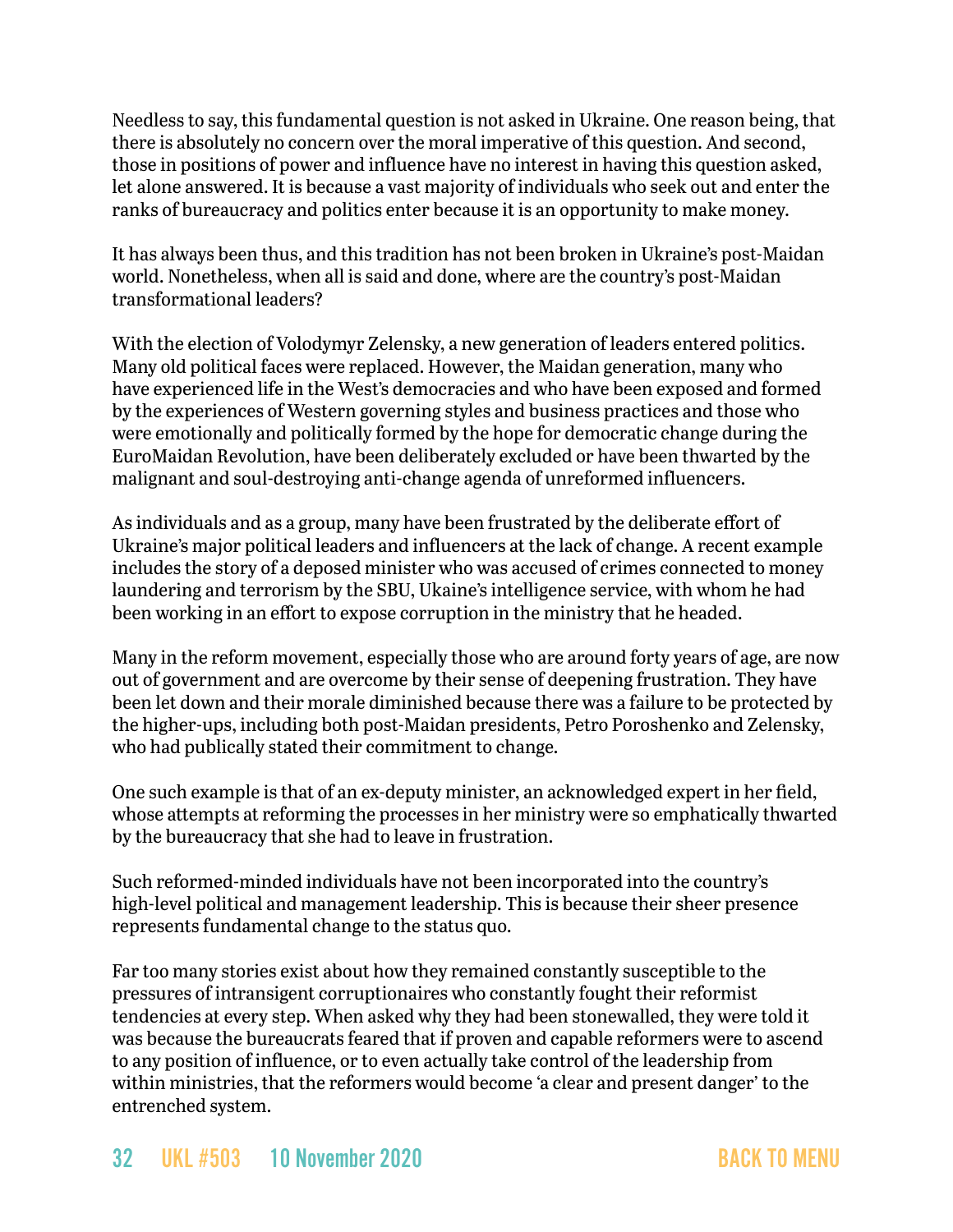Needless to say, this fundamental question is not asked in Ukraine. One reason being, that there is absolutely no concern over the moral imperative of this question. And second, those in positions of power and influence have no interest in having this question asked, let alone answered. It is because a vast majority of individuals who seek out and enter the ranks of bureaucracy and politics enter because it is an opportunity to make money.

It has always been thus, and this tradition has not been broken in Ukraine's post-Maidan world. Nonetheless, when all is said and done, where are the country's post-Maidan transformational leaders?

With the election of Volodymyr Zelensky, a new generation of leaders entered politics. Many old political faces were replaced. However, the Maidan generation, many who have experienced life in the West's democracies and who have been exposed and formed by the experiences of Western governing styles and business practices and those who were emotionally and politically formed by the hope for democratic change during the EuroMaidan Revolution, have been deliberately excluded or have been thwarted by the malignant and soul-destroying anti-change agenda of unreformed influencers.

As individuals and as a group, many have been frustrated by the deliberate effort of Ukraine's major political leaders and influencers at the lack of change. A recent example includes the story of a deposed minister who was accused of crimes connected to money laundering and terrorism by the SBU, Ukaine's intelligence service, with whom he had been working in an effort to expose corruption in the ministry that he headed.

Many in the reform movement, especially those who are around forty years of age, are now out of government and are overcome by their sense of deepening frustration. They have been let down and their morale diminished because there was a failure to be protected by the higher-ups, including both post-Maidan presidents, Petro Poroshenko and Zelensky, who had publically stated their commitment to change.

One such example is that of an ex-deputy minister, an acknowledged expert in her field, whose attempts at reforming the processes in her ministry were so emphatically thwarted by the bureaucracy that she had to leave in frustration.

Such reformed-minded individuals have not been incorporated into the country's high-level political and management leadership. This is because their sheer presence represents fundamental change to the status quo.

Far too many stories exist about how they remained constantly susceptible to the pressures of intransigent corruptionaires who constantly fought their reformist tendencies at every step. When asked why they had been stonewalled, they were told it was because the bureaucrats feared that if proven and capable reformers were to ascend to any position of influence, or to even actually take control of the leadership from within ministries, that the reformers would become 'a clear and present danger' to the entrenched system.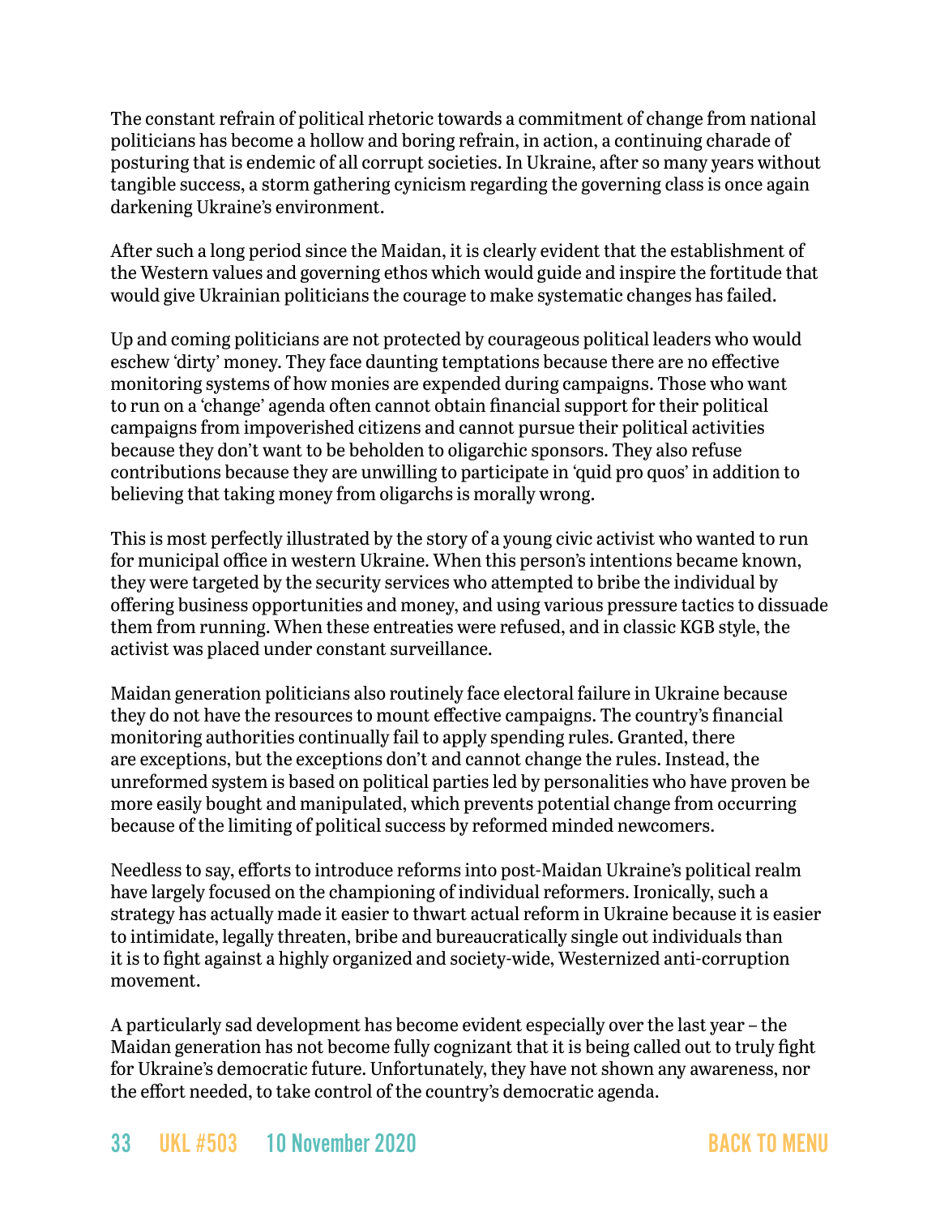The constant refrain of political rhetoric towards a commitment of change from national politicians has become a hollow and boring refrain, in action, a continuing charade of posturing that is endemic of all corrupt societies. In Ukraine, after so many years without tangible success, a storm gathering cynicism regarding the governing class is once again darkening Ukraine's environment.

After such a long period since the Maidan, it is clearly evident that the establishment of the Western values and governing ethos which would guide and inspire the fortitude that would give Ukrainian politicians the courage to make systematic changes has failed.

Up and coming politicians are not protected by courageous political leaders who would eschew 'dirty' money. They face daunting temptations because there are no effective monitoring systems of how monies are expended during campaigns. Those who want to run on a 'change' agenda often cannot obtain financial support for their political campaigns from impoverished citizens and cannot pursue their political activities because they don't want to be beholden to oligarchic sponsors. They also refuse contributions because they are unwilling to participate in 'quid pro quos' in addition to believing that taking money from oligarchs is morally wrong.

This is most perfectly illustrated by the story of a young civic activist who wanted to run for municipal office in western Ukraine. When this person's intentions became known, they were targeted by the security services who attempted to bribe the individual by offering business opportunities and money, and using various pressure tactics to dissuade them from running. When these entreaties were refused, and in classic KGB style, the activist was placed under constant surveillance.

Maidan generation politicians also routinely face electoral failure in Ukraine because they do not have the resources to mount effective campaigns. The country's financial monitoring authorities continually fail to apply spending rules. Granted, there are exceptions, but the exceptions don't and cannot change the rules. Instead, the unreformed system is based on political parties led by personalities who have proven be more easily bought and manipulated, which prevents potential change from occurring because of the limiting of political success by reformed minded newcomers.

Needless to say, efforts to introduce reforms into post-Maidan Ukraine's political realm have largely focused on the championing of individual reformers. Ironically, such a strategy has actually made it easier to thwart actual reform in Ukraine because it is easier to intimidate, legally threaten, bribe and bureaucratically single out individuals than it is to fight against a highly organized and society-wide, Westernized anti-corruption movement.

A particularly sad development has become evident especially over the last year – the Maidan generation has not become fully cognizant that it is being called out to truly fight for Ukraine's democratic future. Unfortunately, they have not shown any awareness, nor the effort needed, to take control of the country's democratic agenda.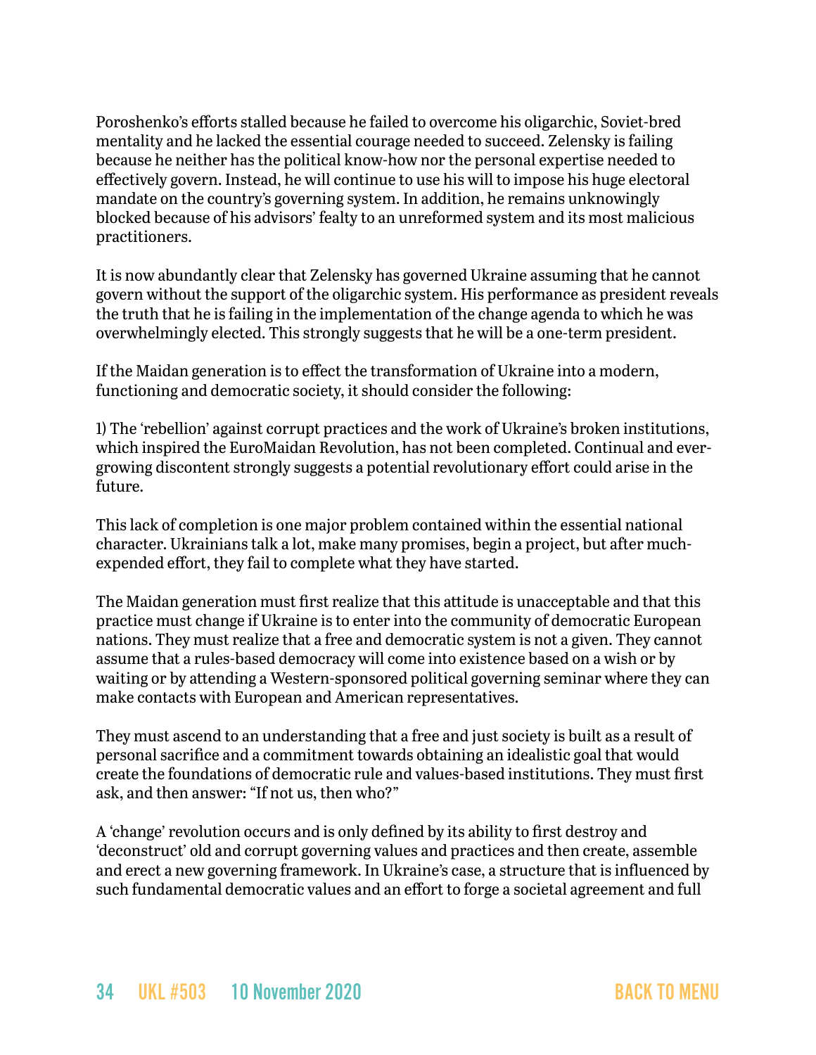Poroshenko's efforts stalled because he failed to overcome his oligarchic, Soviet-bred mentality and he lacked the essential courage needed to succeed. Zelensky is failing because he neither has the political know-how nor the personal expertise needed to effectively govern. Instead, he will continue to use his will to impose his huge electoral mandate on the country's governing system. In addition, he remains unknowingly blocked because of his advisors' fealty to an unreformed system and its most malicious practitioners.

It is now abundantly clear that Zelensky has governed Ukraine assuming that he cannot govern without the support of the oligarchic system. His performance as president reveals the truth that he is failing in the implementation of the change agenda to which he was overwhelmingly elected. This strongly suggests that he will be a one-term president.

If the Maidan generation is to effect the transformation of Ukraine into a modern, functioning and democratic society, it should consider the following:

1) The 'rebellion' against corrupt practices and the work of Ukraine's broken institutions, which inspired the EuroMaidan Revolution, has not been completed. Continual and ever-growing discontent strongly suggests a potential revolutionary effort could arise in the future.

This lack of completion is one major problem contained within the essential national character. Ukrainians talk a lot, make many promises, begin a project, but after much-expended effort, they fail to complete what they have started.

The Maidan generation must first realize that this attitude is unacceptable and that this practice must change if Ukraine is to enter into the community of democratic European nations. They must realize that a free and democratic system is not a given. They cannot assume that a rules-based democracy will come into existence based on a wish or by waiting or by attending a Western-sponsored political governing seminar where they can make contacts with European and American representatives.

They must ascend to an understanding that a free and just society is built as a result of personal sacrifice and a commitment towards obtaining an idealistic goal that would create the foundations of democratic rule and values-based institutions. They must first ask, and then answer: "If not us, then who?"

A 'change' revolution occurs and is only defined by its ability to first destroy and 'deconstruct' old and corrupt governing values and practices and then create, assemble and erect a new governing framework. In Ukraine's case, a structure that is influenced by such fundamental democratic values and an effort to forge a societal agreement and full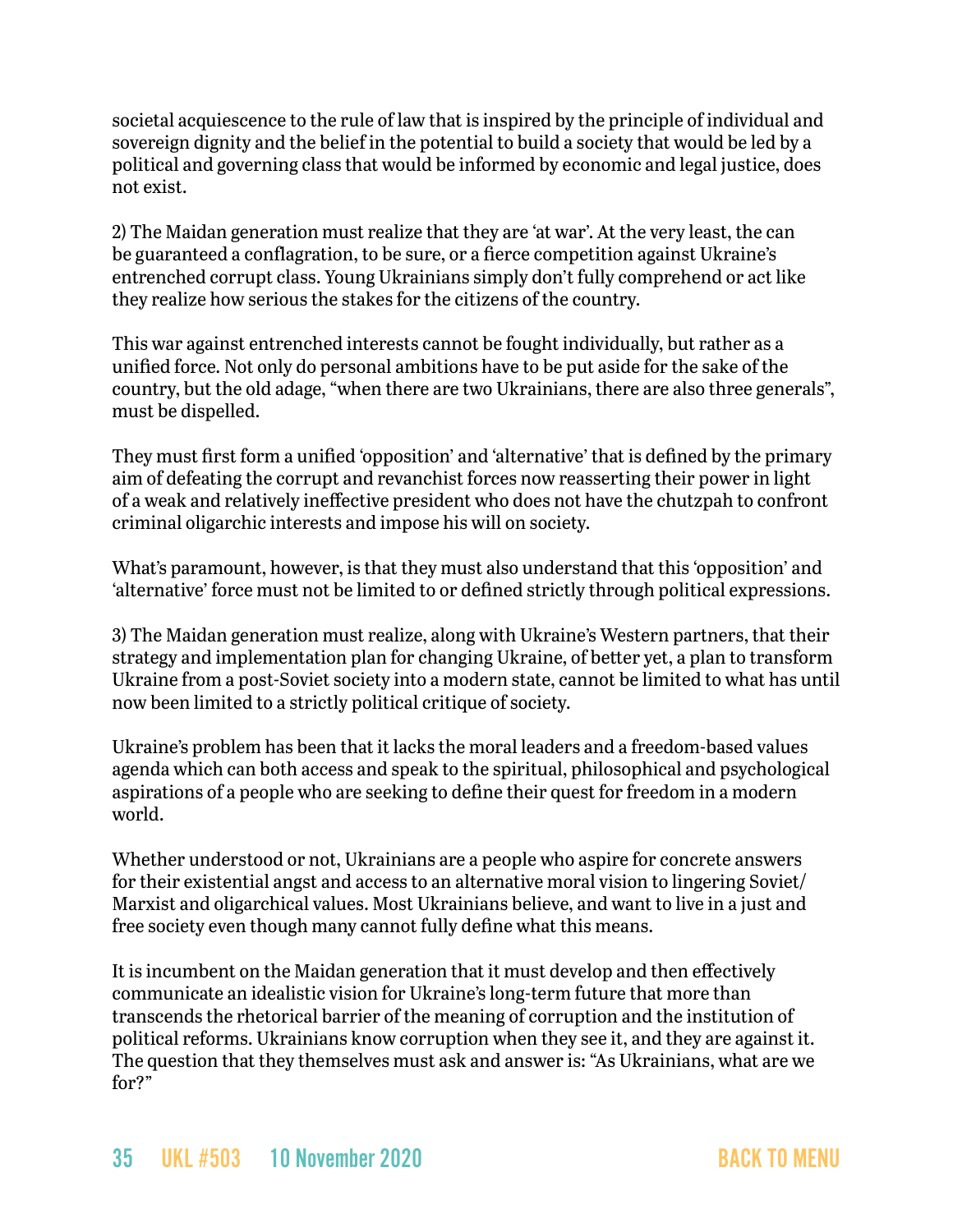societal acquiescence to the rule of law that is inspired by the principle of individual and sovereign dignity and the belief in the potential to build a society that would be led by a political and governing class that would be informed by economic and legal justice, does not exist.

2) The Maidan generation must realize that they are 'at war'. At the very least, the can be guaranteed a conflagration, to be sure, or a fierce competition against Ukraine's entrenched corrupt class. Young Ukrainians simply don't fully comprehend or act like they realize how serious the stakes for the citizens of the country.

This war against entrenched interests cannot be fought individually, but rather as a unified force. Not only do personal ambitions have to be put aside for the sake of the country, but the old adage, "when there are two Ukrainians, there are also three generals", must be dispelled.

They must first form a unified 'opposition' and 'alternative' that is defined by the primary aim of defeating the corrupt and revanchist forces now reasserting their power in light of a weak and relatively ineffective president who does not have the chutzpah to confront criminal oligarchic interests and impose his will on society.

What's paramount, however, is that they must also understand that this 'opposition' and 'alternative' force must not be limited to or defined strictly through political expressions.

3) The Maidan generation must realize, along with Ukraine's Western partners, that their strategy and implementation plan for changing Ukraine, of better yet, a plan to transform Ukraine from a post-Soviet society into a modern state, cannot be limited to what has until now been limited to a strictly political critique of society.

Ukraine's problem has been that it lacks the moral leaders and a freedom-based values agenda which can both access and speak to the spiritual, philosophical and psychological aspirations of a people who are seeking to define their quest for freedom in a modern world.

Whether understood or not, Ukrainians are a people who aspire for concrete answers for their existential angst and access to an alternative moral vision to lingering Soviet/ Marxist and oligarchical values. Most Ukrainians believe, and want to live in a just and free society even though many cannot fully define what this means.

It is incumbent on the Maidan generation that it must develop and then effectively communicate an idealistic vision for Ukraine's long-term future that more than transcends the rhetorical barrier of the meaning of corruption and the institution of political reforms. Ukrainians know corruption when they see it, and they are against it. The question that they themselves must ask and answer is: "As Ukrainians, what are we for?"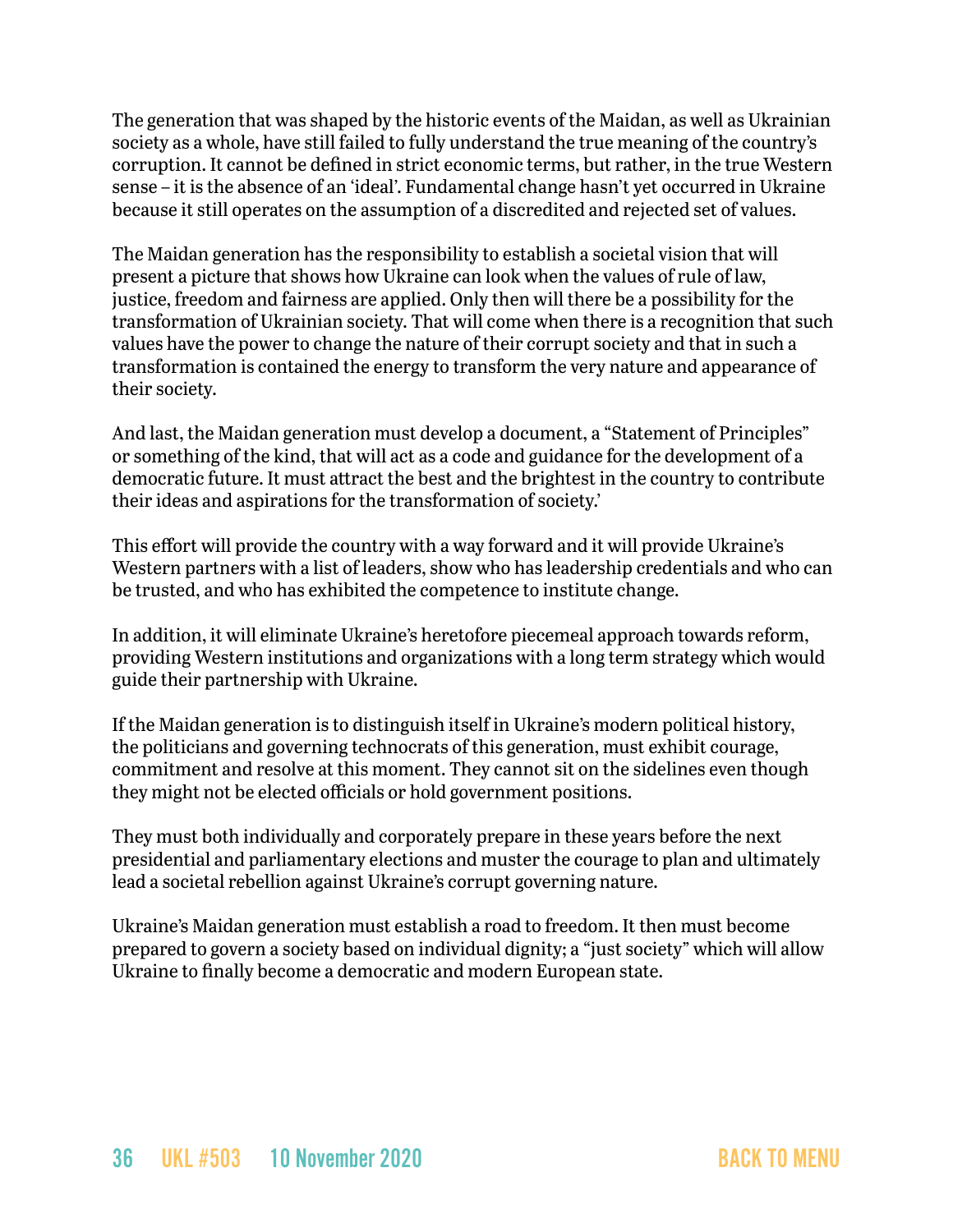The generation that was shaped by the historic events of the Maidan, as well as Ukrainian society as a whole, have still failed to fully understand the true meaning of the country's corruption. It cannot be defined in strict economic terms, but rather, in the true Western sense – it is the absence of an 'ideal'. Fundamental change hasn't yet occurred in Ukraine because it still operates on the assumption of a discredited and rejected set of values.

The Maidan generation has the responsibility to establish a societal vision that will present a picture that shows how Ukraine can look when the values of rule of law, justice, freedom and fairness are applied. Only then will there be a possibility for the transformation of Ukrainian society. That will come when there is a recognition that such values have the power to change the nature of their corrupt society and that in such a transformation is contained the energy to transform the very nature and appearance of their society.

And last, the Maidan generation must develop a document, a "Statement of Principles" or something of the kind, that will act as a code and guidance for the development of a democratic future. It must attract the best and the brightest in the country to contribute their ideas and aspirations for the transformation of society.'

This effort will provide the country with a way forward and it will provide Ukraine's Western partners with a list of leaders, show who has leadership credentials and who can be trusted, and who has exhibited the competence to institute change.

In addition, it will eliminate Ukraine's heretofore piecemeal approach towards reform, providing Western institutions and organizations with a long term strategy which would guide their partnership with Ukraine.

If the Maidan generation is to distinguish itself in Ukraine's modern political history, the politicians and governing technocrats of this generation, must exhibit courage, commitment and resolve at this moment. They cannot sit on the sidelines even though they might not be elected officials or hold government positions.

They must both individually and corporately prepare in these years before the next presidential and parliamentary elections and muster the courage to plan and ultimately lead a societal rebellion against Ukraine's corrupt governing nature.

Ukraine's Maidan generation must establish a road to freedom. It then must become prepared to govern a society based on individual dignity; a "just society" which will allow Ukraine to finally become a democratic and modern European state.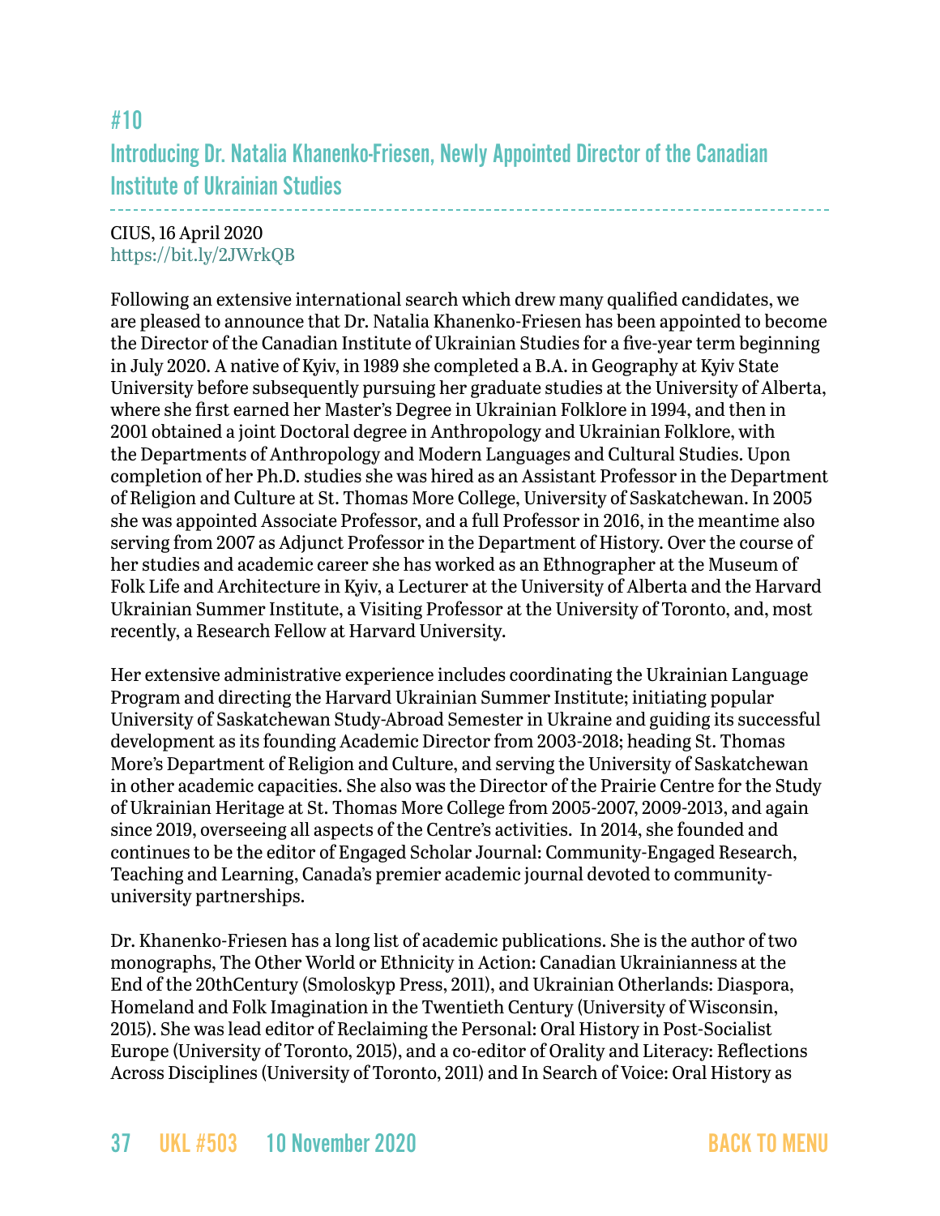## #10

## Introducing Dr. Natalia Khanenko-Friesen, Newly Appointed Director of the Canadian Institute of Ukrainian Studies

CIUS, 16 April 2020
https://bit.ly/2JWrkQB

Following an extensive international search which drew many qualified candidates, we are pleased to announce that Dr. Natalia Khanenko-Friesen has been appointed to become the Director of the Canadian Institute of Ukrainian Studies for a five-year term beginning in July 2020. A native of Kyiv, in 1989 she completed a B.A. in Geography at Kyiv State University before subsequently pursuing her graduate studies at the University of Alberta, where she first earned her Master's Degree in Ukrainian Folklore in 1994, and then in 2001 obtained a joint Doctoral degree in Anthropology and Ukrainian Folklore, with the Departments of Anthropology and Modern Languages and Cultural Studies. Upon completion of her Ph.D. studies she was hired as an Assistant Professor in the Department of Religion and Culture at St. Thomas More College, University of Saskatchewan. In 2005 she was appointed Associate Professor, and a full Professor in 2016, in the meantime also serving from 2007 as Adjunct Professor in the Department of History. Over the course of her studies and academic career she has worked as an Ethnographer at the Museum of Folk Life and Architecture in Kyiv, a Lecturer at the University of Alberta and the Harvard Ukrainian Summer Institute, a Visiting Professor at the University of Toronto, and, most recently, a Research Fellow at Harvard University.

Her extensive administrative experience includes coordinating the Ukrainian Language Program and directing the Harvard Ukrainian Summer Institute; initiating popular University of Saskatchewan Study-Abroad Semester in Ukraine and guiding its successful development as its founding Academic Director from 2003-2018; heading St. Thomas More's Department of Religion and Culture, and serving the University of Saskatchewan in other academic capacities. She also was the Director of the Prairie Centre for the Study of Ukrainian Heritage at St. Thomas More College from 2005-2007, 2009-2013, and again since 2019, overseeing all aspects of the Centre's activities. In 2014, she founded and continues to be the editor of Engaged Scholar Journal: Community-Engaged Research, Teaching and Learning, Canada's premier academic journal devoted to community-university partnerships.

Dr. Khanenko-Friesen has a long list of academic publications. She is the author of two monographs, The Other World or Ethnicity in Action: Canadian Ukrainianness at the End of the 20thCentury (Smoloskyp Press, 2011), and Ukrainian Otherlands: Diaspora, Homeland and Folk Imagination in the Twentieth Century (University of Wisconsin, 2015). She was lead editor of Reclaiming the Personal: Oral History in Post-Socialist Europe (University of Toronto, 2015), and a co-editor of Orality and Literacy: Reflections Across Disciplines (University of Toronto, 2011) and In Search of Voice: Oral History as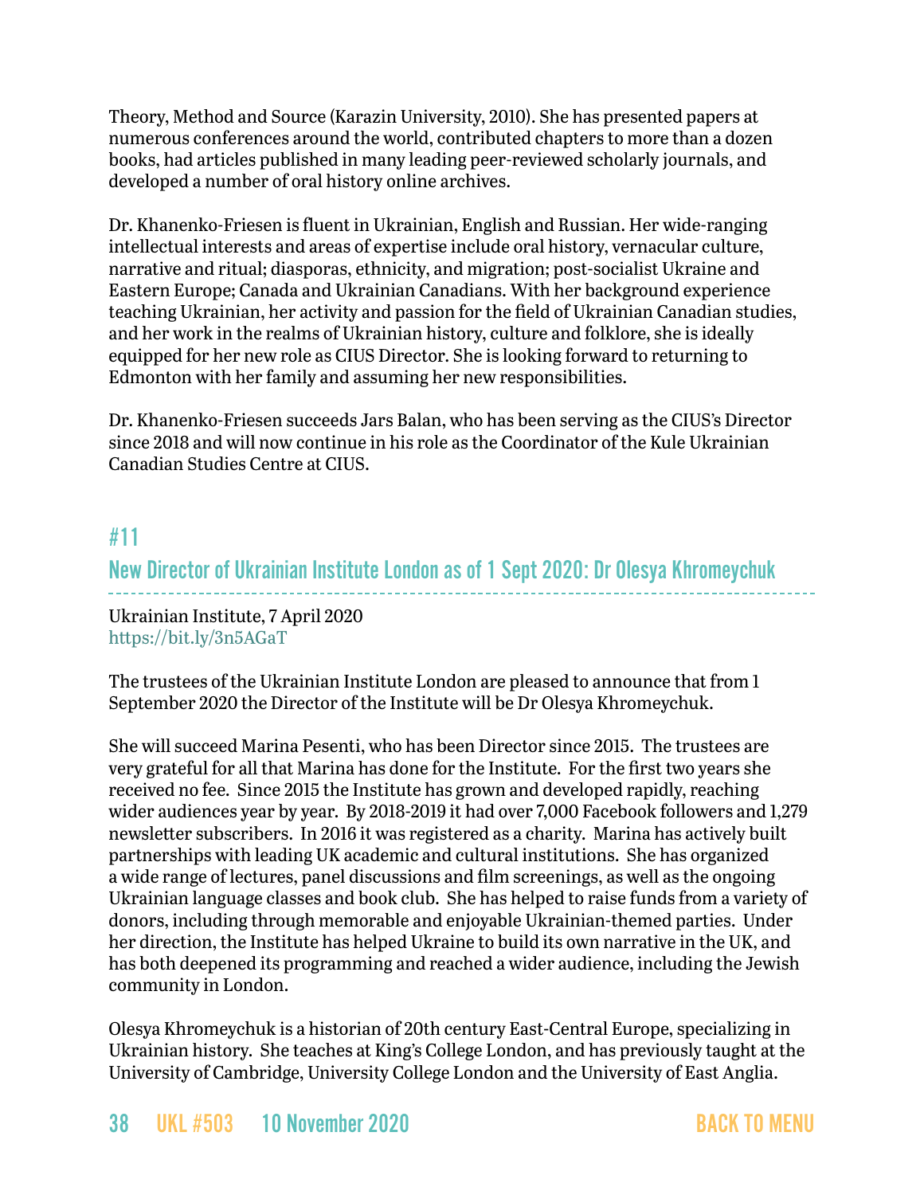Theory, Method and Source (Karazin University, 2010). She has presented papers at numerous conferences around the world, contributed chapters to more than a dozen books, had articles published in many leading peer-reviewed scholarly journals, and developed a number of oral history online archives.

Dr. Khanenko-Friesen is fluent in Ukrainian, English and Russian. Her wide-ranging intellectual interests and areas of expertise include oral history, vernacular culture, narrative and ritual; diasporas, ethnicity, and migration; post-socialist Ukraine and Eastern Europe; Canada and Ukrainian Canadians. With her background experience teaching Ukrainian, her activity and passion for the field of Ukrainian Canadian studies, and her work in the realms of Ukrainian history, culture and folklore, she is ideally equipped for her new role as CIUS Director. She is looking forward to returning to Edmonton with her family and assuming her new responsibilities.

Dr. Khanenko-Friesen succeeds Jars Balan, who has been serving as the CIUS's Director since 2018 and will now continue in his role as the Coordinator of the Kule Ukrainian Canadian Studies Centre at CIUS.

## #11

## New Director of Ukrainian Institute London as of 1 Sept 2020: Dr Olesya Khromeychuk

Ukrainian Institute, 7 April 2020
https://bit.ly/3n5AGaT

The trustees of the Ukrainian Institute London are pleased to announce that from 1 September 2020 the Director of the Institute will be Dr Olesya Khromeychuk.

She will succeed Marina Pesenti, who has been Director since 2015. The trustees are very grateful for all that Marina has done for the Institute. For the first two years she received no fee. Since 2015 the Institute has grown and developed rapidly, reaching wider audiences year by year. By 2018-2019 it had over 7,000 Facebook followers and 1,279 newsletter subscribers. In 2016 it was registered as a charity. Marina has actively built partnerships with leading UK academic and cultural institutions. She has organized a wide range of lectures, panel discussions and film screenings, as well as the ongoing Ukrainian language classes and book club. She has helped to raise funds from a variety of donors, including through memorable and enjoyable Ukrainian-themed parties. Under her direction, the Institute has helped Ukraine to build its own narrative in the UK, and has both deepened its programming and reached a wider audience, including the Jewish community in London.

Olesya Khromeychuk is a historian of 20th century East-Central Europe, specializing in Ukrainian history. She teaches at King's College London, and has previously taught at the University of Cambridge, University College London and the University of East Anglia.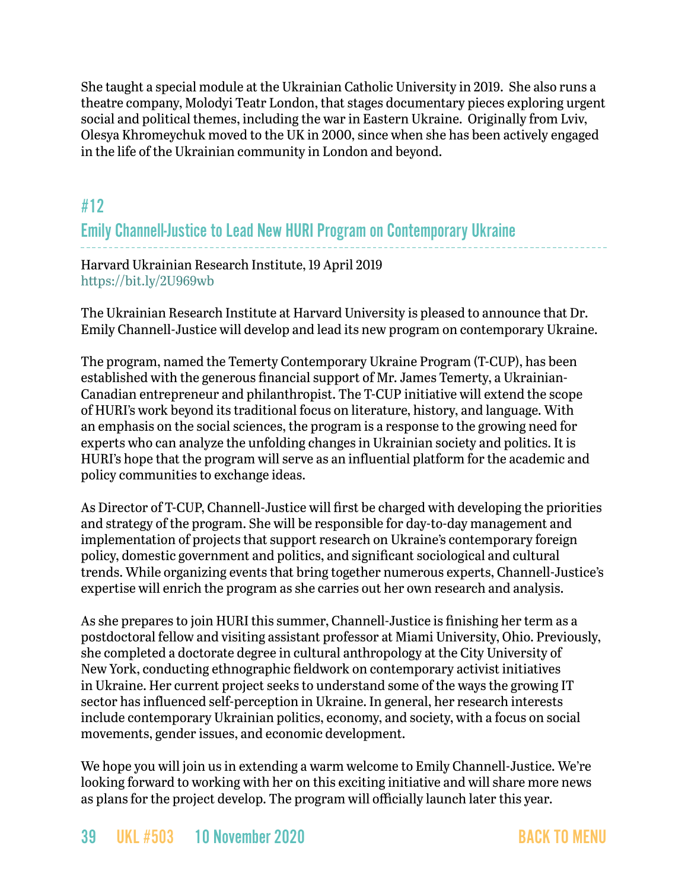She taught a special module at the Ukrainian Catholic University in 2019. She also runs a theatre company, Molodyi Teatr London, that stages documentary pieces exploring urgent social and political themes, including the war in Eastern Ukraine. Originally from Lviv, Olesya Khromeychuk moved to the UK in 2000, since when she has been actively engaged in the life of the Ukrainian community in London and beyond.

## #12

## Emily Channell-Justice to Lead New HURI Program on Contemporary Ukraine

Harvard Ukrainian Research Institute, 19 April 2019
https://bit.ly/2U969wb

The Ukrainian Research Institute at Harvard University is pleased to announce that Dr. Emily Channell-Justice will develop and lead its new program on contemporary Ukraine.

The program, named the Temerty Contemporary Ukraine Program (T-CUP), has been established with the generous financial support of Mr. James Temerty, a Ukrainian-Canadian entrepreneur and philanthropist. The T-CUP initiative will extend the scope of HURI's work beyond its traditional focus on literature, history, and language. With an emphasis on the social sciences, the program is a response to the growing need for experts who can analyze the unfolding changes in Ukrainian society and politics. It is HURI's hope that the program will serve as an influential platform for the academic and policy communities to exchange ideas.

As Director of T-CUP, Channell-Justice will first be charged with developing the priorities and strategy of the program. She will be responsible for day-to-day management and implementation of projects that support research on Ukraine's contemporary foreign policy, domestic government and politics, and significant sociological and cultural trends. While organizing events that bring together numerous experts, Channell-Justice's expertise will enrich the program as she carries out her own research and analysis.

As she prepares to join HURI this summer, Channell-Justice is finishing her term as a postdoctoral fellow and visiting assistant professor at Miami University, Ohio. Previously, she completed a doctorate degree in cultural anthropology at the City University of New York, conducting ethnographic fieldwork on contemporary activist initiatives in Ukraine. Her current project seeks to understand some of the ways the growing IT sector has influenced self-perception in Ukraine. In general, her research interests include contemporary Ukrainian politics, economy, and society, with a focus on social movements, gender issues, and economic development.

We hope you will join us in extending a warm welcome to Emily Channell-Justice. We're looking forward to working with her on this exciting initiative and will share more news as plans for the project develop. The program will officially launch later this year.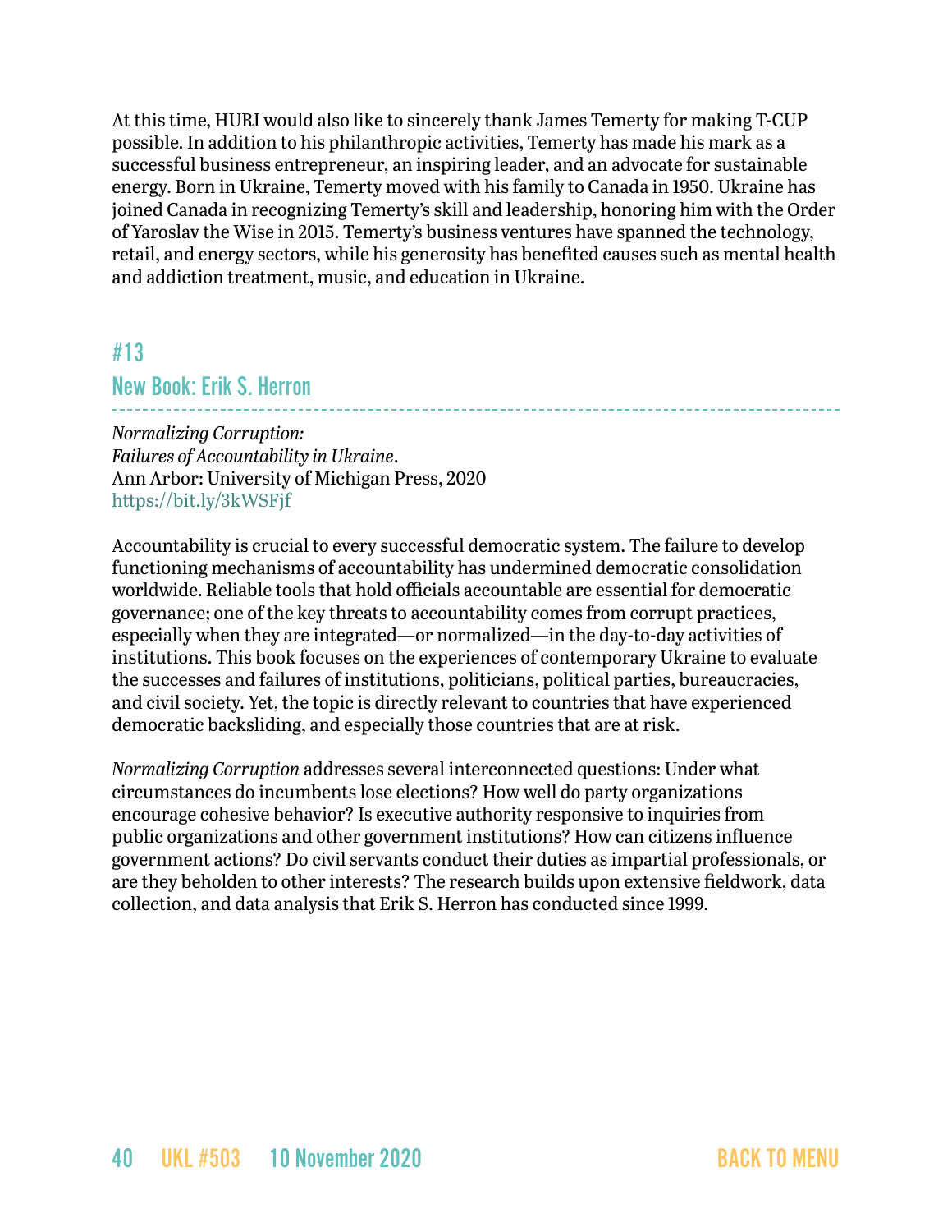At this time, HURI would also like to sincerely thank James Temerty for making T-CUP possible. In addition to his philanthropic activities, Temerty has made his mark as a successful business entrepreneur, an inspiring leader, and an advocate for sustainable energy. Born in Ukraine, Temerty moved with his family to Canada in 1950. Ukraine has joined Canada in recognizing Temerty's skill and leadership, honoring him with the Order of Yaroslav the Wise in 2015. Temerty's business ventures have spanned the technology, retail, and energy sectors, while his generosity has benefited causes such as mental health and addiction treatment, music, and education in Ukraine.

## #13
## New Book: Erik S. Herron

*Normalizing Corruption:*
*Failures of Accountability in Ukraine*.
Ann Arbor: University of Michigan Press, 2020
https://bit.ly/3kWSFjf

Accountability is crucial to every successful democratic system. The failure to develop functioning mechanisms of accountability has undermined democratic consolidation worldwide. Reliable tools that hold officials accountable are essential for democratic governance; one of the key threats to accountability comes from corrupt practices, especially when they are integrated—or normalized—in the day-to-day activities of institutions. This book focuses on the experiences of contemporary Ukraine to evaluate the successes and failures of institutions, politicians, political parties, bureaucracies, and civil society. Yet, the topic is directly relevant to countries that have experienced democratic backsliding, and especially those countries that are at risk.

*Normalizing Corruption* addresses several interconnected questions: Under what circumstances do incumbents lose elections? How well do party organizations encourage cohesive behavior? Is executive authority responsive to inquiries from public organizations and other government institutions? How can citizens influence government actions? Do civil servants conduct their duties as impartial professionals, or are they beholden to other interests? The research builds upon extensive fieldwork, data collection, and data analysis that Erik S. Herron has conducted since 1999.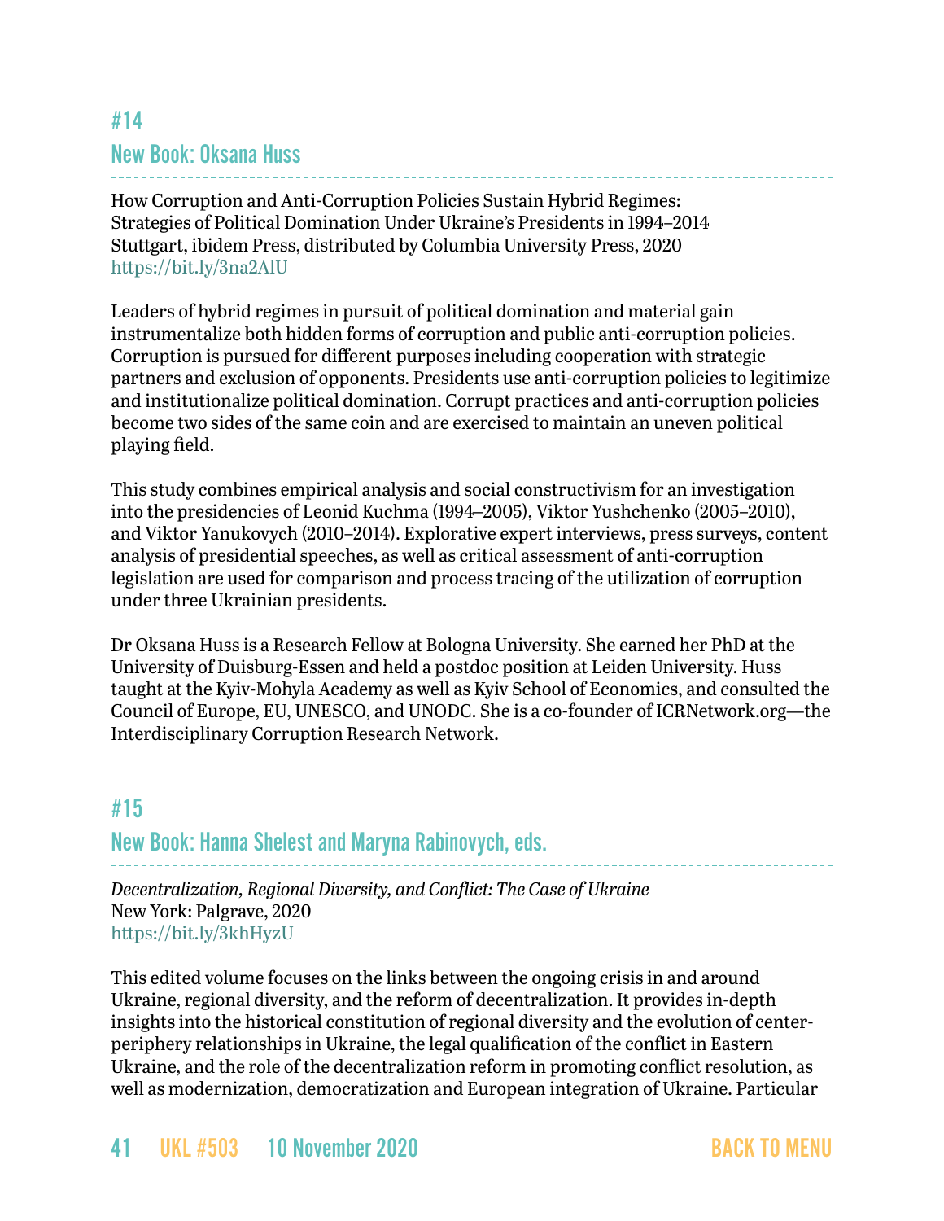## #14

## New Book: Oksana Huss

How Corruption and Anti-Corruption Policies Sustain Hybrid Regimes:
Strategies of Political Domination Under Ukraine's Presidents in 1994–2014
Stuttgart, ibidem Press, distributed by Columbia University Press, 2020
https://bit.ly/3na2AlU

Leaders of hybrid regimes in pursuit of political domination and material gain instrumentalize both hidden forms of corruption and public anti-corruption policies. Corruption is pursued for different purposes including cooperation with strategic partners and exclusion of opponents. Presidents use anti-corruption policies to legitimize and institutionalize political domination. Corrupt practices and anti-corruption policies become two sides of the same coin and are exercised to maintain an uneven political playing field.

This study combines empirical analysis and social constructivism for an investigation into the presidencies of Leonid Kuchma (1994–2005), Viktor Yushchenko (2005–2010), and Viktor Yanukovych (2010–2014). Explorative expert interviews, press surveys, content analysis of presidential speeches, as well as critical assessment of anti-corruption legislation are used for comparison and process tracing of the utilization of corruption under three Ukrainian presidents.

Dr Oksana Huss is a Research Fellow at Bologna University. She earned her PhD at the University of Duisburg-Essen and held a postdoc position at Leiden University. Huss taught at the Kyiv-Mohyla Academy as well as Kyiv School of Economics, and consulted the Council of Europe, EU, UNESCO, and UNODC. She is a co-founder of ICRNetwork.org—the Interdisciplinary Corruption Research Network.

## #15

## New Book: Hanna Shelest and Maryna Rabinovych, eds.

*Decentralization, Regional Diversity, and Conflict: The Case of Ukraine*
New York: Palgrave, 2020
https://bit.ly/3khHyzU

This edited volume focuses on the links between the ongoing crisis in and around Ukraine, regional diversity, and the reform of decentralization. It provides in-depth insights into the historical constitution of regional diversity and the evolution of center-periphery relationships in Ukraine, the legal qualification of the conflict in Eastern Ukraine, and the role of the decentralization reform in promoting conflict resolution, as well as modernization, democratization and European integration of Ukraine. Particular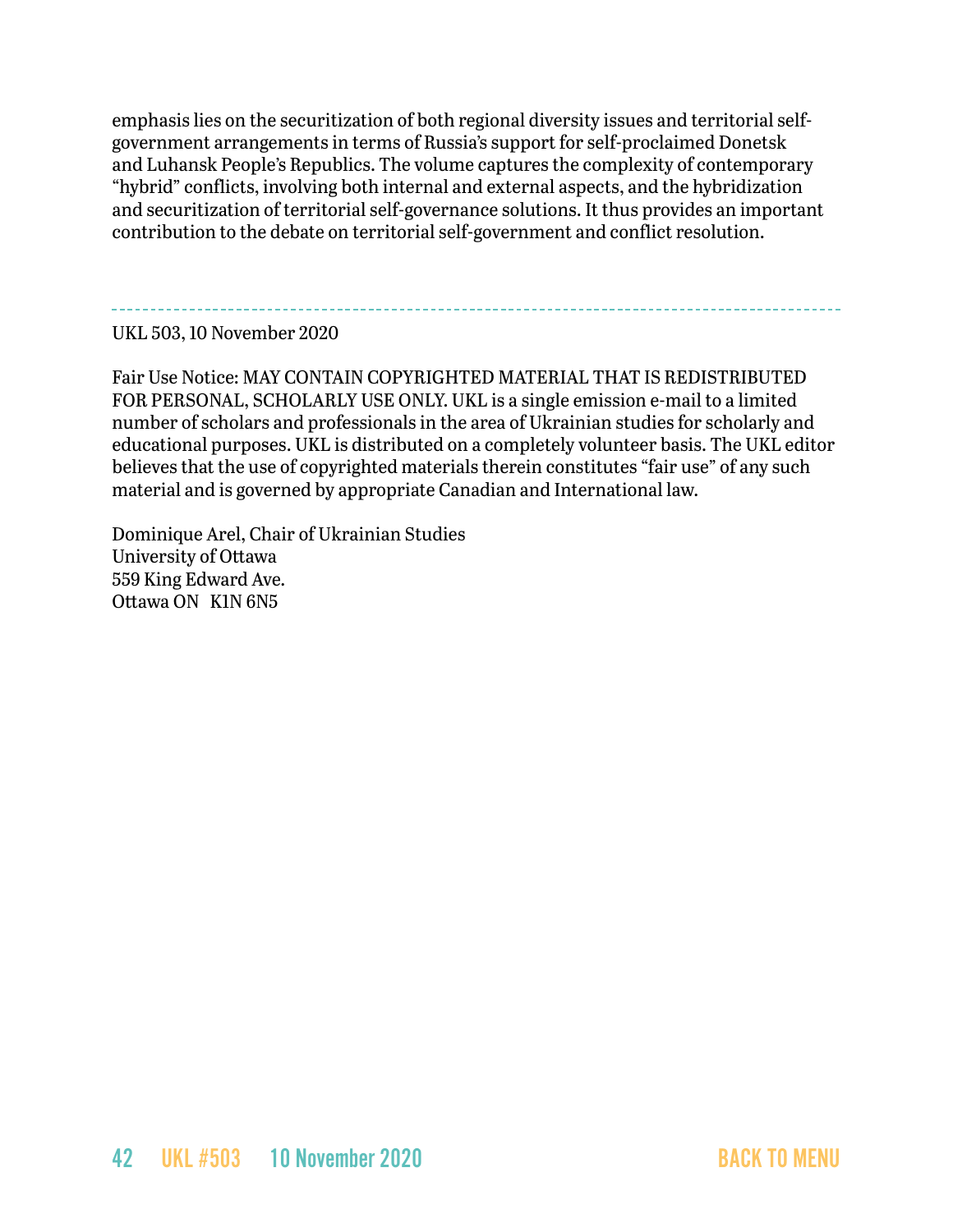emphasis lies on the securitization of both regional diversity issues and territorial self-government arrangements in terms of Russia's support for self-proclaimed Donetsk and Luhansk People's Republics. The volume captures the complexity of contemporary "hybrid" conflicts, involving both internal and external aspects, and the hybridization and securitization of territorial self-governance solutions. It thus provides an important contribution to the debate on territorial self-government and conflict resolution.

---

UKL 503, 10 November 2020

Fair Use Notice: MAY CONTAIN COPYRIGHTED MATERIAL THAT IS REDISTRIBUTED FOR PERSONAL, SCHOLARLY USE ONLY. UKL is a single emission e-mail to a limited number of scholars and professionals in the area of Ukrainian studies for scholarly and educational purposes. UKL is distributed on a completely volunteer basis. The UKL editor believes that the use of copyrighted materials therein constitutes "fair use" of any such material and is governed by appropriate Canadian and International law.

Dominique Arel, Chair of Ukrainian Studies
University of Ottawa
559 King Edward Ave.
Ottawa ON K1N 6N5